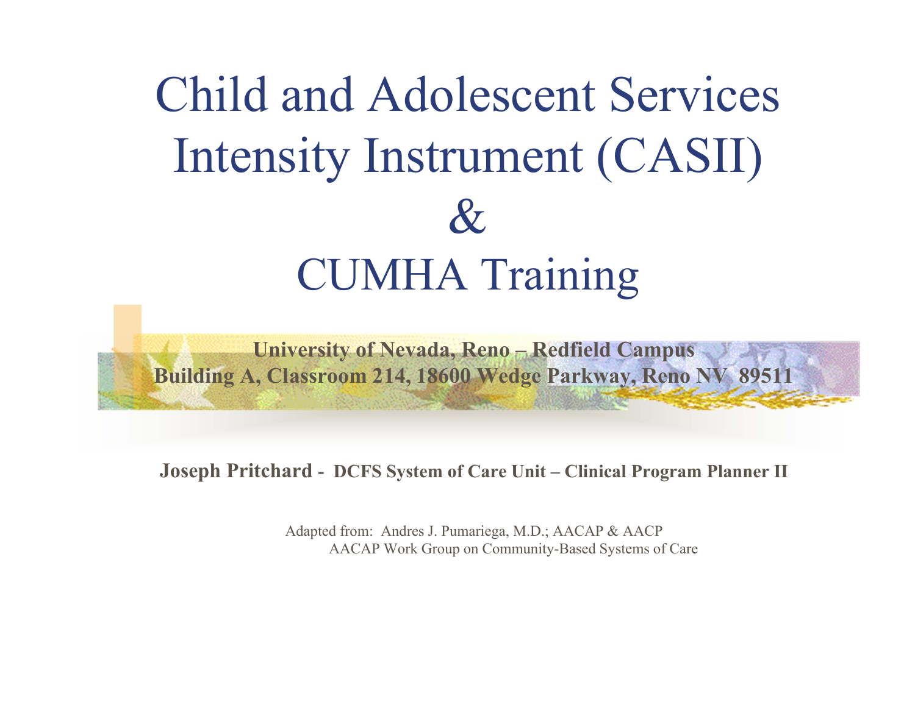# Child and Adolescent Services Intensity Instrument (CASII) & CUMHA Training

**University of Nevada, Reno – Redfield Campus**
**Building A, Classroom 214, 18600 Wedge Parkway, Reno NV 89511**

**Joseph Pritchard - DCFS System of Care Unit – Clinical Program Planner II**

Adapted from: Andres J. Pumariega, M.D.; AACAP & AACP
AACAP Work Group on Community-Based Systems of Care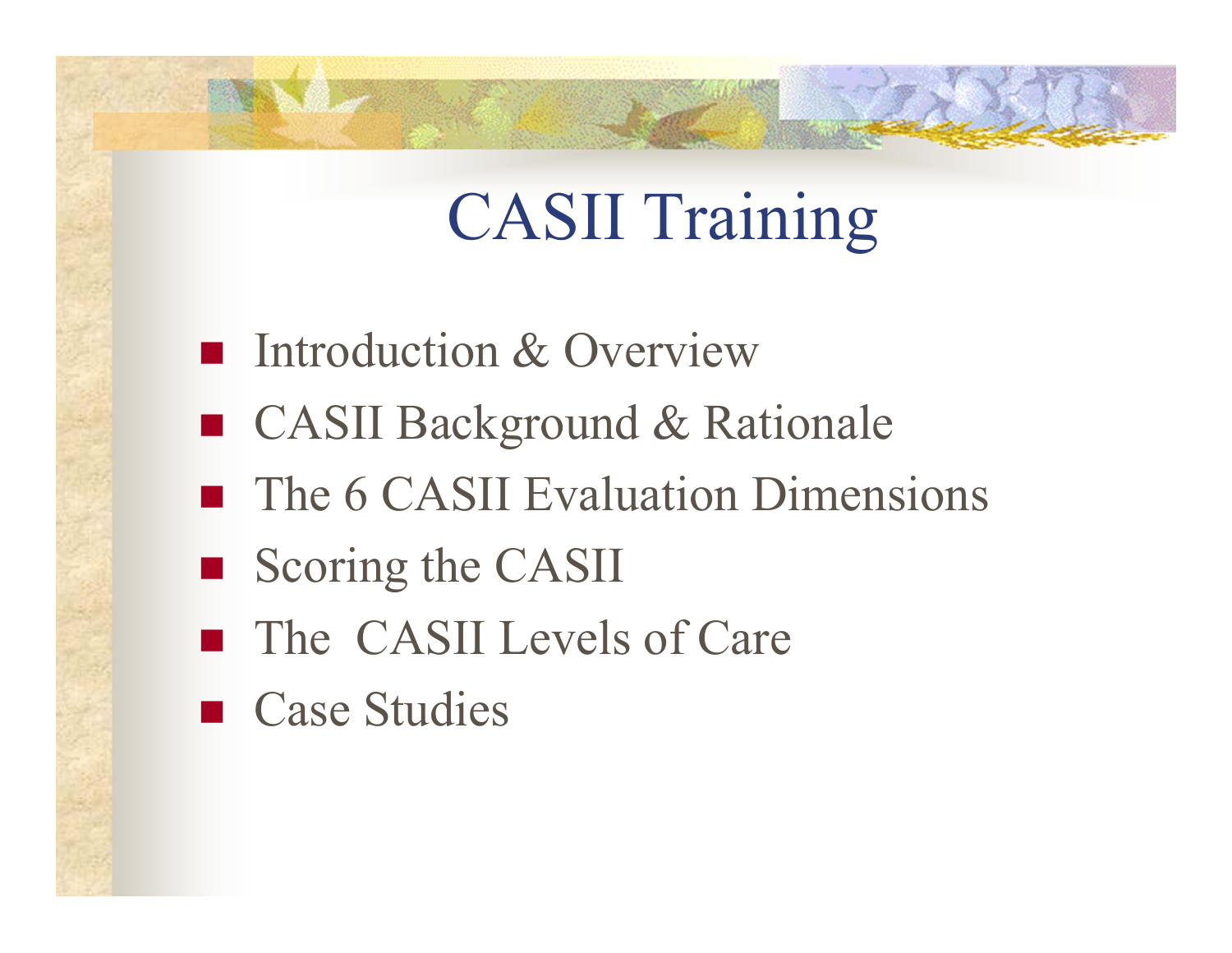# CASII Training

- Introduction & Overview
- CASII Background & Rationale
- The 6 CASII Evaluation Dimensions
- Scoring the CASII
- The CASII Levels of Care
- Case Studies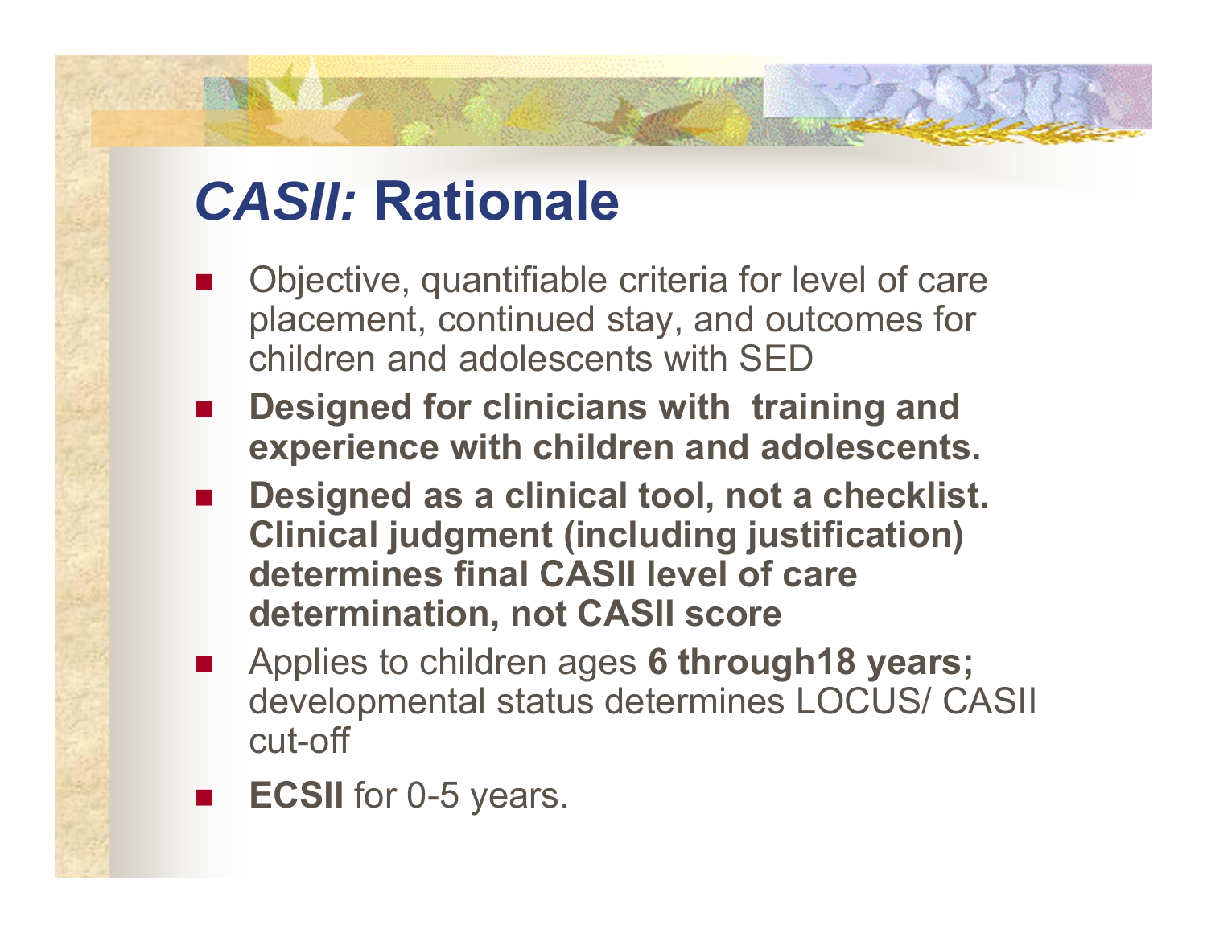# *CASII:* Rationale

- Objective, quantifiable criteria for level of care placement, continued stay, and outcomes for children and adolescents with SED
- **Designed for clinicians with training and experience with children and adolescents.**
- **Designed as a clinical tool, not a checklist. Clinical judgment (including justification) determines final CASII level of care determination, not CASII score**
- Applies to children ages **6 through18 years;** developmental status determines LOCUS/ CASII cut-off
- **ECSII** for 0-5 years.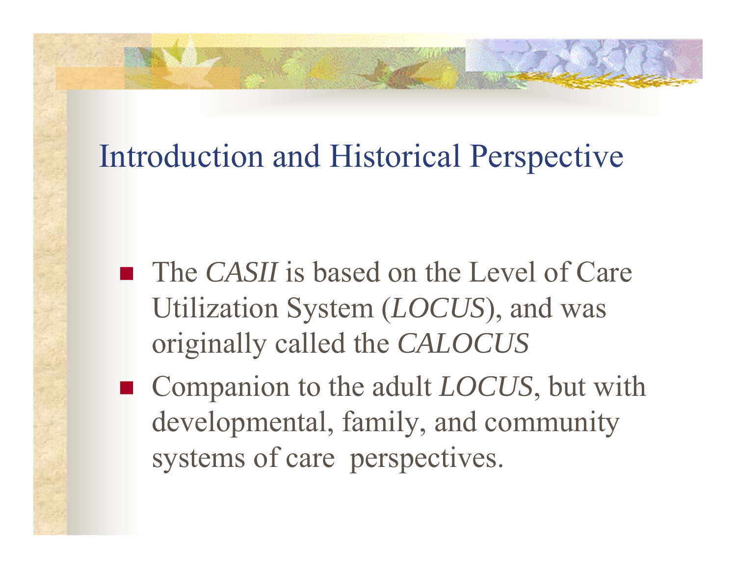# Introduction and Historical Perspective

- The *CASII* is based on the Level of Care Utilization System (*LOCUS*), and was originally called the *CALOCUS*
- Companion to the adult *LOCUS*, but with developmental, family, and community systems of care perspectives.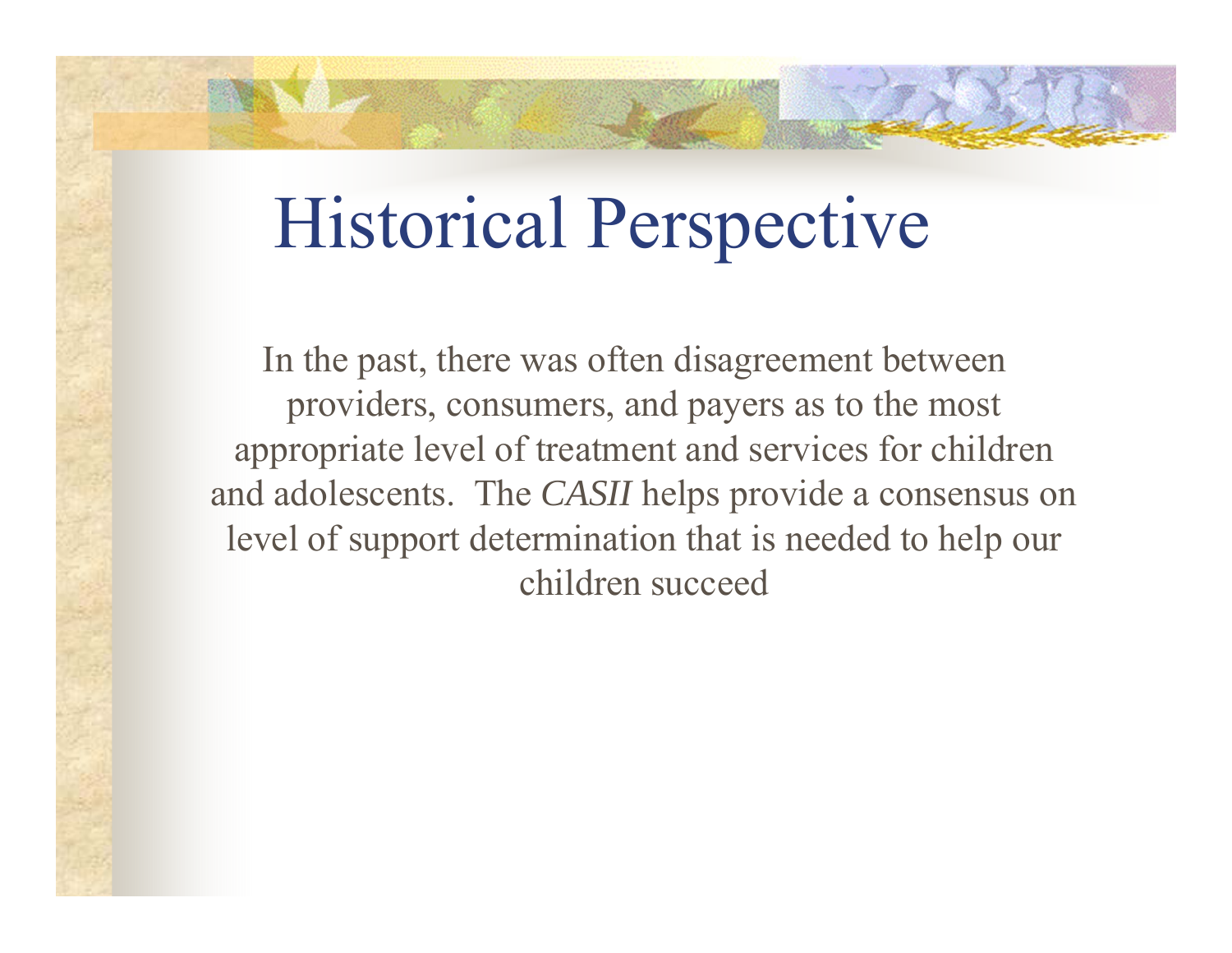# Historical Perspective

In the past, there was often disagreement between providers, consumers, and payers as to the most appropriate level of treatment and services for children and adolescents. The *CASII* helps provide a consensus on level of support determination that is needed to help our children succeed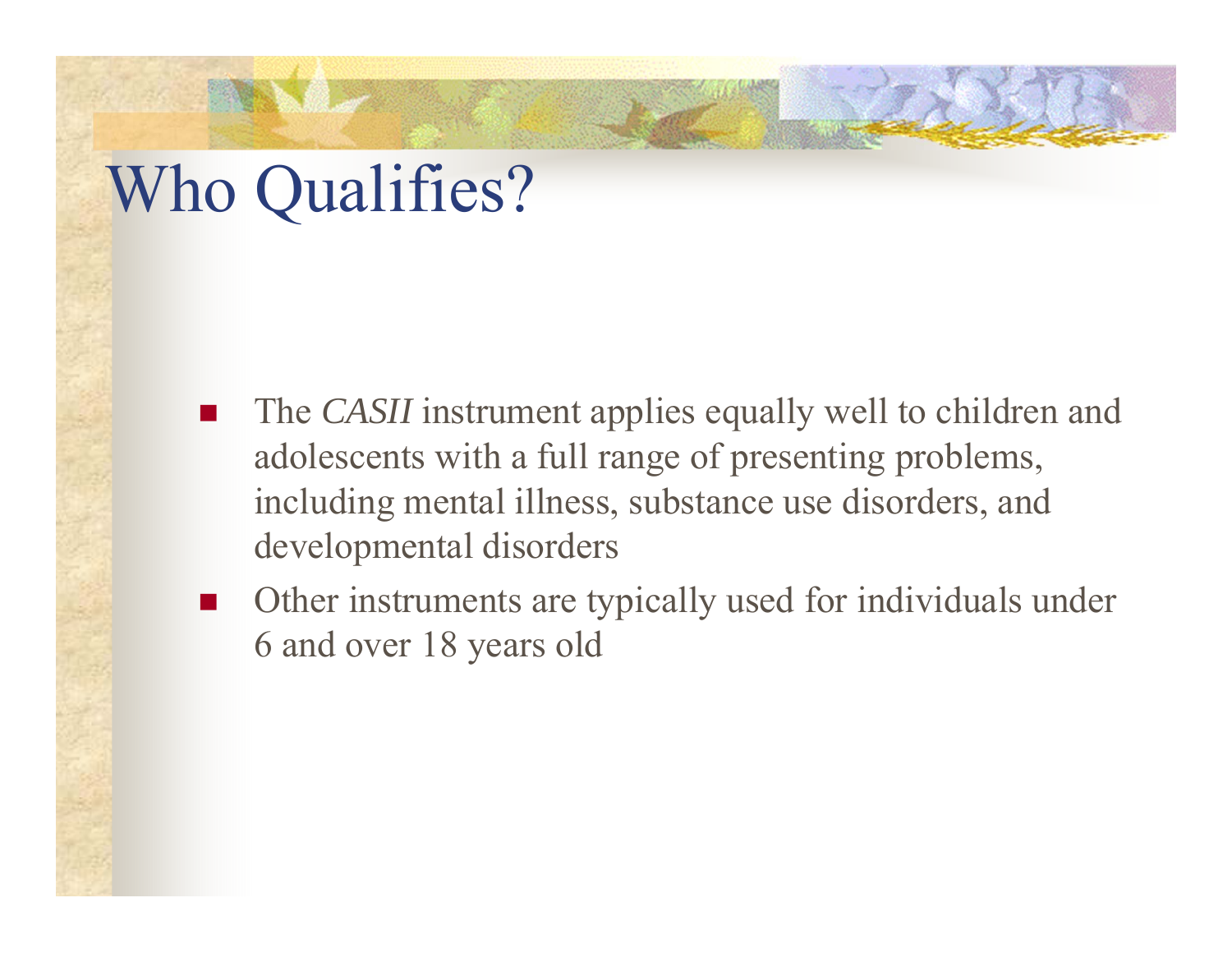# Who Qualifies?

- The *CASII* instrument applies equally well to children and adolescents with a full range of presenting problems, including mental illness, substance use disorders, and developmental disorders
- Other instruments are typically used for individuals under 6 and over 18 years old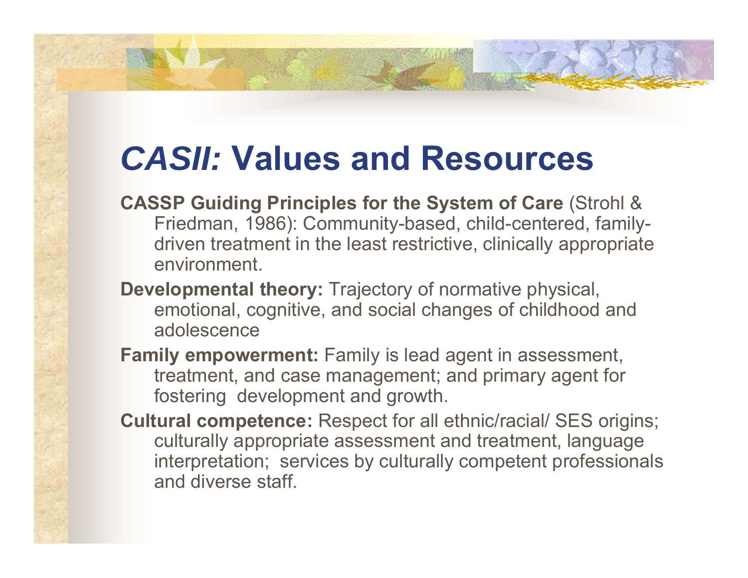# *CASII:* Values and Resources

**CASSP Guiding Principles for the System of Care** (Strohl & Friedman, 1986): Community-based, child-centered, family-driven treatment in the least restrictive, clinically appropriate environment.

**Developmental theory:** Trajectory of normative physical, emotional, cognitive, and social changes of childhood and adolescence

**Family empowerment:** Family is lead agent in assessment, treatment, and case management; and primary agent for fostering development and growth.

**Cultural competence:** Respect for all ethnic/racial/ SES origins; culturally appropriate assessment and treatment, language interpretation; services by culturally competent professionals and diverse staff.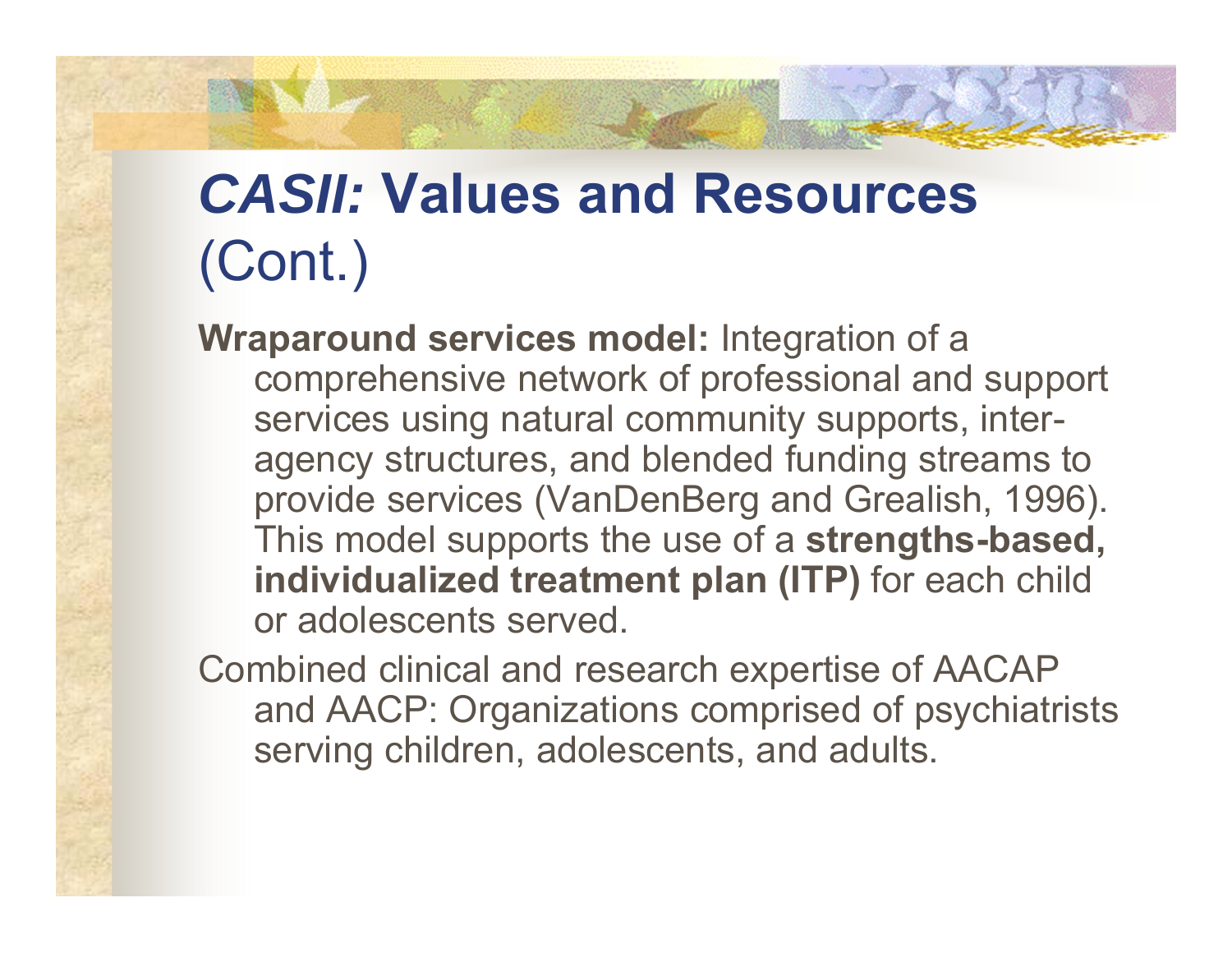# *CASII:* Values and Resources (Cont.)

**Wraparound services model:** Integration of a comprehensive network of professional and support services using natural community supports, inter-agency structures, and blended funding streams to provide services (VanDenBerg and Grealish, 1996). This model supports the use of a **strengths-based, individualized treatment plan (ITP)** for each child or adolescents served.

Combined clinical and research expertise of AACAP and AACP: Organizations comprised of psychiatrists serving children, adolescents, and adults.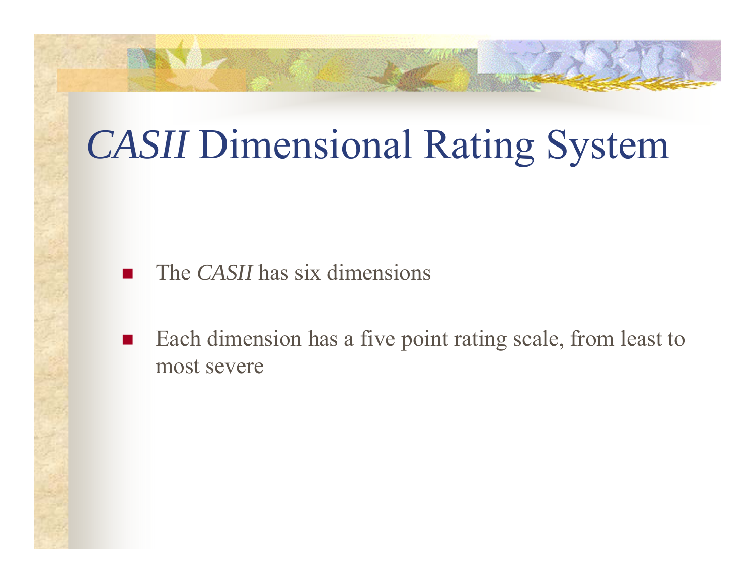# *CASII* Dimensional Rating System

- The *CASII* has six dimensions
- Each dimension has a five point rating scale, from least to most severe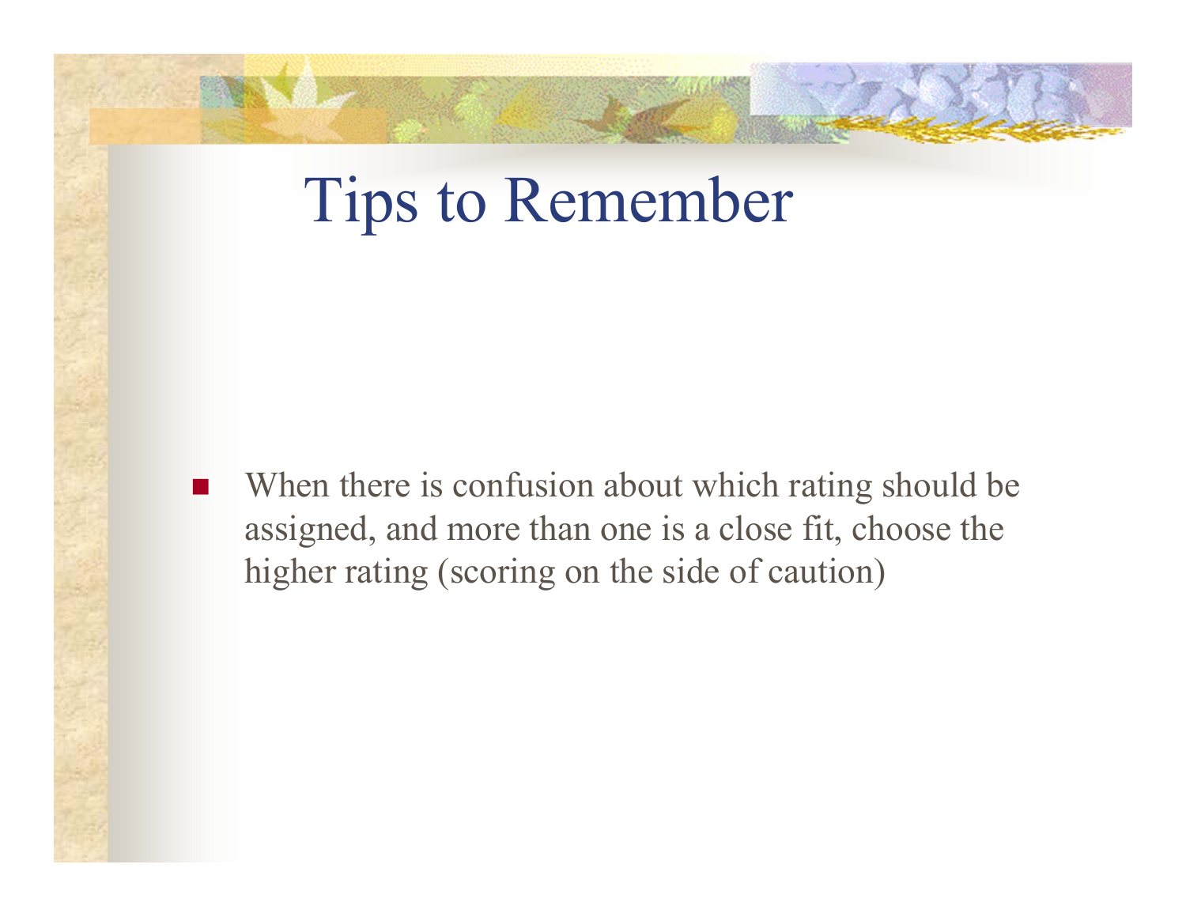# Tips to Remember

- When there is confusion about which rating should be assigned, and more than one is a close fit, choose the higher rating (scoring on the side of caution)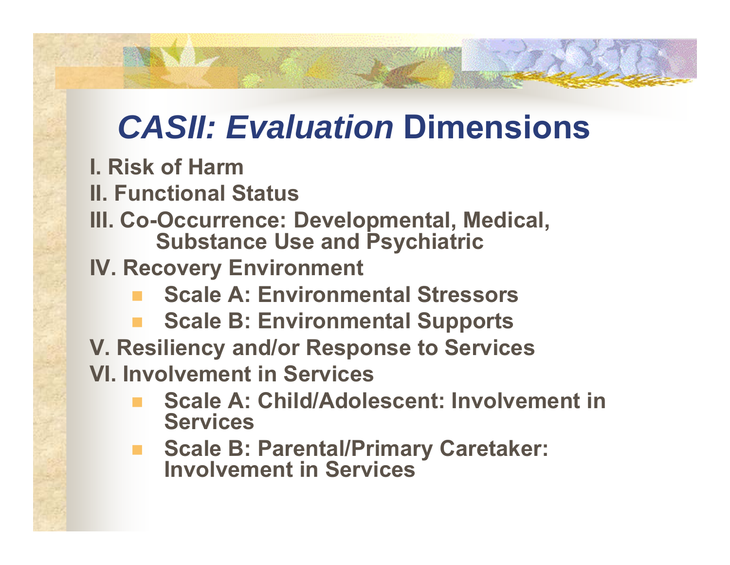# *CASII: Evaluation* Dimensions

**I. Risk of Harm**

**II. Functional Status**

**III. Co-Occurrence: Developmental, Medical, Substance Use and Psychiatric**

**IV. Recovery Environment**

- **Scale A: Environmental Stressors**
- **Scale B: Environmental Supports**

**V. Resiliency and/or Response to Services**

**VI. Involvement in Services**

- **Scale A: Child/Adolescent: Involvement in Services**
- **Scale B: Parental/Primary Caretaker: Involvement in Services**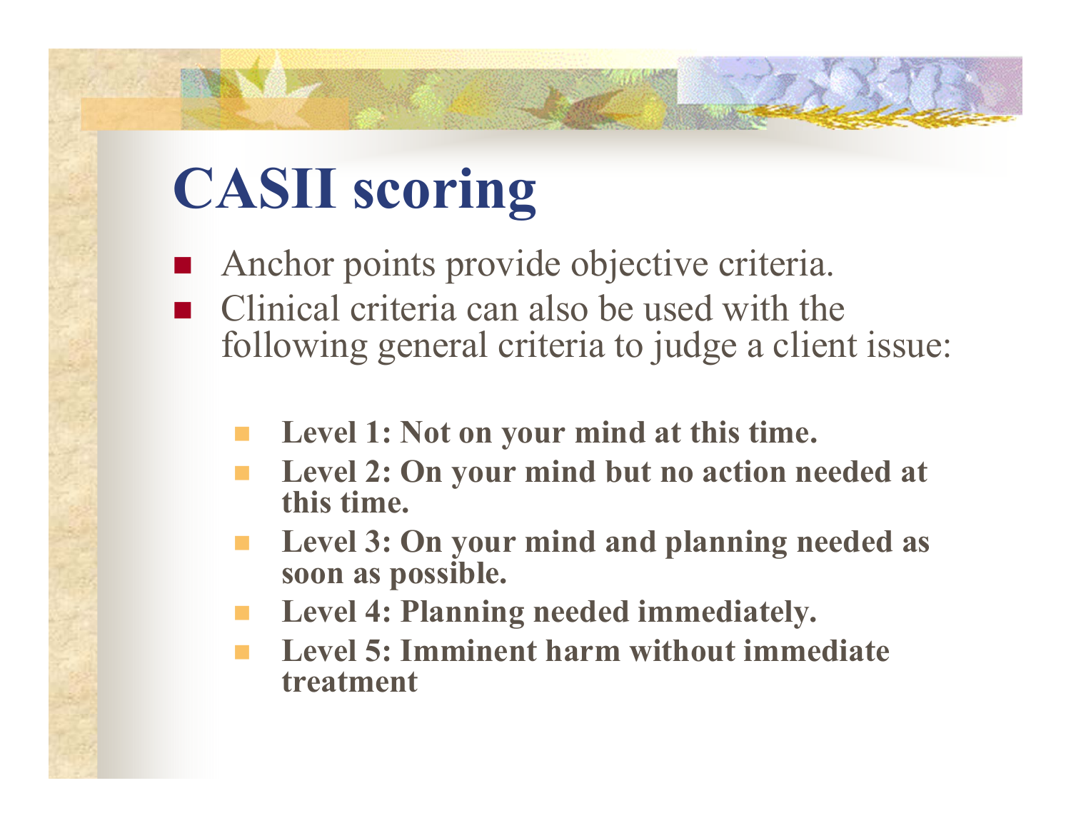# CASII scoring

- Anchor points provide objective criteria.
- Clinical criteria can also be used with the following general criteria to judge a client issue:
  - **Level 1: Not on your mind at this time.**
  - **Level 2: On your mind but no action needed at this time.**
  - **Level 3: On your mind and planning needed as soon as possible.**
  - **Level 4: Planning needed immediately.**
  - **Level 5: Imminent harm without immediate treatment**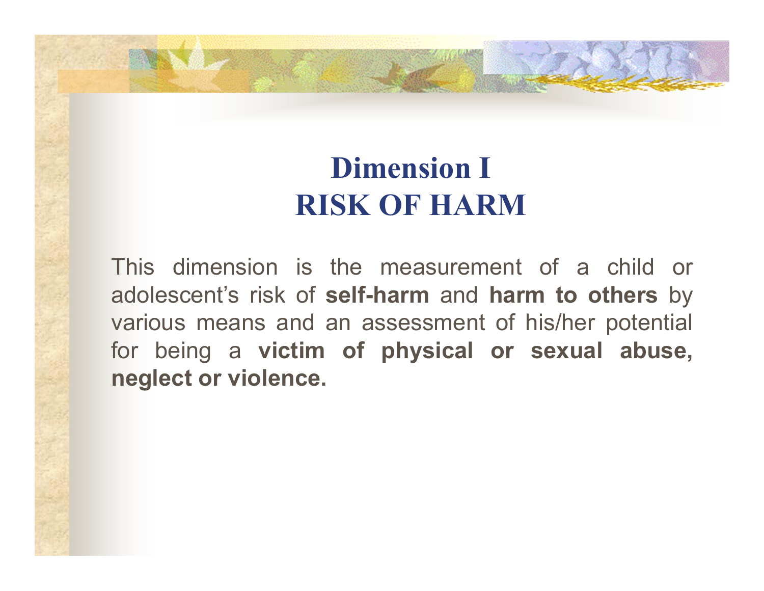# Dimension I
# RISK OF HARM

This dimension is the measurement of a child or adolescent's risk of **self-harm** and **harm to others** by various means and an assessment of his/her potential for being a **victim of physical or sexual abuse, neglect or violence.**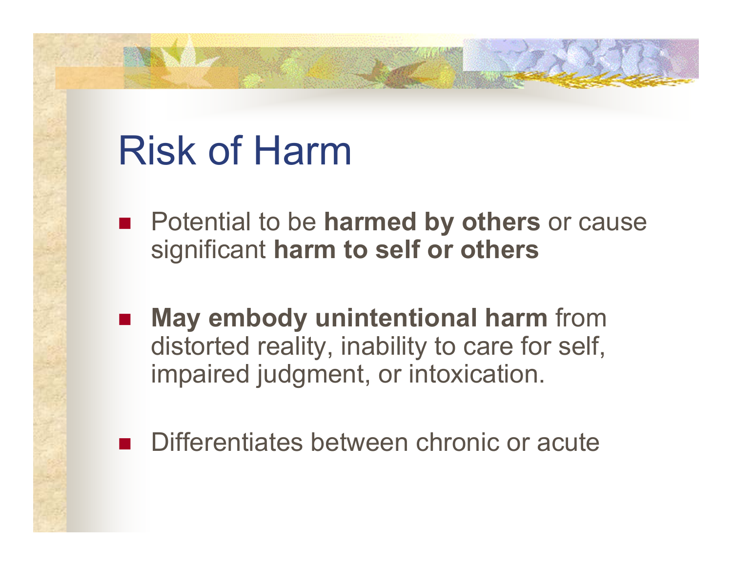# Risk of Harm

- Potential to be **harmed by others** or cause significant **harm to self or others**
- **May embody unintentional harm** from distorted reality, inability to care for self, impaired judgment, or intoxication.
- Differentiates between chronic or acute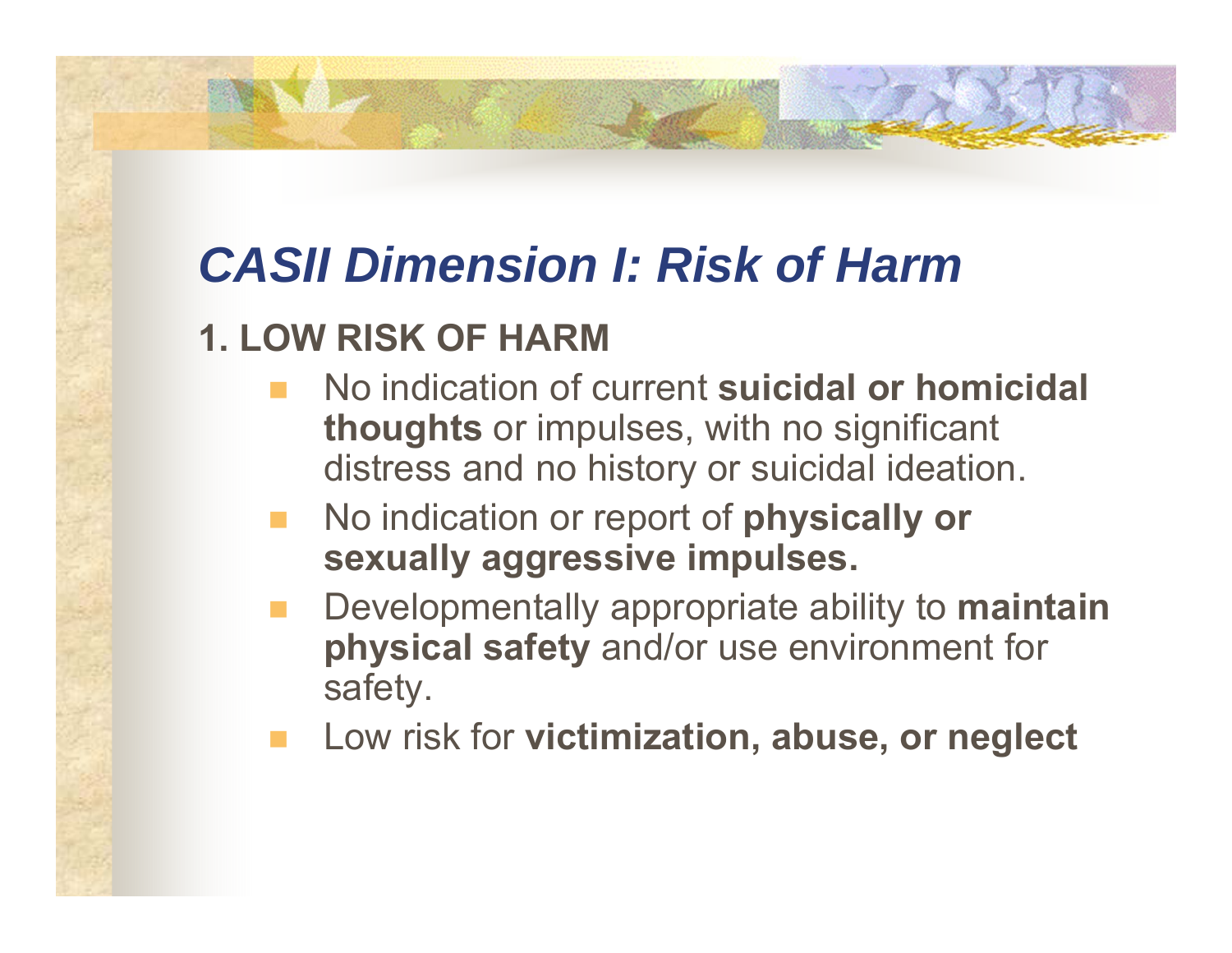# *CASII Dimension I: Risk of Harm*

## 1. LOW RISK OF HARM

- No indication of current **suicidal or homicidal thoughts** or impulses, with no significant distress and no history or suicidal ideation.
- No indication or report of **physically or sexually aggressive impulses.**
- Developmentally appropriate ability to **maintain physical safety** and/or use environment for safety.
- Low risk for **victimization, abuse, or neglect**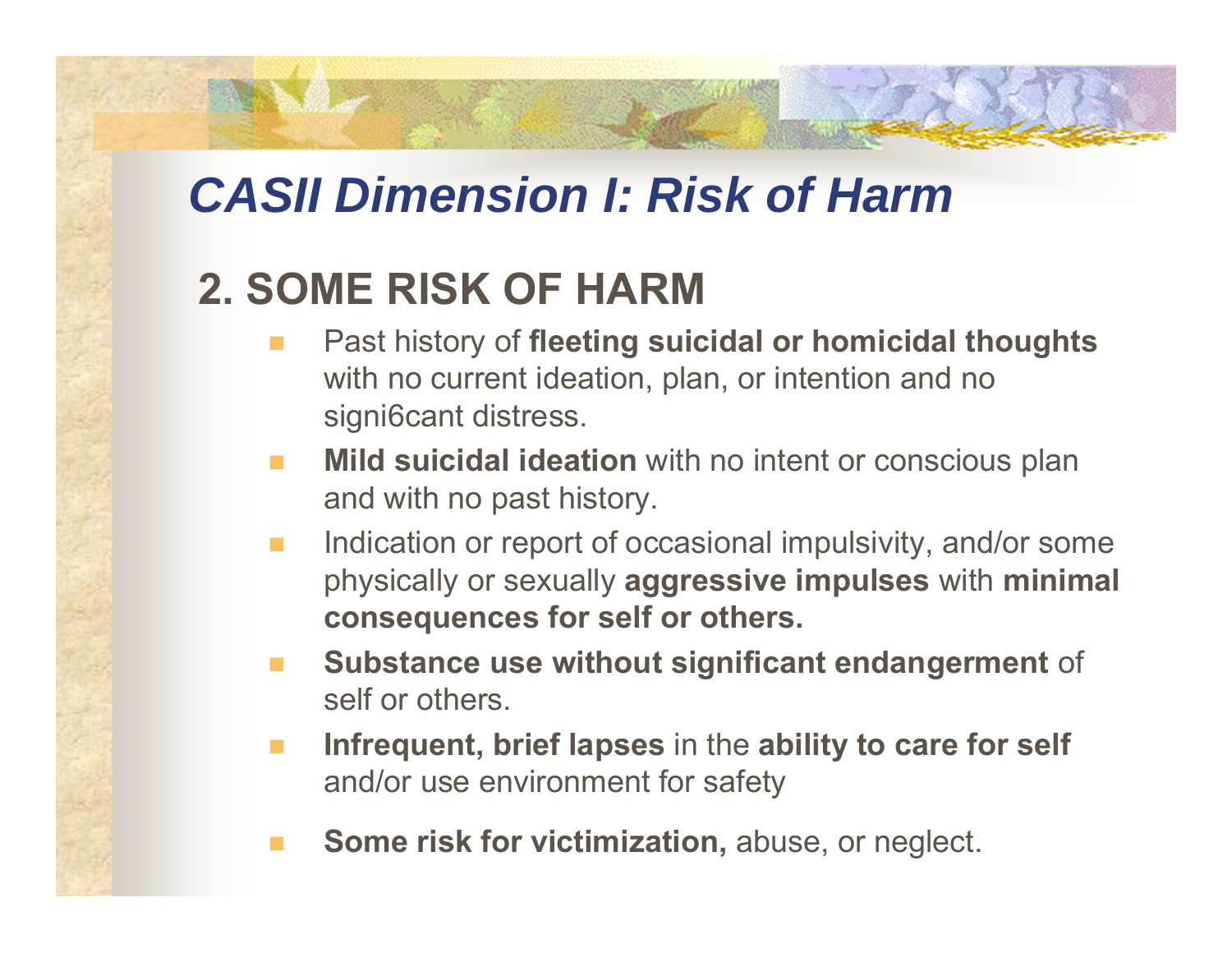# *CASII Dimension I: Risk of Harm*

## 2. SOME RISK OF HARM

- Past history of **fleeting suicidal or homicidal thoughts** with no current ideation, plan, or intention and no signi6cant distress.
- **Mild suicidal ideation** with no intent or conscious plan and with no past history.
- Indication or report of occasional impulsivity, and/or some physically or sexually **aggressive impulses** with **minimal consequences for self or others.**
- **Substance use without significant endangerment** of self or others.
- **Infrequent, brief lapses** in the **ability to care for self** and/or use environment for safety
- **Some risk for victimization,** abuse, or neglect.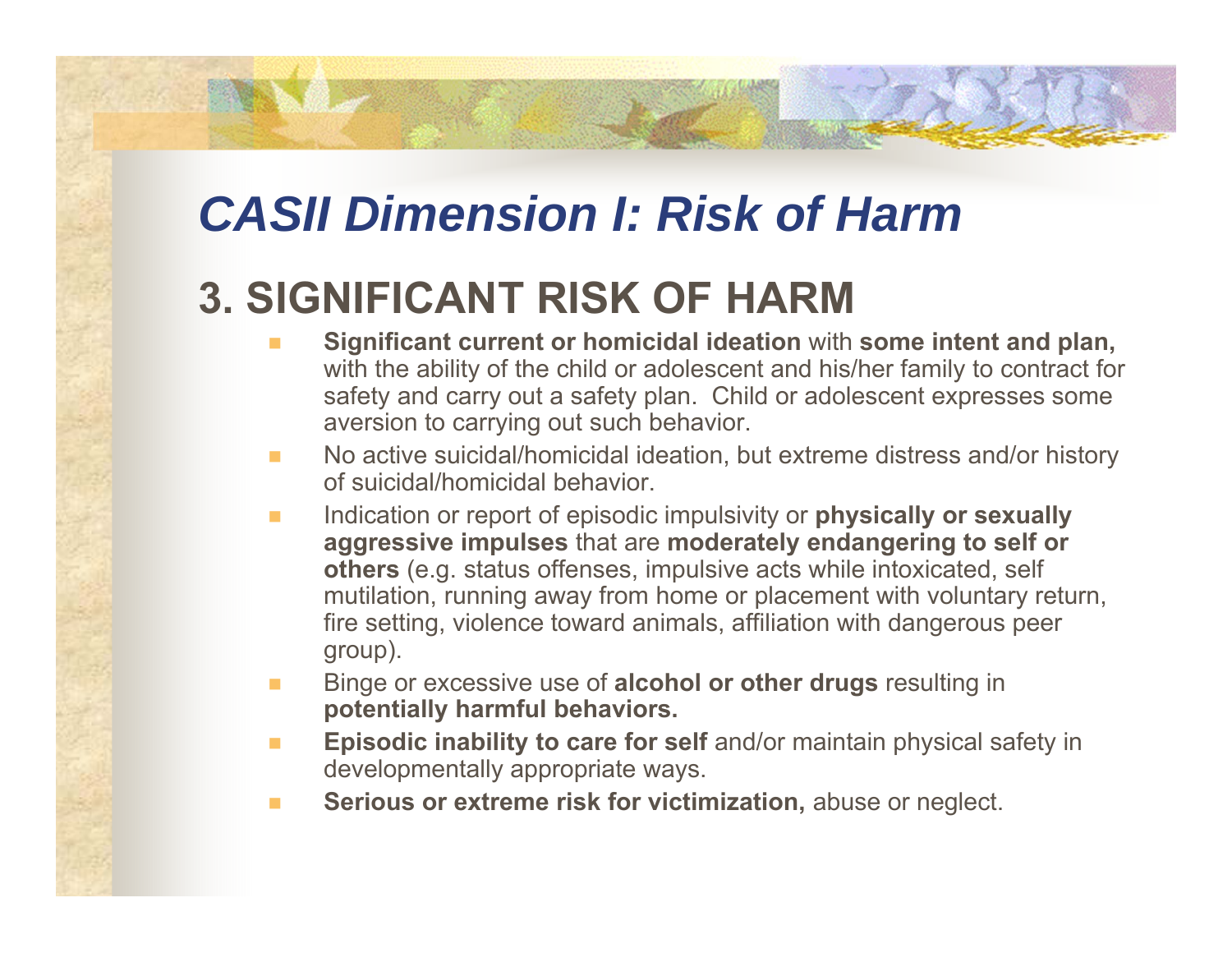# *CASII Dimension I: Risk of Harm*

## 3. SIGNIFICANT RISK OF HARM

- **Significant current or homicidal ideation** with **some intent and plan,** with the ability of the child or adolescent and his/her family to contract for safety and carry out a safety plan. Child or adolescent expresses some aversion to carrying out such behavior.
- No active suicidal/homicidal ideation, but extreme distress and/or history of suicidal/homicidal behavior.
- Indication or report of episodic impulsivity or **physically or sexually aggressive impulses** that are **moderately endangering to self or others** (e.g. status offenses, impulsive acts while intoxicated, self mutilation, running away from home or placement with voluntary return, fire setting, violence toward animals, affiliation with dangerous peer group).
- Binge or excessive use of **alcohol or other drugs** resulting in **potentially harmful behaviors.**
- **Episodic inability to care for self** and/or maintain physical safety in developmentally appropriate ways.
- **Serious or extreme risk for victimization,** abuse or neglect.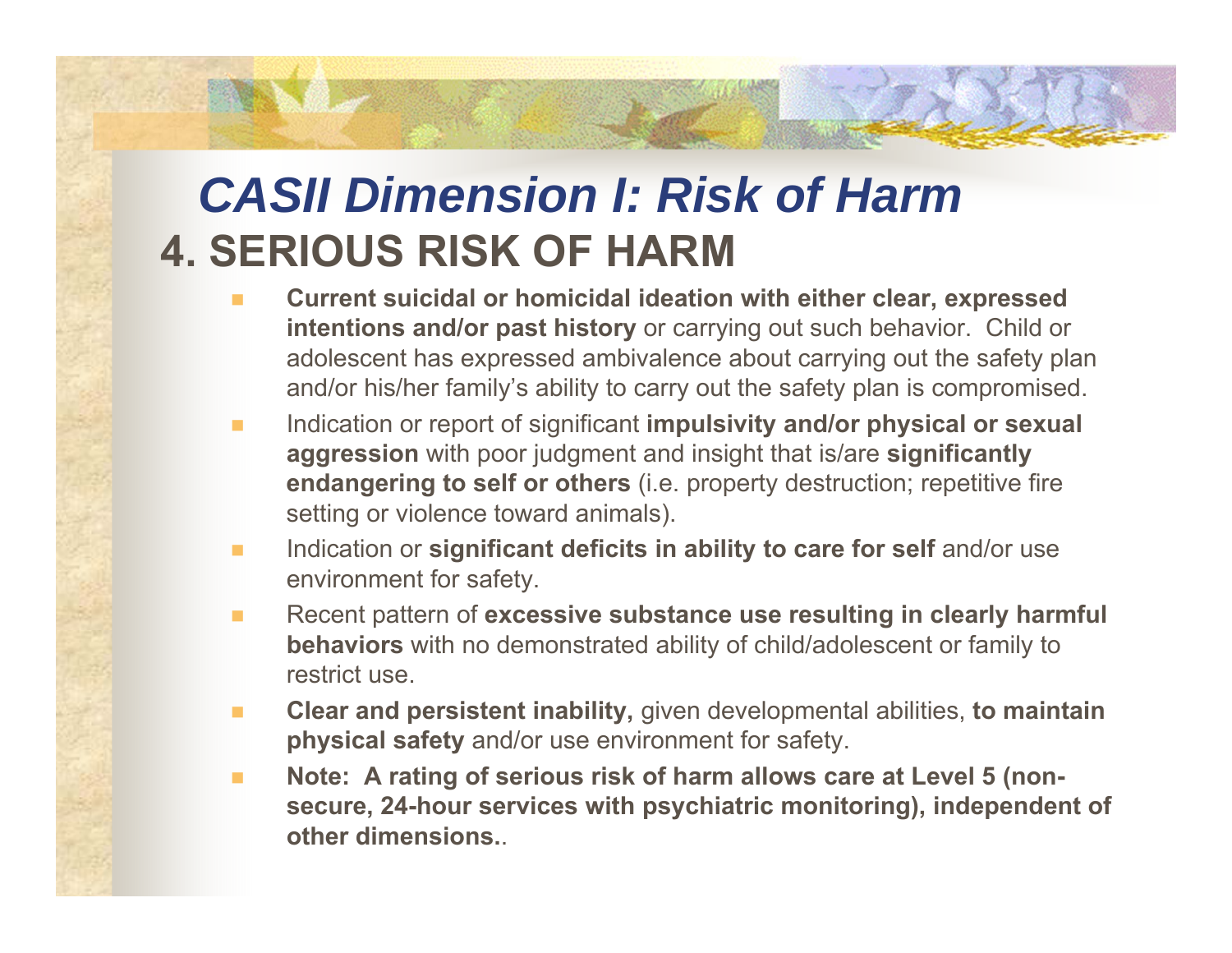# *CASII Dimension I: Risk of Harm*

## 4. SERIOUS RISK OF HARM

- **Current suicidal or homicidal ideation with either clear, expressed intentions and/or past history** or carrying out such behavior. Child or adolescent has expressed ambivalence about carrying out the safety plan and/or his/her family's ability to carry out the safety plan is compromised.
- Indication or report of significant **impulsivity and/or physical or sexual aggression** with poor judgment and insight that is/are **significantly endangering to self or others** (i.e. property destruction; repetitive fire setting or violence toward animals).
- Indication or **significant deficits in ability to care for self** and/or use environment for safety.
- Recent pattern of **excessive substance use resulting in clearly harmful behaviors** with no demonstrated ability of child/adolescent or family to restrict use.
- **Clear and persistent inability,** given developmental abilities, **to maintain physical safety** and/or use environment for safety.
- **Note: A rating of serious risk of harm allows care at Level 5 (non-secure, 24-hour services with psychiatric monitoring), independent of other dimensions.**.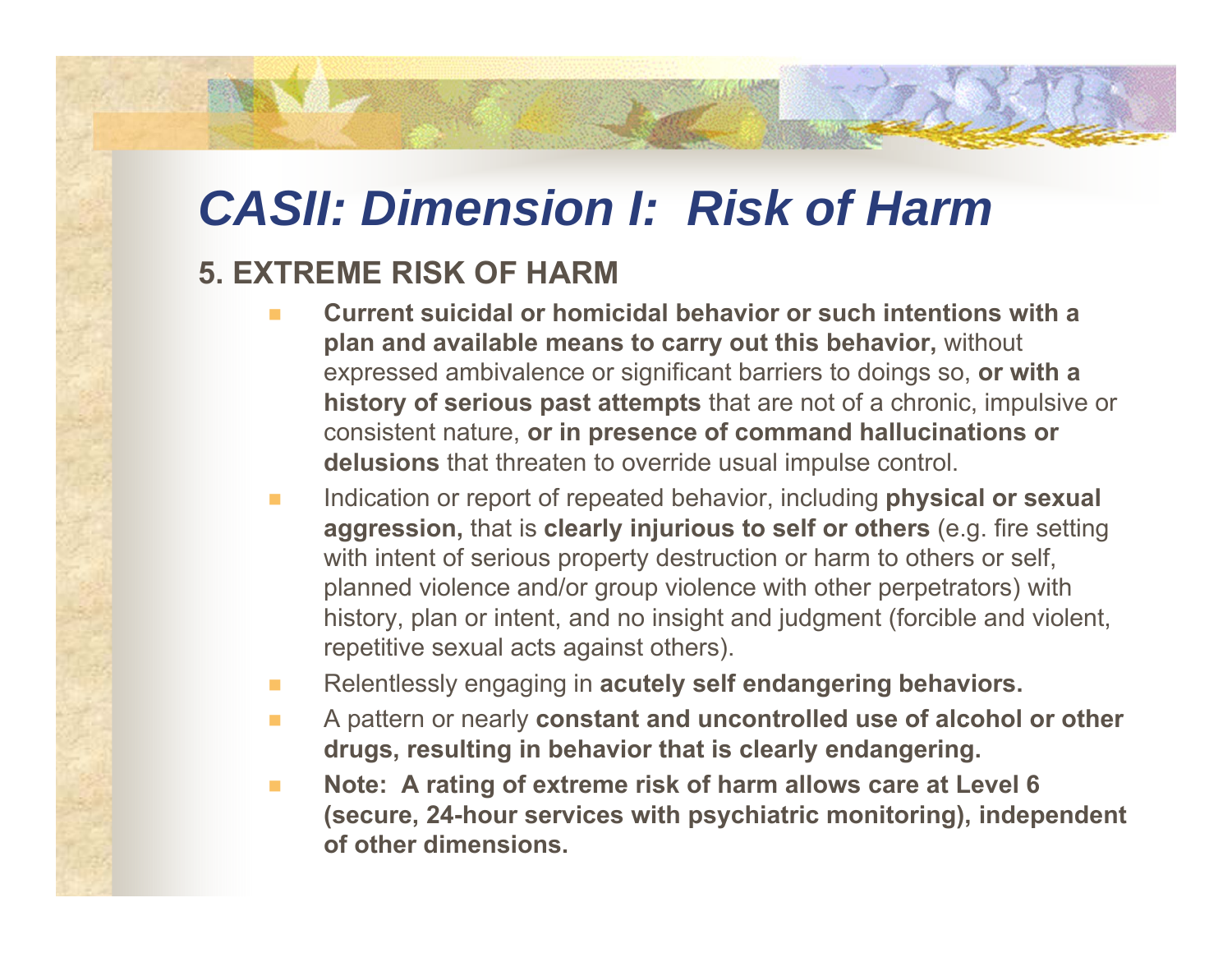# CASII: Dimension I: Risk of Harm

## 5. EXTREME RISK OF HARM

- **Current suicidal or homicidal behavior or such intentions with a plan and available means to carry out this behavior,** without expressed ambivalence or significant barriers to doings so, **or with a history of serious past attempts** that are not of a chronic, impulsive or consistent nature, **or in presence of command hallucinations or delusions** that threaten to override usual impulse control.
- Indication or report of repeated behavior, including **physical or sexual aggression,** that is **clearly injurious to self or others** (e.g. fire setting with intent of serious property destruction or harm to others or self, planned violence and/or group violence with other perpetrators) with history, plan or intent, and no insight and judgment (forcible and violent, repetitive sexual acts against others).
- Relentlessly engaging in **acutely self endangering behaviors.**
- A pattern or nearly **constant and uncontrolled use of alcohol or other drugs, resulting in behavior that is clearly endangering.**
- **Note: A rating of extreme risk of harm allows care at Level 6 (secure, 24-hour services with psychiatric monitoring), independent of other dimensions.**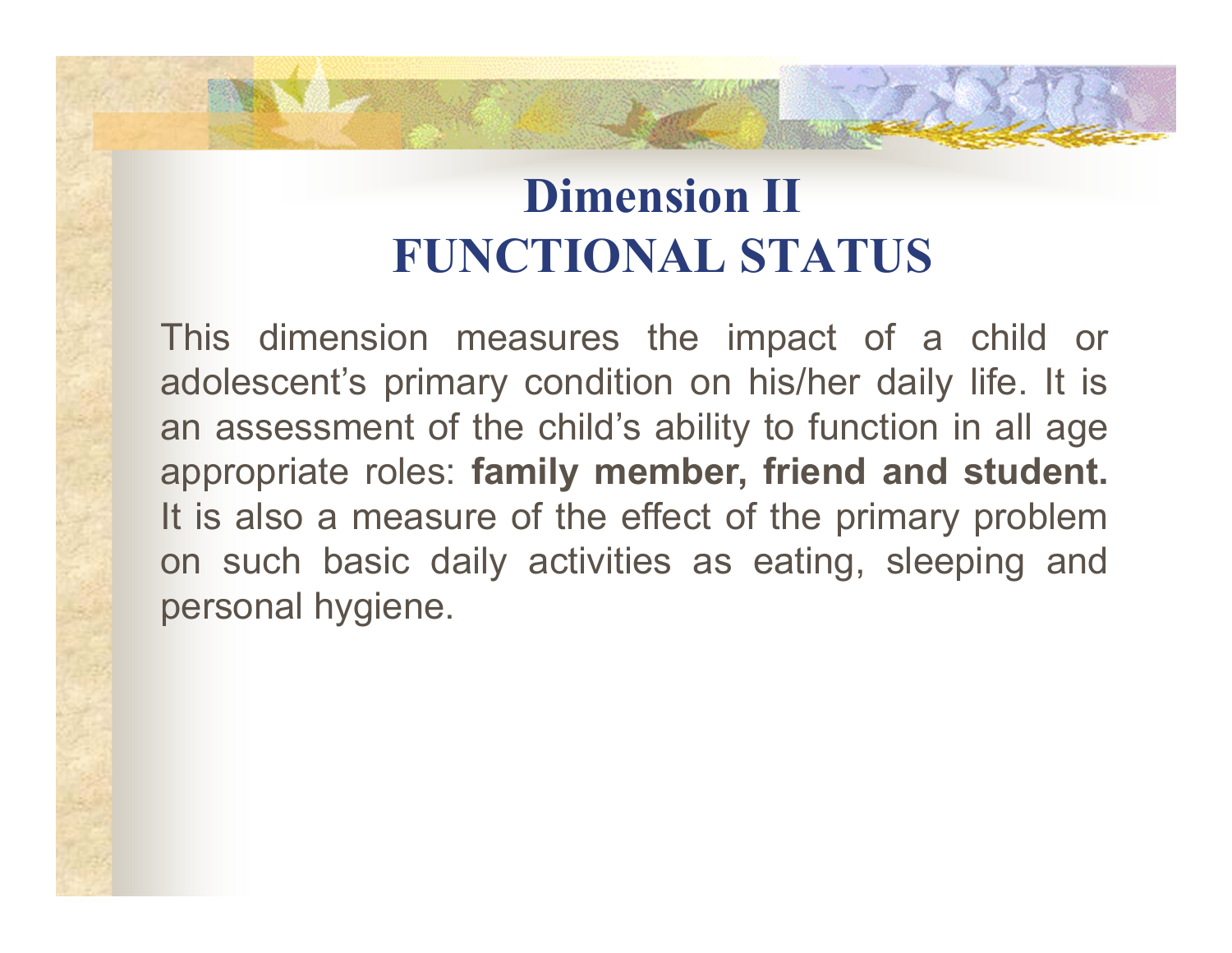# Dimension II
# FUNCTIONAL STATUS

This dimension measures the impact of a child or adolescent's primary condition on his/her daily life. It is an assessment of the child's ability to function in all age appropriate roles: **family member, friend and student.** It is also a measure of the effect of the primary problem on such basic daily activities as eating, sleeping and personal hygiene.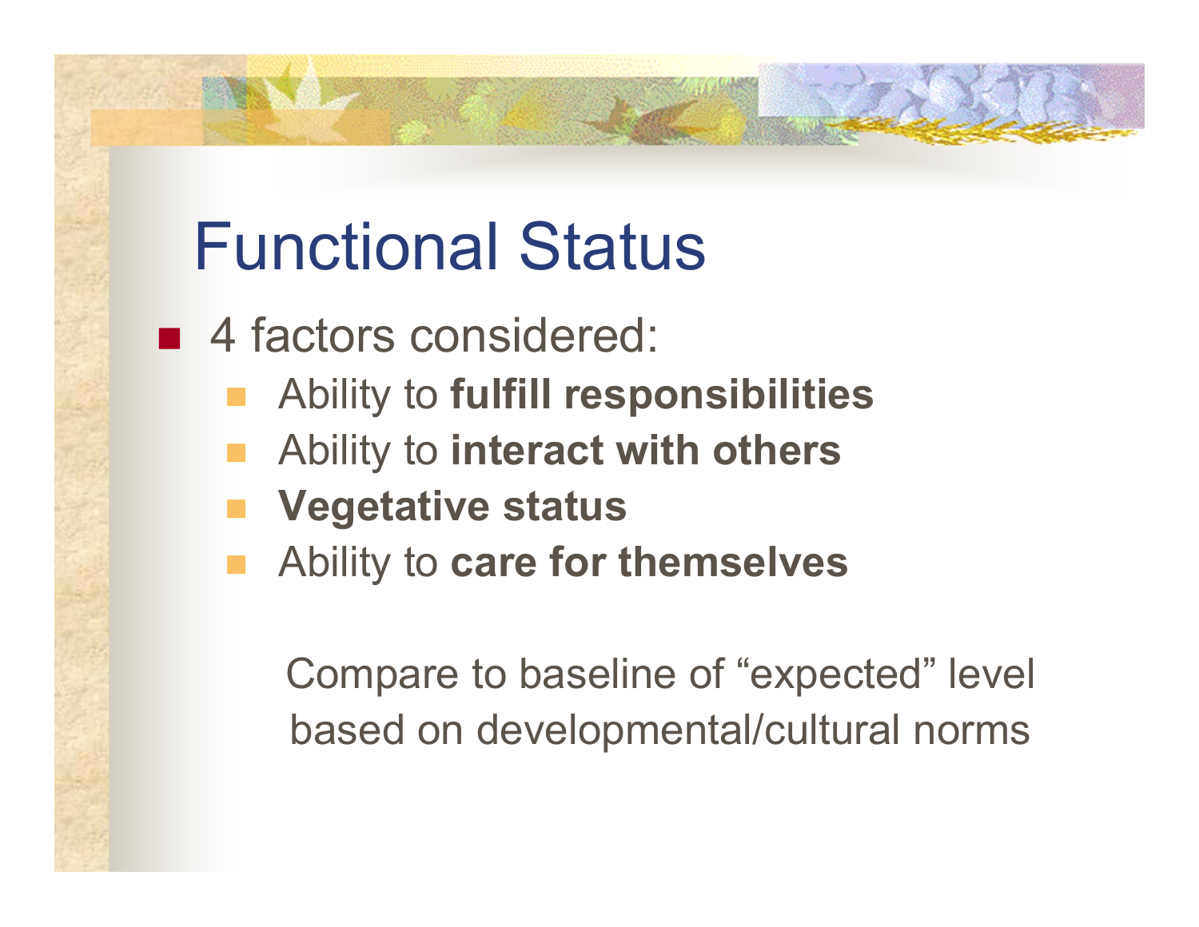# Functional Status

- 4 factors considered:
  - Ability to **fulfill responsibilities**
  - Ability to **interact with others**
  - **Vegetative status**
  - Ability to **care for themselves**

Compare to baseline of "expected" level based on developmental/cultural norms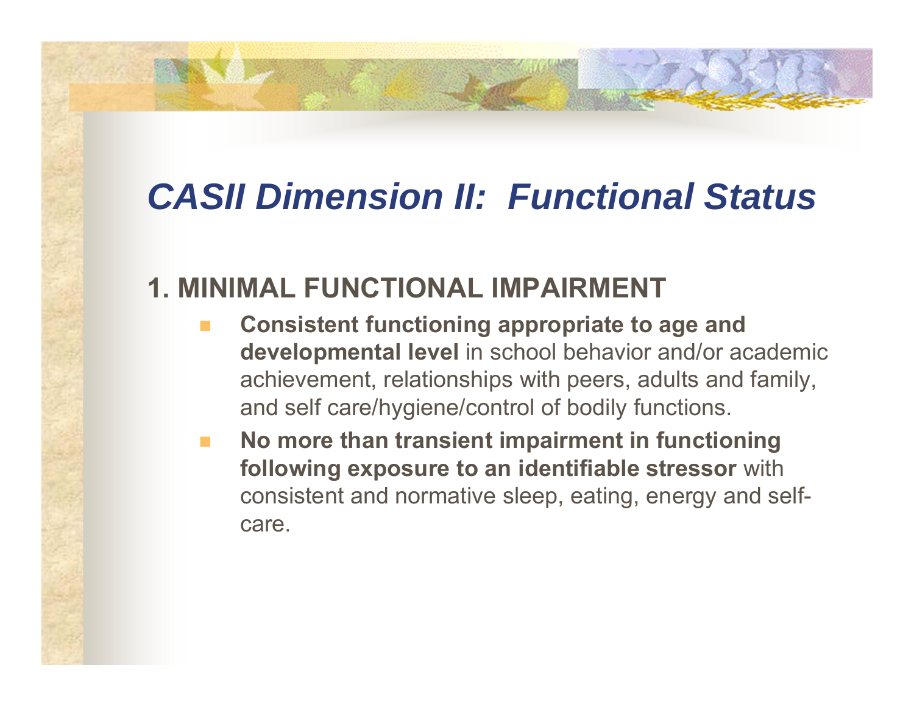# *CASII Dimension II: Functional Status*

## 1. MINIMAL FUNCTIONAL IMPAIRMENT

- **Consistent functioning appropriate to age and developmental level** in school behavior and/or academic achievement, relationships with peers, adults and family, and self care/hygiene/control of bodily functions.
- **No more than transient impairment in functioning following exposure to an identifiable stressor** with consistent and normative sleep, eating, energy and self-care.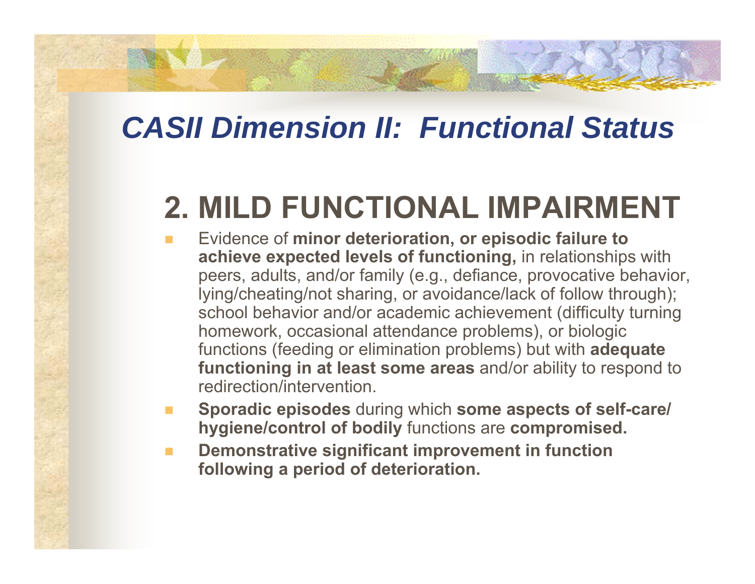# *CASII Dimension II: Functional Status*

## 2. MILD FUNCTIONAL IMPAIRMENT

- Evidence of **minor deterioration, or episodic failure to achieve expected levels of functioning,** in relationships with peers, adults, and/or family (e.g., defiance, provocative behavior, lying/cheating/not sharing, or avoidance/lack of follow through); school behavior and/or academic achievement (difficulty turning homework, occasional attendance problems), or biologic functions (feeding or elimination problems) but with **adequate functioning in at least some areas** and/or ability to respond to redirection/intervention.
- **Sporadic episodes** during which **some aspects of self-care/ hygiene/control of bodily** functions are **compromised.**
- **Demonstrative significant improvement in function following a period of deterioration.**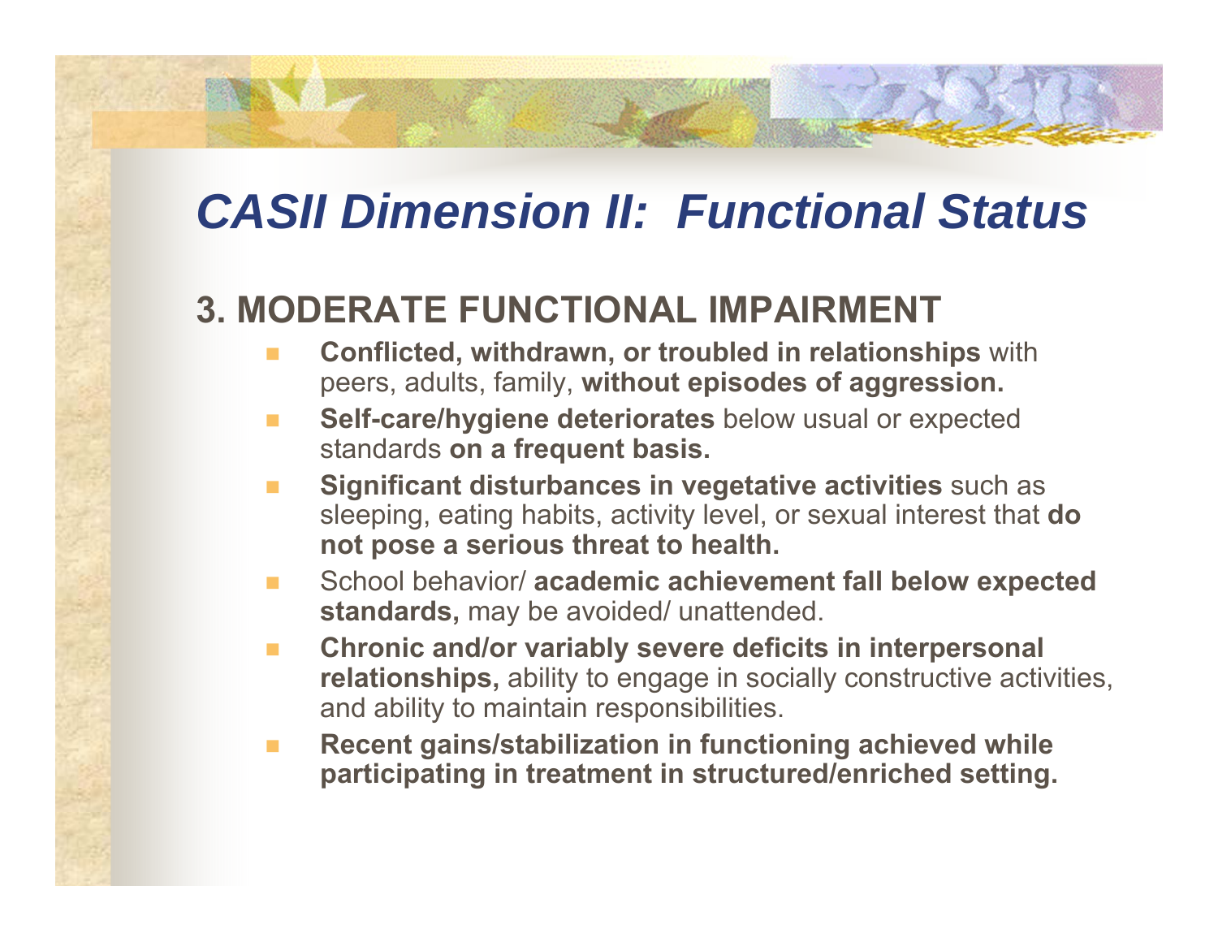# *CASII Dimension II: Functional Status*

## 3. MODERATE FUNCTIONAL IMPAIRMENT

- **Conflicted, withdrawn, or troubled in relationships** with peers, adults, family, **without episodes of aggression.**
- **Self-care/hygiene deteriorates** below usual or expected standards **on a frequent basis.**
- **Significant disturbances in vegetative activities** such as sleeping, eating habits, activity level, or sexual interest that **do not pose a serious threat to health.**
- School behavior/ **academic achievement fall below expected standards,** may be avoided/ unattended.
- **Chronic and/or variably severe deficits in interpersonal relationships,** ability to engage in socially constructive activities, and ability to maintain responsibilities.
- **Recent gains/stabilization in functioning achieved while participating in treatment in structured/enriched setting.**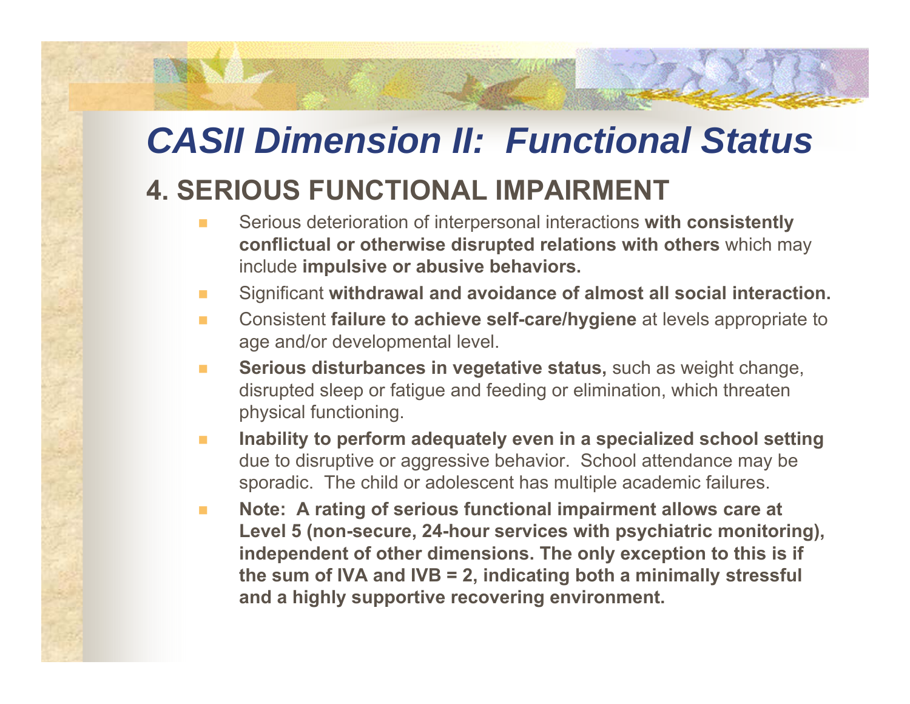# *CASII Dimension II: Functional Status*

## 4. SERIOUS FUNCTIONAL IMPAIRMENT

- Serious deterioration of interpersonal interactions **with consistently conflictual or otherwise disrupted relations with others** which may include **impulsive or abusive behaviors.**
- Significant **withdrawal and avoidance of almost all social interaction.**
- Consistent **failure to achieve self-care/hygiene** at levels appropriate to age and/or developmental level.
- **Serious disturbances in vegetative status,** such as weight change, disrupted sleep or fatigue and feeding or elimination, which threaten physical functioning.
- **Inability to perform adequately even in a specialized school setting** due to disruptive or aggressive behavior. School attendance may be sporadic. The child or adolescent has multiple academic failures.
- **Note: A rating of serious functional impairment allows care at Level 5 (non-secure, 24-hour services with psychiatric monitoring), independent of other dimensions. The only exception to this is if the sum of IVA and IVB = 2, indicating both a minimally stressful and a highly supportive recovering environment.**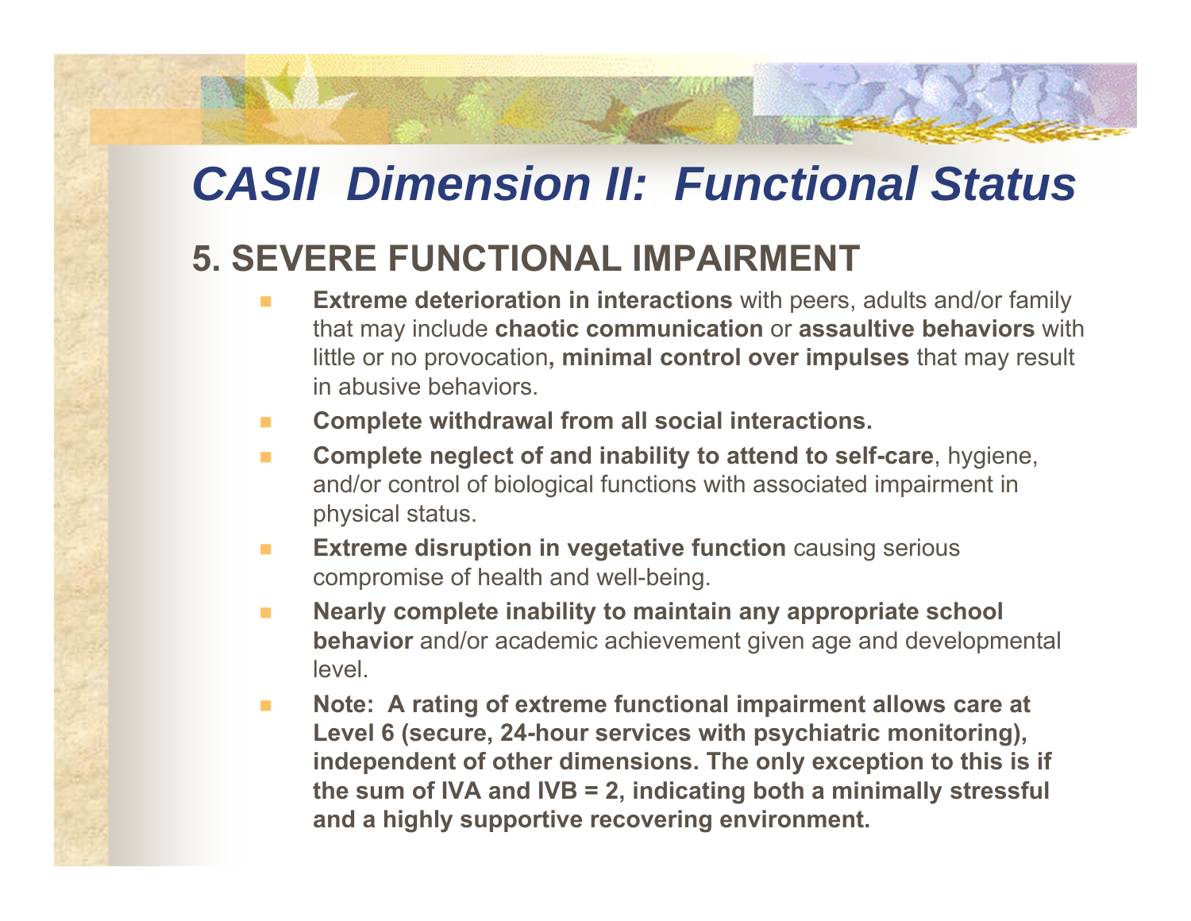# *CASII Dimension II: Functional Status*

## 5. SEVERE FUNCTIONAL IMPAIRMENT

- **Extreme deterioration in interactions** with peers, adults and/or family that may include **chaotic communication** or **assaultive behaviors** with little or no provocation**, minimal control over impulses** that may result in abusive behaviors.
- **Complete withdrawal from all social interactions.**
- **Complete neglect of and inability to attend to self-care**, hygiene, and/or control of biological functions with associated impairment in physical status.
- **Extreme disruption in vegetative function** causing serious compromise of health and well-being.
- **Nearly complete inability to maintain any appropriate school behavior** and/or academic achievement given age and developmental level.
- **Note: A rating of extreme functional impairment allows care at Level 6 (secure, 24-hour services with psychiatric monitoring), independent of other dimensions. The only exception to this is if the sum of IVA and IVB = 2, indicating both a minimally stressful and a highly supportive recovering environment.**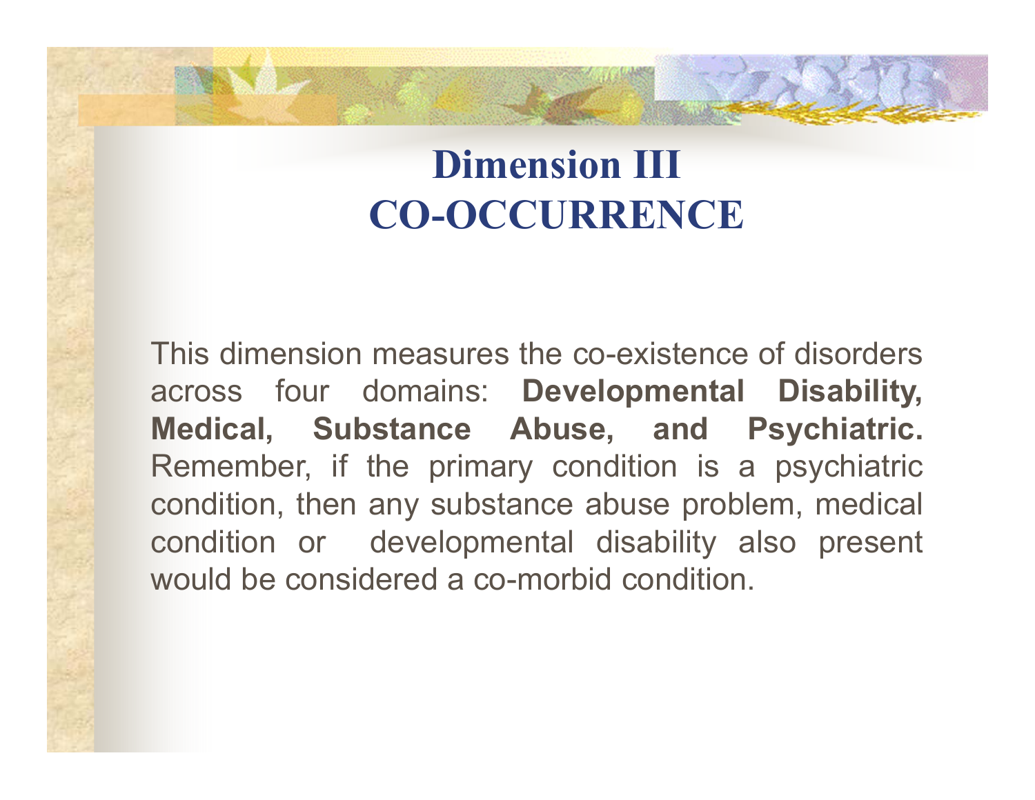# Dimension III
# CO-OCCURRENCE

This dimension measures the co-existence of disorders across four domains: **Developmental Disability, Medical, Substance Abuse, and Psychiatric.** Remember, if the primary condition is a psychiatric condition, then any substance abuse problem, medical condition or developmental disability also present would be considered a co-morbid condition.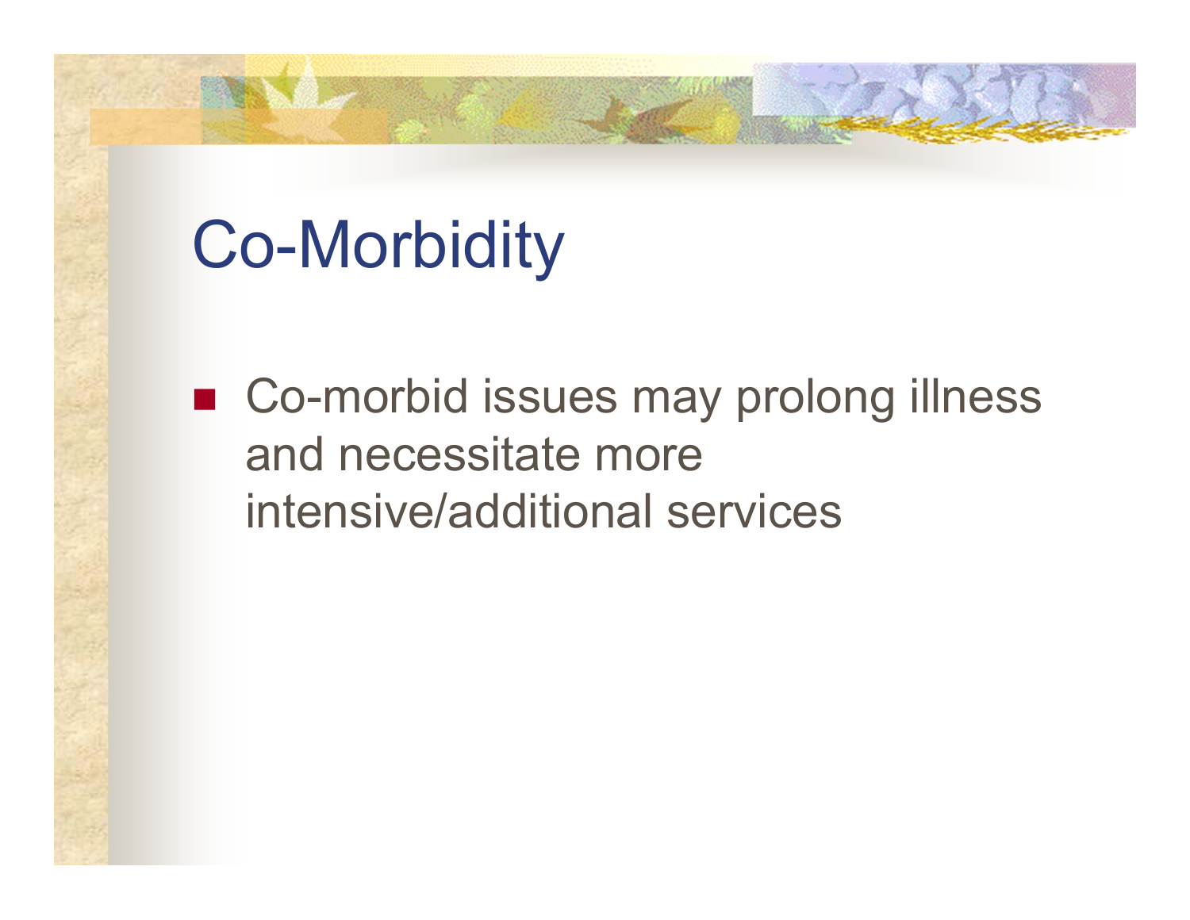# Co-Morbidity

- Co-morbid issues may prolong illness and necessitate more intensive/additional services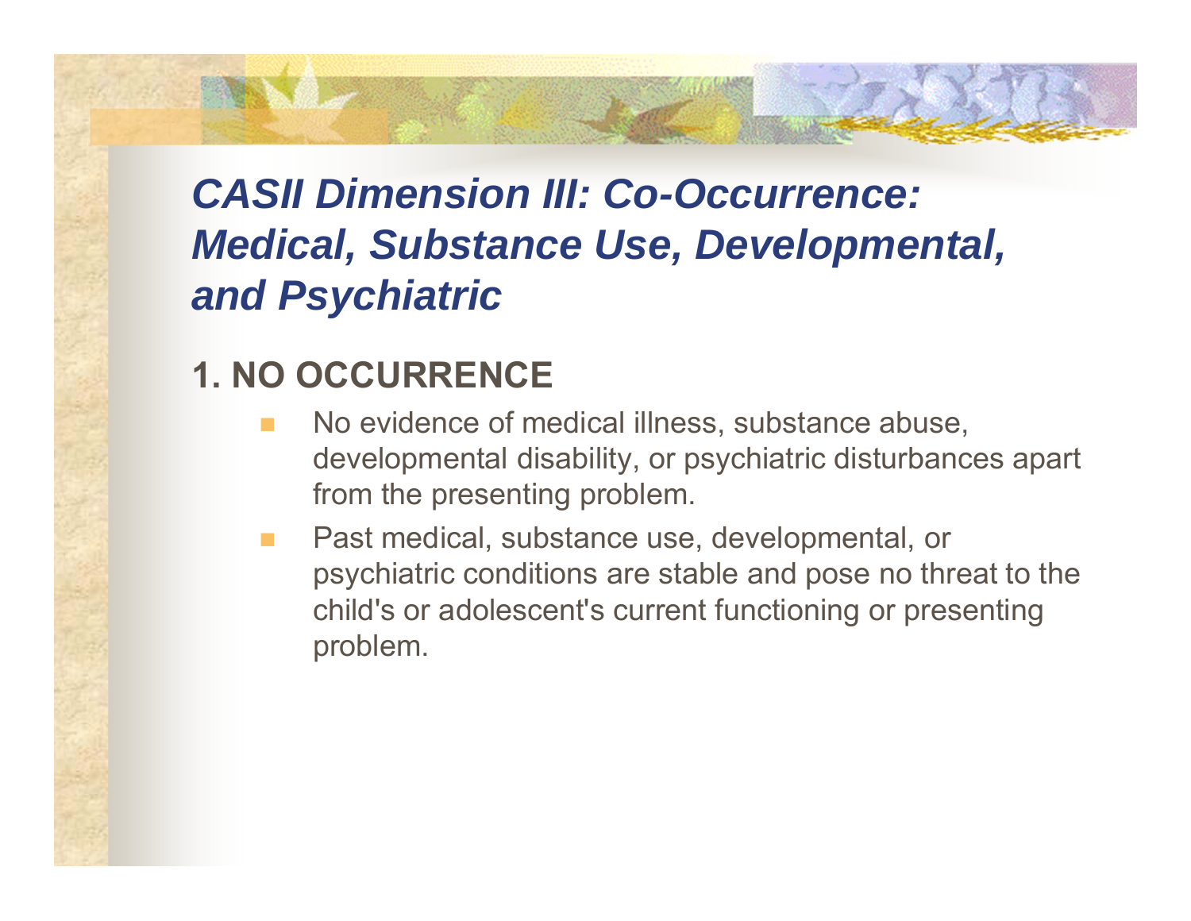## *CASII Dimension III: Co-Occurrence: Medical, Substance Use, Developmental, and Psychiatric*

### 1. NO OCCURRENCE

- No evidence of medical illness, substance abuse, developmental disability, or psychiatric disturbances apart from the presenting problem.
- Past medical, substance use, developmental, or psychiatric conditions are stable and pose no threat to the child's or adolescent's current functioning or presenting problem.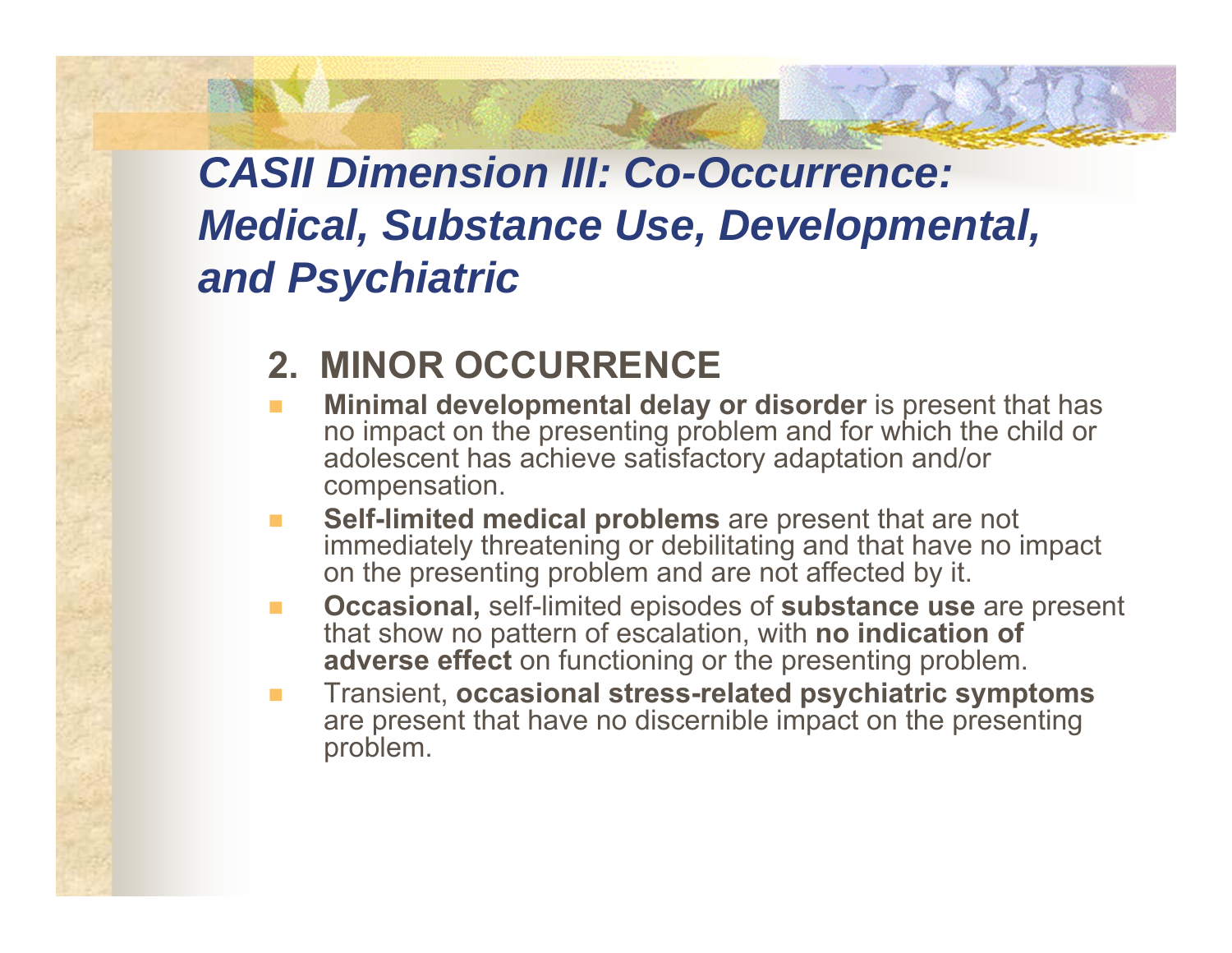# *CASII Dimension III: Co-Occurrence: Medical, Substance Use, Developmental, and Psychiatric*

## 2. MINOR OCCURRENCE

- **Minimal developmental delay or disorder** is present that has no impact on the presenting problem and for which the child or adolescent has achieve satisfactory adaptation and/or compensation.
- **Self-limited medical problems** are present that are not immediately threatening or debilitating and that have no impact on the presenting problem and are not affected by it.
- **Occasional,** self-limited episodes of **substance use** are present that show no pattern of escalation, with **no indication of adverse effect** on functioning or the presenting problem.
- Transient, **occasional stress-related psychiatric symptoms** are present that have no discernible impact on the presenting problem.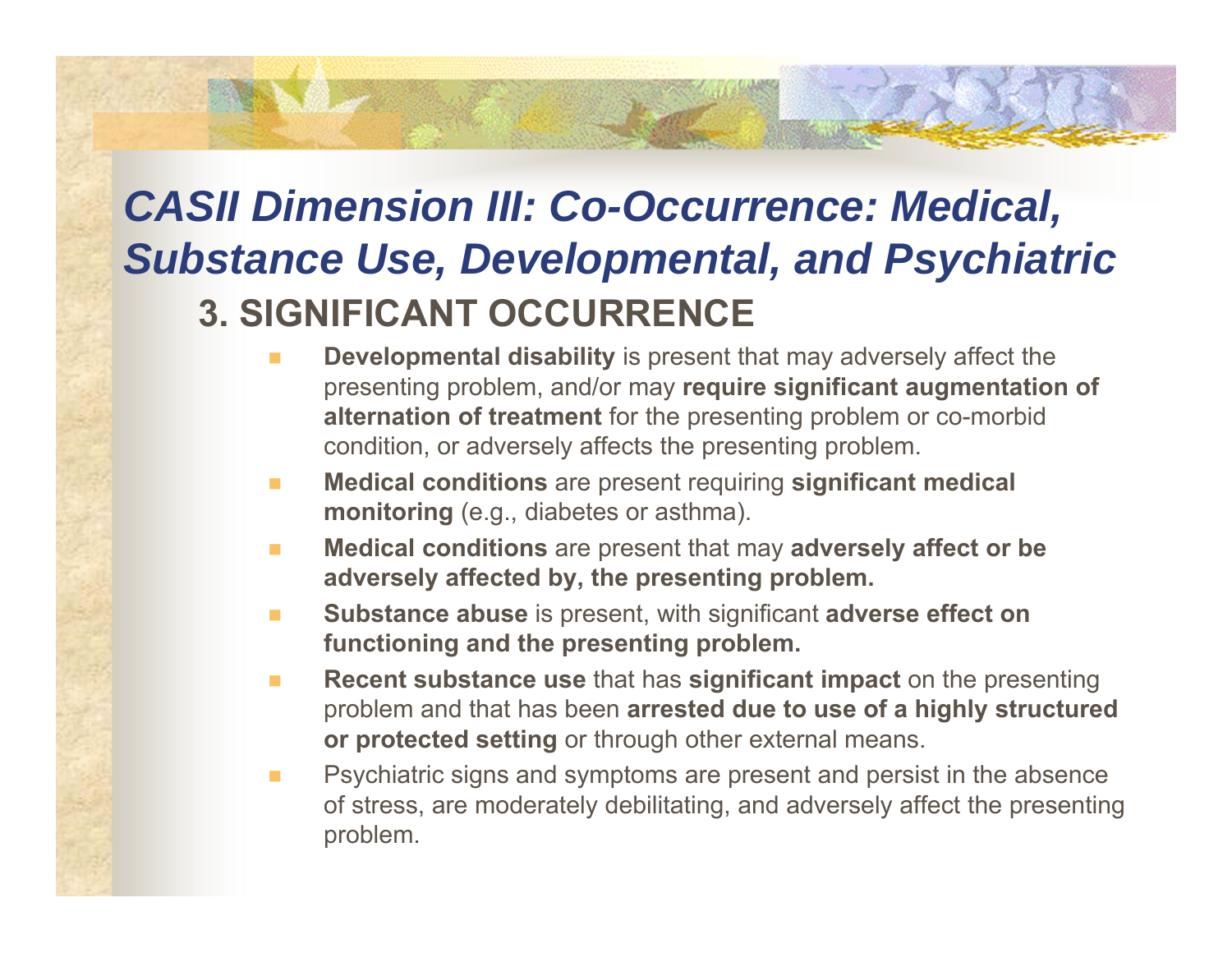## *CASII Dimension III: Co-Occurrence: Medical, Substance Use, Developmental, and Psychiatric*

### 3. SIGNIFICANT OCCURRENCE

- **Developmental disability** is present that may adversely affect the presenting problem, and/or may **require significant augmentation of alternation of treatment** for the presenting problem or co-morbid condition, or adversely affects the presenting problem.
- **Medical conditions** are present requiring **significant medical monitoring** (e.g., diabetes or asthma).
- **Medical conditions** are present that may **adversely affect or be adversely affected by, the presenting problem.**
- **Substance abuse** is present, with significant **adverse effect on functioning and the presenting problem.**
- **Recent substance use** that has **significant impact** on the presenting problem and that has been **arrested due to use of a highly structured or protected setting** or through other external means.
- Psychiatric signs and symptoms are present and persist in the absence of stress, are moderately debilitating, and adversely affect the presenting problem.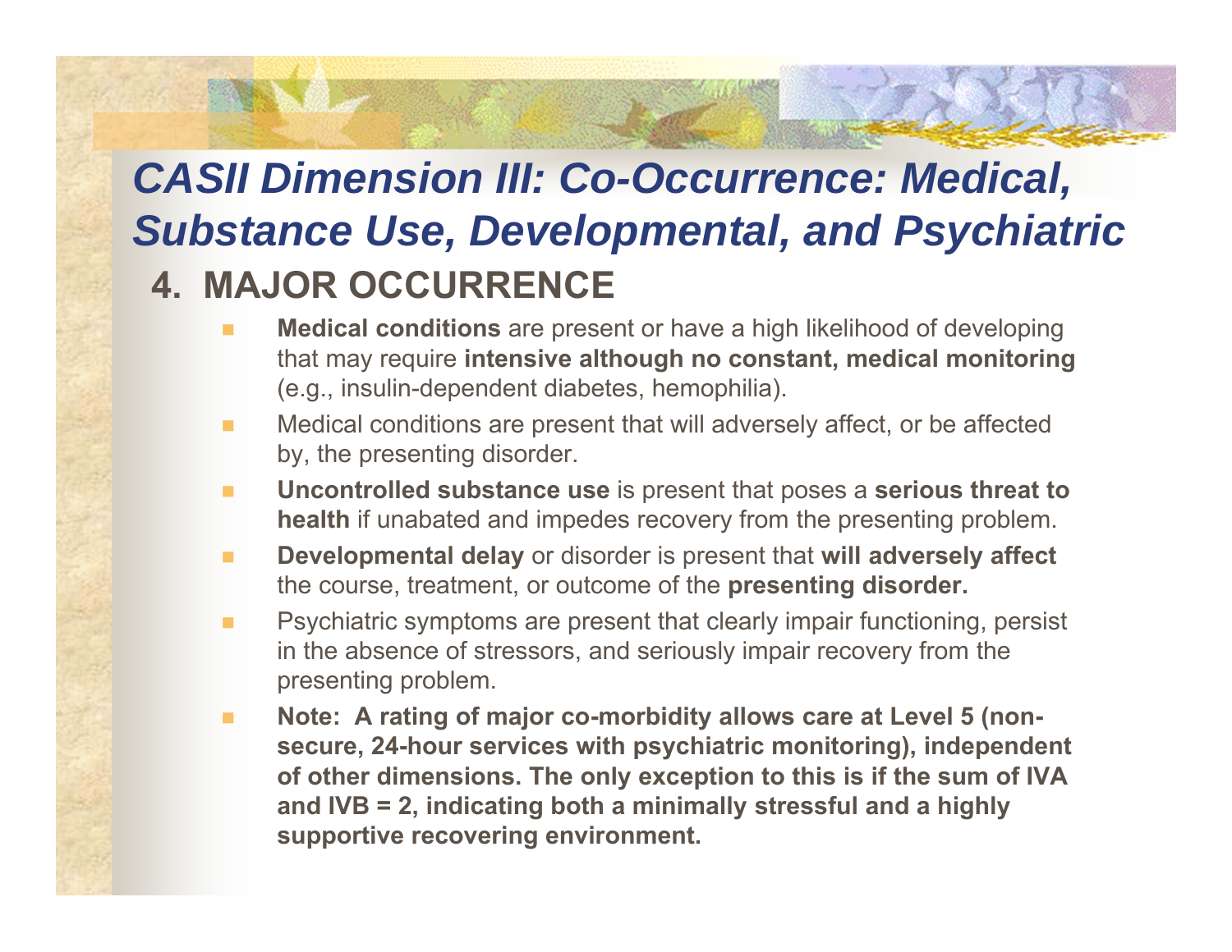# *CASII Dimension III: Co-Occurrence: Medical, Substance Use, Developmental, and Psychiatric*

## 4. MAJOR OCCURRENCE

- **Medical conditions** are present or have a high likelihood of developing that may require **intensive although no constant, medical monitoring** (e.g., insulin-dependent diabetes, hemophilia).
- Medical conditions are present that will adversely affect, or be affected by, the presenting disorder.
- **Uncontrolled substance use** is present that poses a **serious threat to health** if unabated and impedes recovery from the presenting problem.
- **Developmental delay** or disorder is present that **will adversely affect** the course, treatment, or outcome of the **presenting disorder.**
- Psychiatric symptoms are present that clearly impair functioning, persist in the absence of stressors, and seriously impair recovery from the presenting problem.
- **Note: A rating of major co-morbidity allows care at Level 5 (non-secure, 24-hour services with psychiatric monitoring), independent of other dimensions. The only exception to this is if the sum of IVA and IVB = 2, indicating both a minimally stressful and a highly supportive recovering environment.**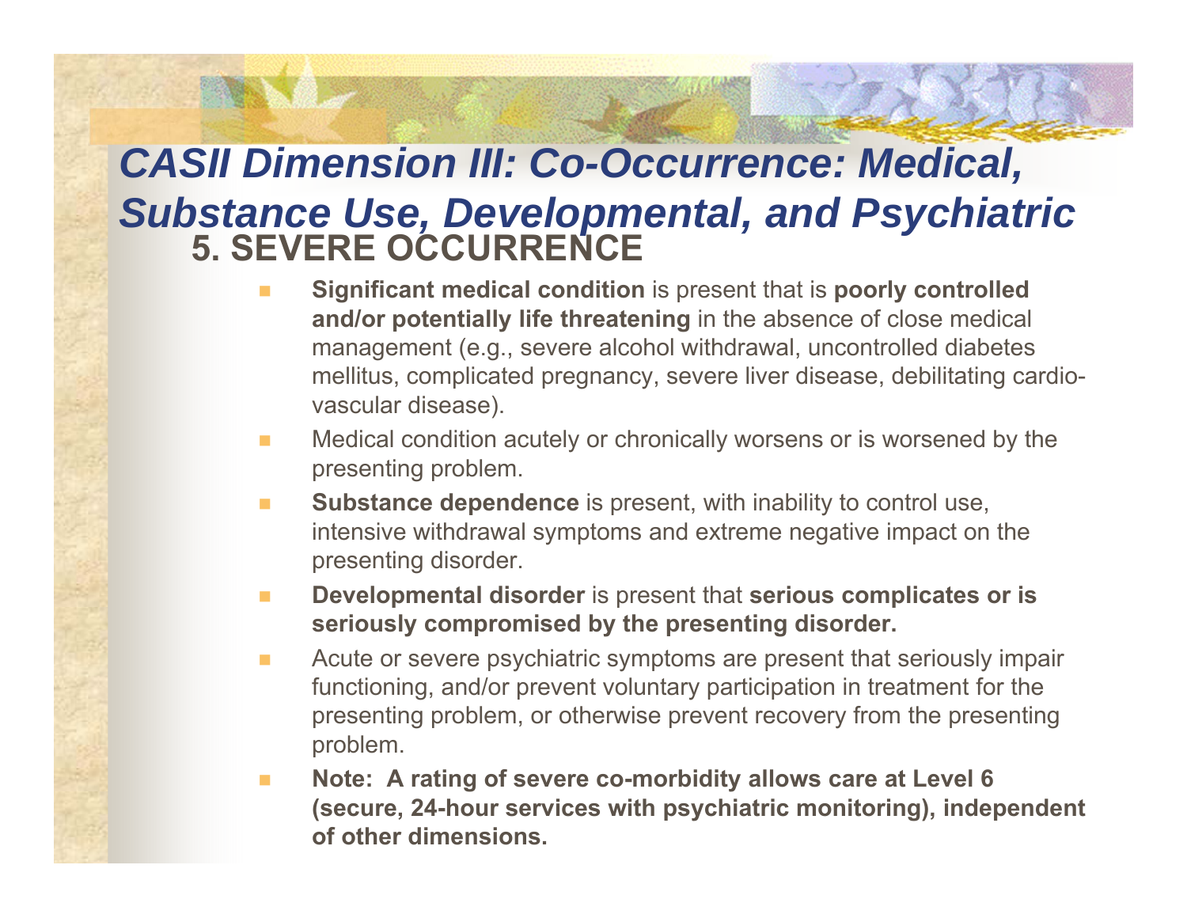# *CASII Dimension III: Co-Occurrence: Medical, Substance Use, Developmental, and Psychiatric*

## 5. SEVERE OCCURRENCE

- **Significant medical condition** is present that is **poorly controlled and/or potentially life threatening** in the absence of close medical management (e.g., severe alcohol withdrawal, uncontrolled diabetes mellitus, complicated pregnancy, severe liver disease, debilitating cardio-vascular disease).
- Medical condition acutely or chronically worsens or is worsened by the presenting problem.
- **Substance dependence** is present, with inability to control use, intensive withdrawal symptoms and extreme negative impact on the presenting disorder.
- **Developmental disorder** is present that **serious complicates or is seriously compromised by the presenting disorder.**
- Acute or severe psychiatric symptoms are present that seriously impair functioning, and/or prevent voluntary participation in treatment for the presenting problem, or otherwise prevent recovery from the presenting problem.
- **Note: A rating of severe co-morbidity allows care at Level 6 (secure, 24-hour services with psychiatric monitoring), independent of other dimensions.**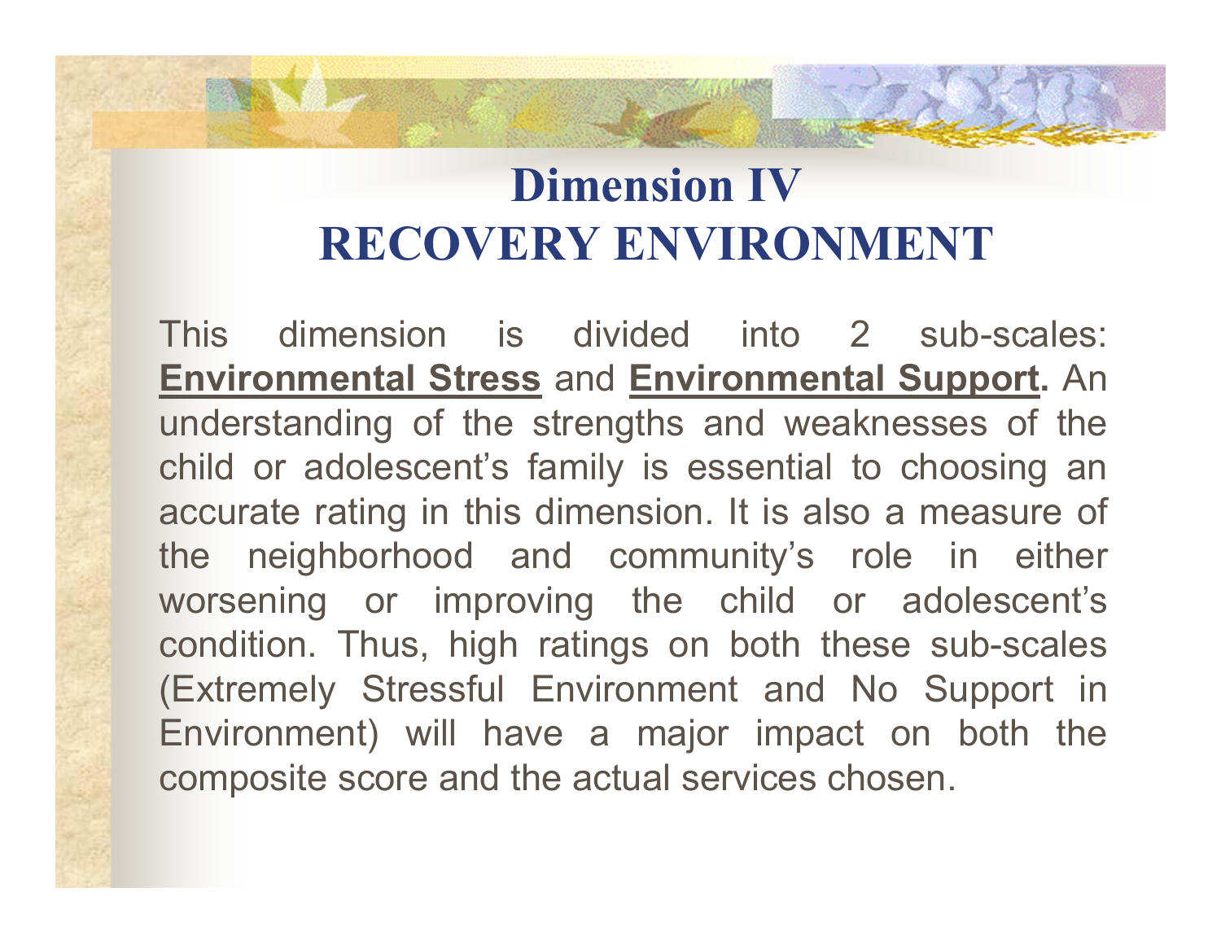# Dimension IV
## RECOVERY ENVIRONMENT

This dimension is divided into 2 sub-scales: **Environmental Stress** and **Environmental Support.** An understanding of the strengths and weaknesses of the child or adolescent's family is essential to choosing an accurate rating in this dimension. It is also a measure of the neighborhood and community's role in either worsening or improving the child or adolescent's condition. Thus, high ratings on both these sub-scales (Extremely Stressful Environment and No Support in Environment) will have a major impact on both the composite score and the actual services chosen.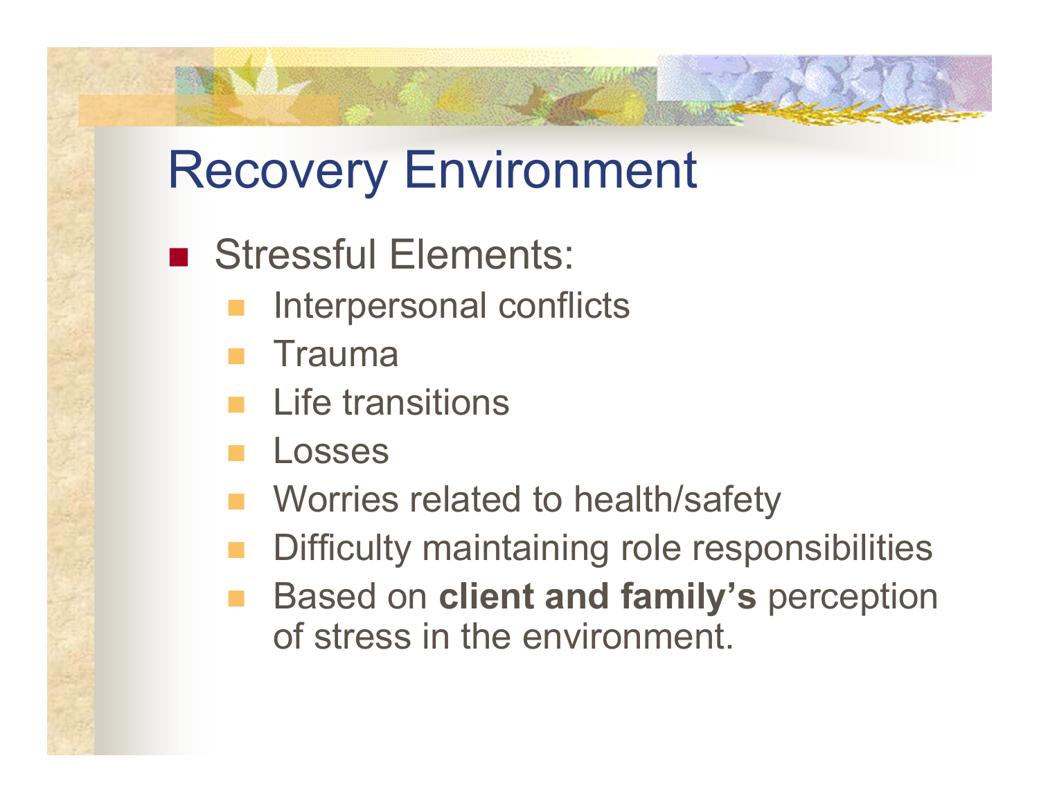# Recovery Environment

- Stressful Elements:
  - Interpersonal conflicts
  - Trauma
  - Life transitions
  - Losses
  - Worries related to health/safety
  - Difficulty maintaining role responsibilities
  - Based on **client and family's** perception of stress in the environment.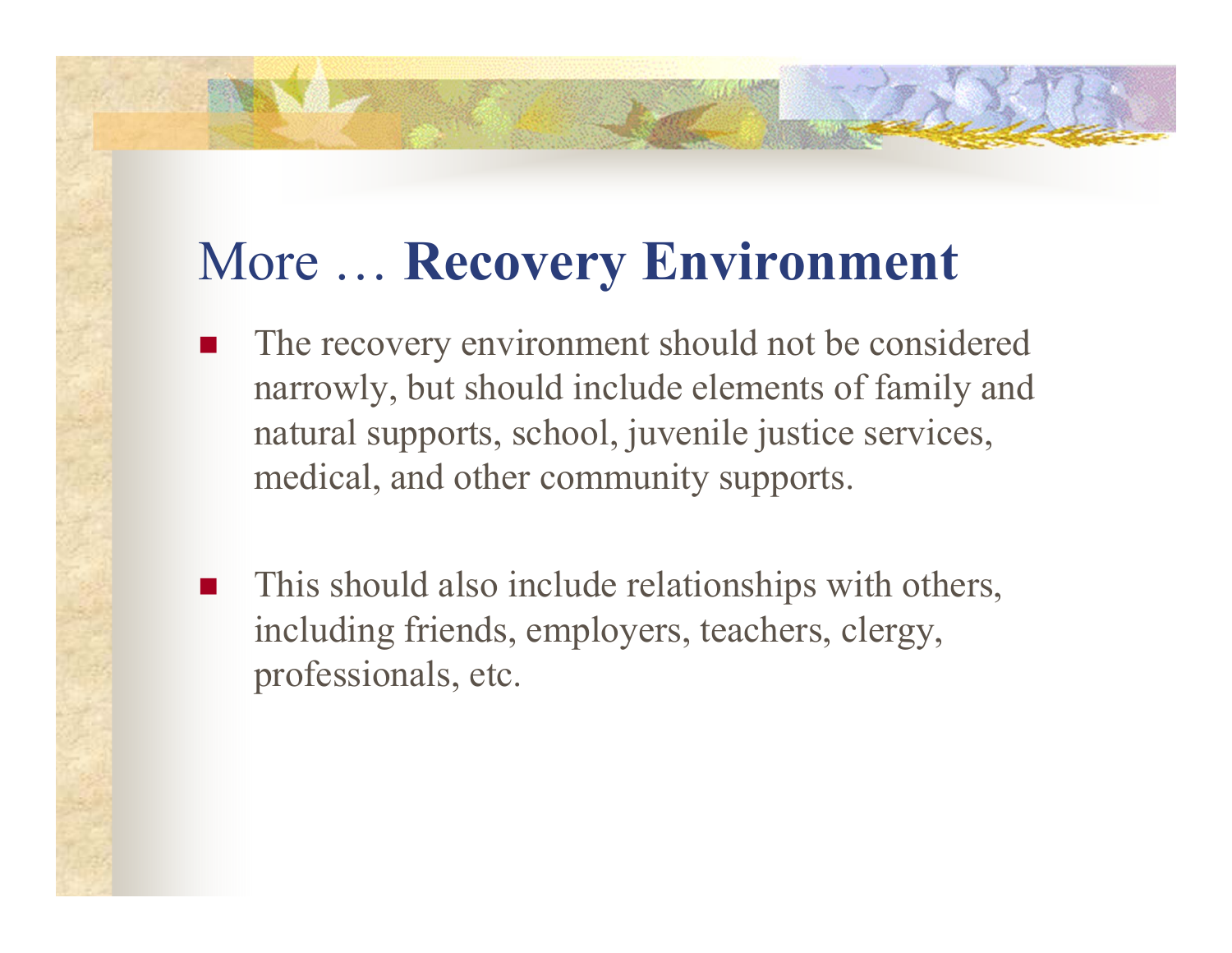# More … **Recovery Environment**

- The recovery environment should not be considered narrowly, but should include elements of family and natural supports, school, juvenile justice services, medical, and other community supports.

- This should also include relationships with others, including friends, employers, teachers, clergy, professionals, etc.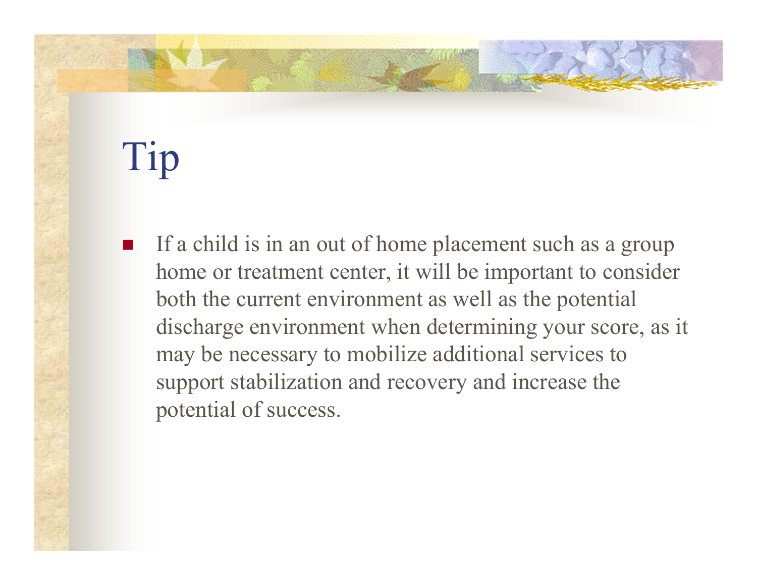# Tip

- If a child is in an out of home placement such as a group home or treatment center, it will be important to consider both the current environment as well as the potential discharge environment when determining your score, as it may be necessary to mobilize additional services to support stabilization and recovery and increase the potential of success.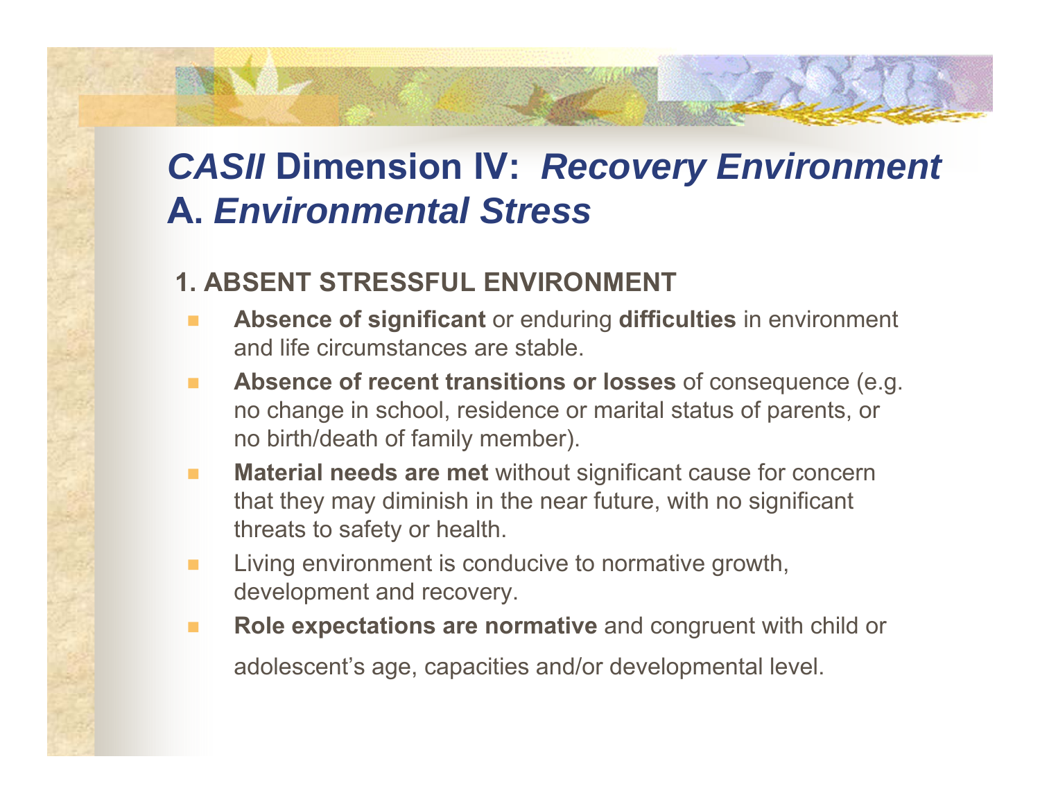# *CASII* Dimension IV: *Recovery Environment*
# A. *Environmental Stress*

## 1. ABSENT STRESSFUL ENVIRONMENT

- **Absence of significant** or enduring **difficulties** in environment and life circumstances are stable.
- **Absence of recent transitions or losses** of consequence (e.g. no change in school, residence or marital status of parents, or no birth/death of family member).
- **Material needs are met** without significant cause for concern that they may diminish in the near future, with no significant threats to safety or health.
- Living environment is conducive to normative growth, development and recovery.
- **Role expectations are normative** and congruent with child or adolescent's age, capacities and/or developmental level.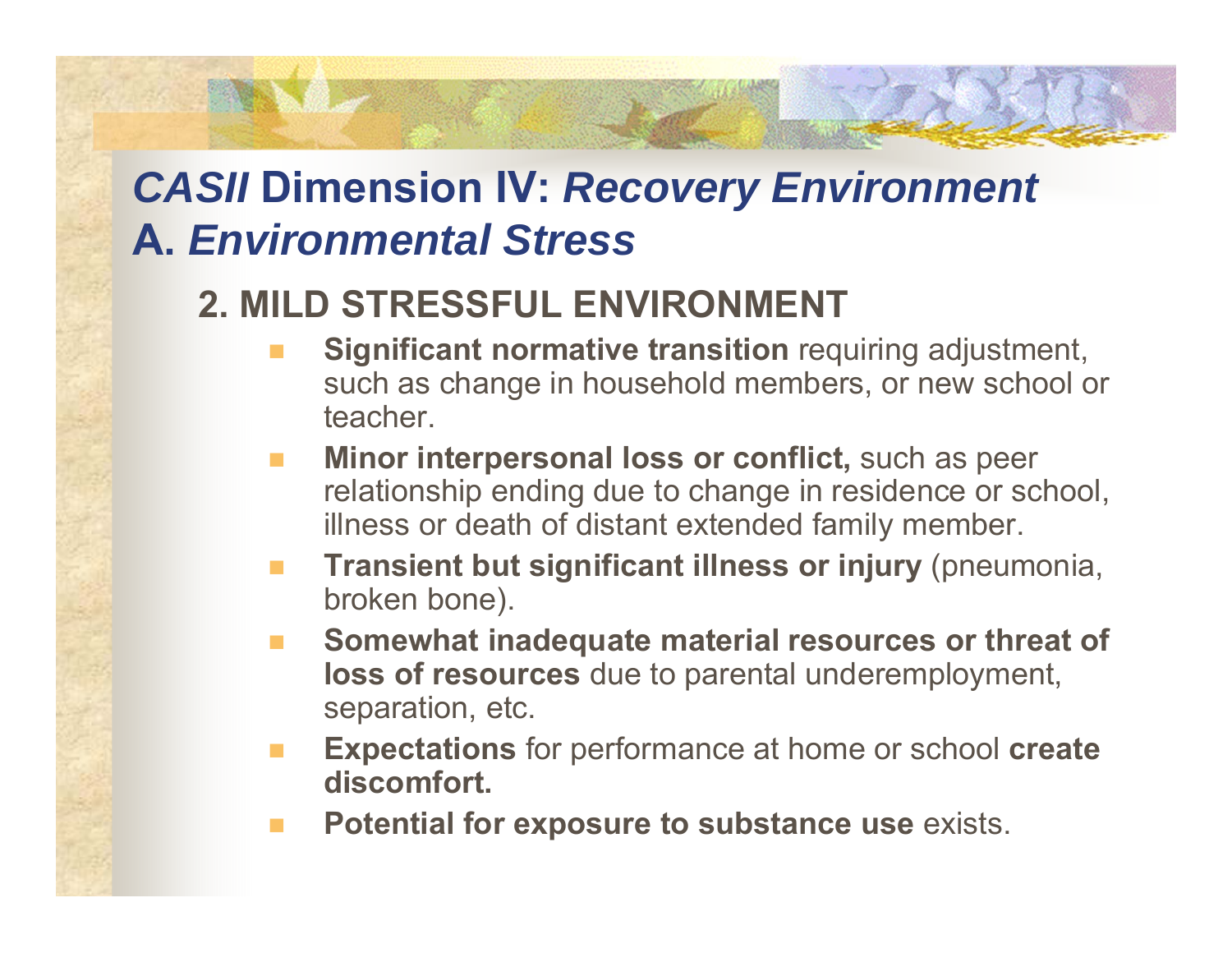# *CASII* Dimension IV: *Recovery Environment*
## A. *Environmental Stress*

### 2. MILD STRESSFUL ENVIRONMENT

- **Significant normative transition** requiring adjustment, such as change in household members, or new school or teacher.
- **Minor interpersonal loss or conflict,** such as peer relationship ending due to change in residence or school, illness or death of distant extended family member.
- **Transient but significant illness or injury** (pneumonia, broken bone).
- **Somewhat inadequate material resources or threat of loss of resources** due to parental underemployment, separation, etc.
- **Expectations** for performance at home or school **create discomfort.**
- **Potential for exposure to substance use** exists.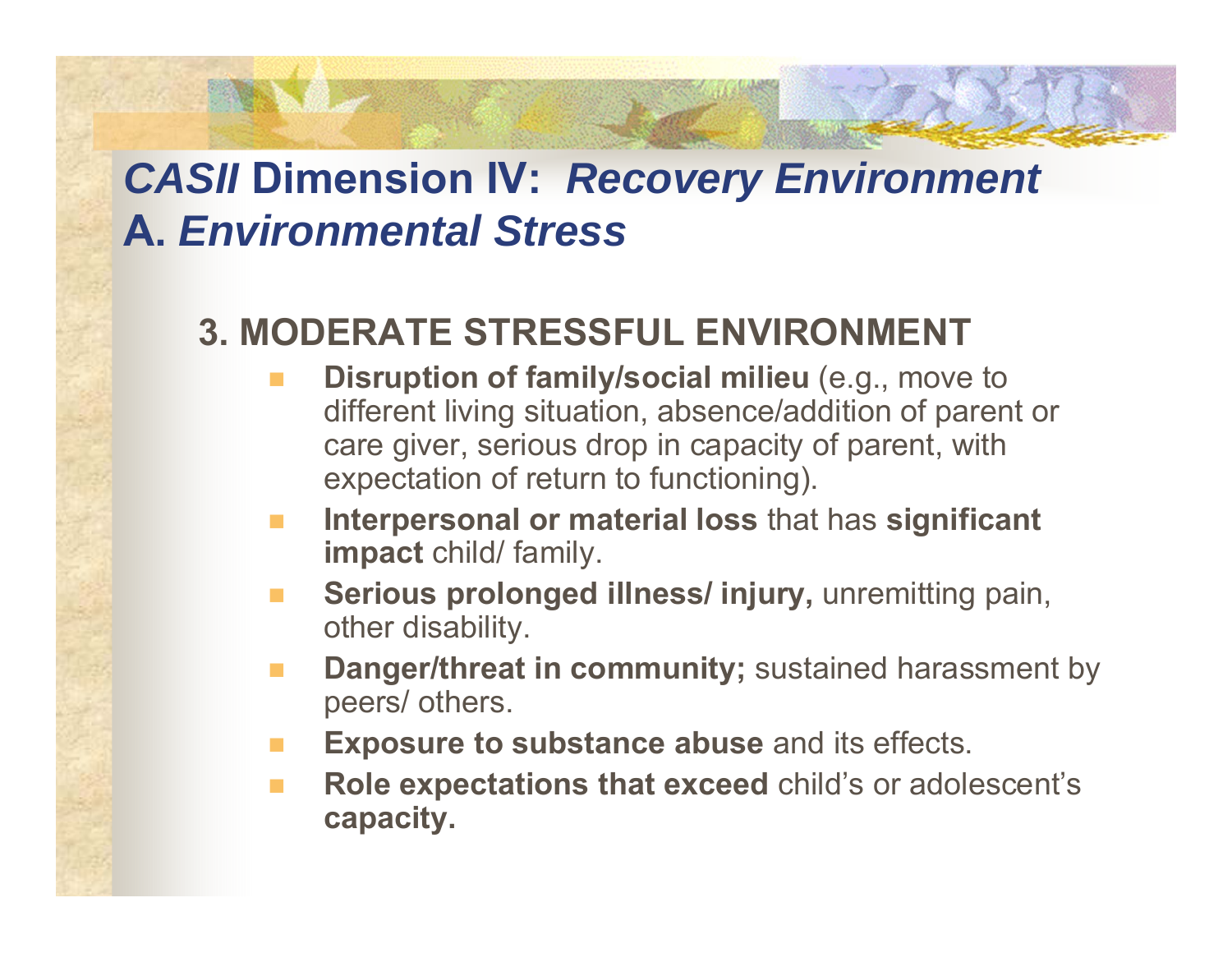# *CASII* Dimension IV: *Recovery Environment*
## A. *Environmental Stress*

### 3. MODERATE STRESSFUL ENVIRONMENT

- **Disruption of family/social milieu** (e.g., move to different living situation, absence/addition of parent or care giver, serious drop in capacity of parent, with expectation of return to functioning).
- **Interpersonal or material loss** that has **significant impact** child/ family.
- **Serious prolonged illness/ injury,** unremitting pain, other disability.
- **Danger/threat in community;** sustained harassment by peers/ others.
- **Exposure to substance abuse** and its effects.
- **Role expectations that exceed** child's or adolescent's **capacity.**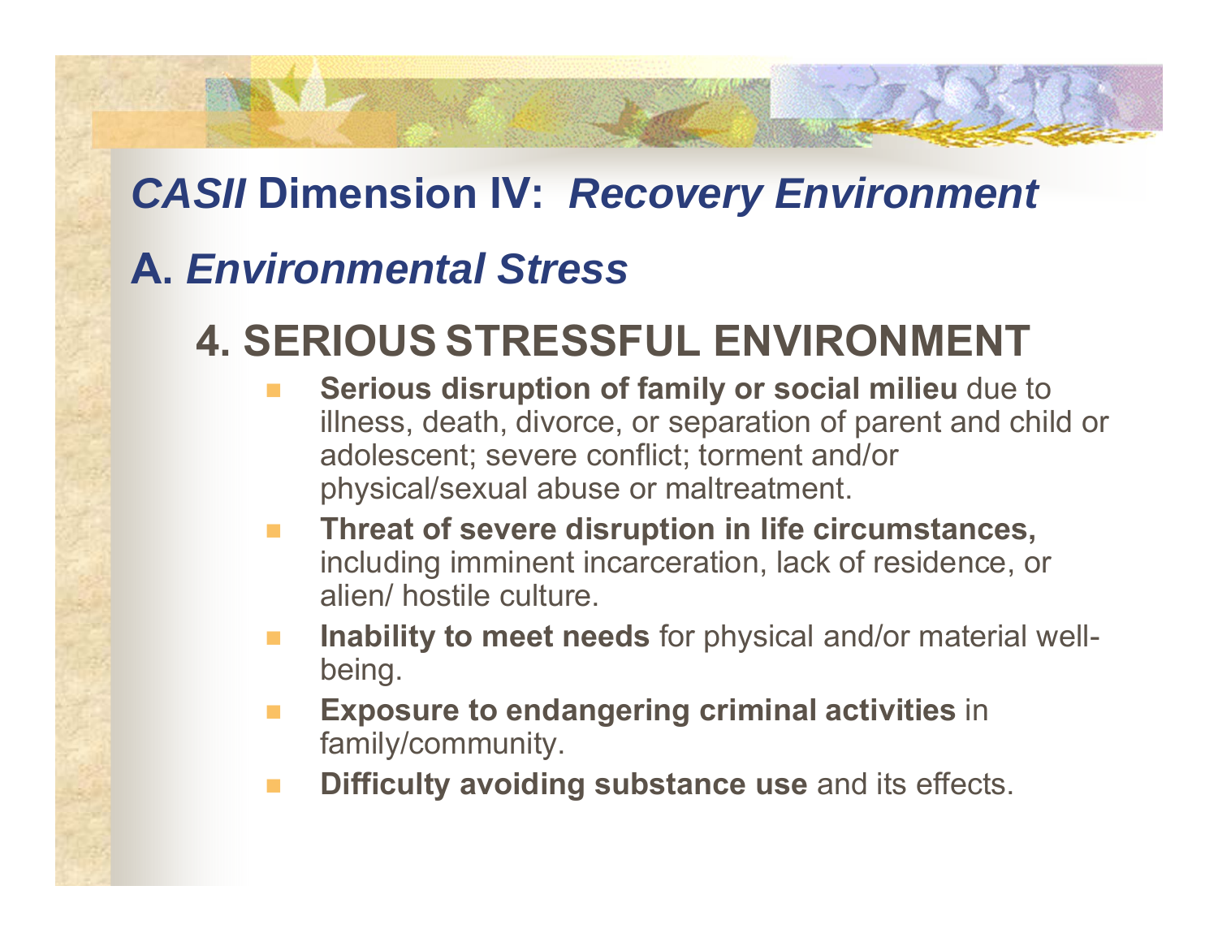# *CASII* Dimension IV: *Recovery Environment*

## A. *Environmental Stress*

### 4. SERIOUS STRESSFUL ENVIRONMENT

- **Serious disruption of family or social milieu** due to illness, death, divorce, or separation of parent and child or adolescent; severe conflict; torment and/or physical/sexual abuse or maltreatment.
- **Threat of severe disruption in life circumstances,** including imminent incarceration, lack of residence, or alien/ hostile culture.
- **Inability to meet needs** for physical and/or material well-being.
- **Exposure to endangering criminal activities** in family/community.
- **Difficulty avoiding substance use** and its effects.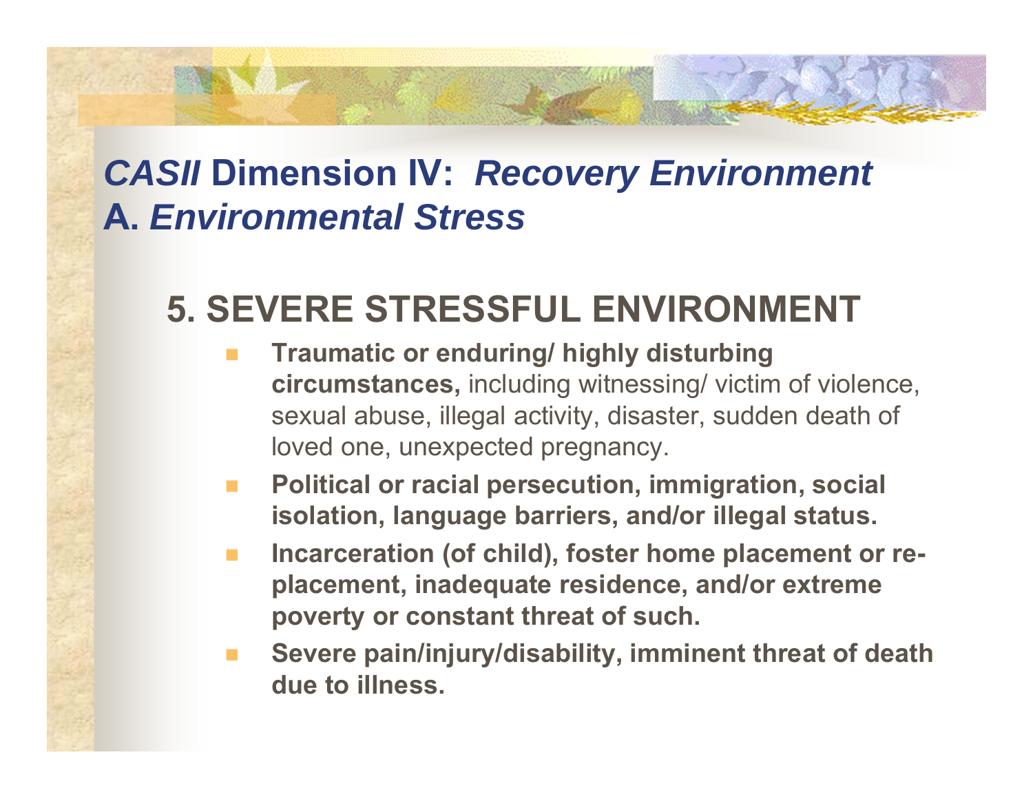# *CASII* Dimension IV: *Recovery Environment*
## A. *Environmental Stress*

### 5. SEVERE STRESSFUL ENVIRONMENT

- **Traumatic or enduring/ highly disturbing circumstances,** including witnessing/ victim of violence, sexual abuse, illegal activity, disaster, sudden death of loved one, unexpected pregnancy.
- **Political or racial persecution, immigration, social isolation, language barriers, and/or illegal status.**
- **Incarceration (of child), foster home placement or re-placement, inadequate residence, and/or extreme poverty or constant threat of such.**
- **Severe pain/injury/disability, imminent threat of death due to illness.**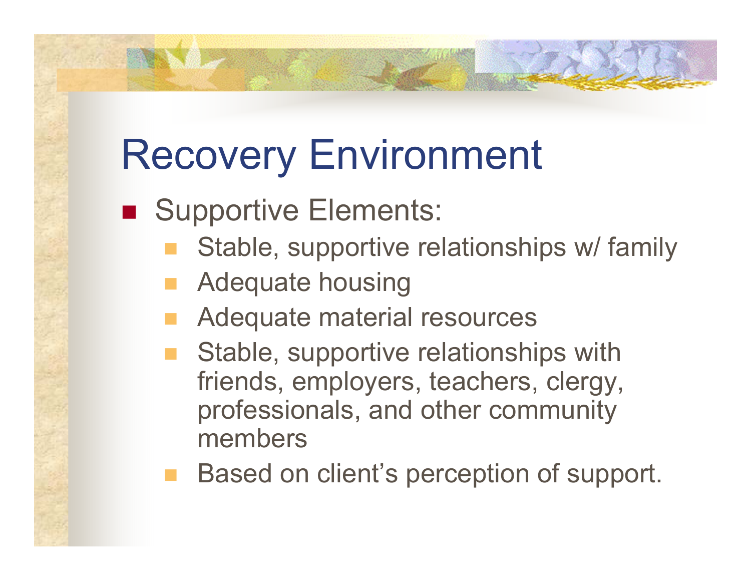# Recovery Environment

- Supportive Elements:
  - Stable, supportive relationships w/ family
  - Adequate housing
  - Adequate material resources
  - Stable, supportive relationships with friends, employers, teachers, clergy, professionals, and other community members
  - Based on client's perception of support.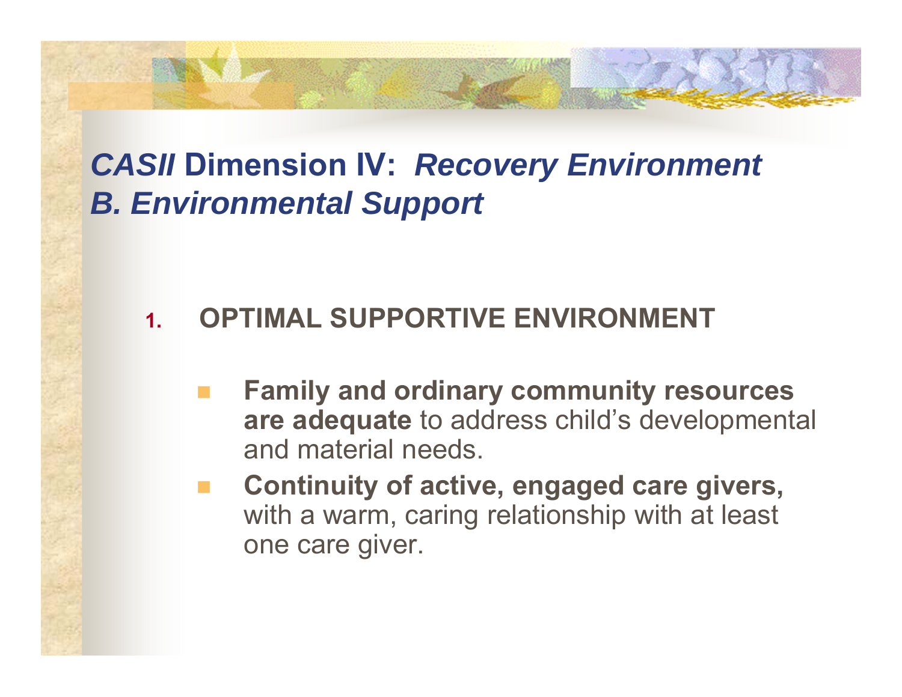# *CASII* Dimension IV: *Recovery Environment*
## *B. Environmental Support*

1. **OPTIMAL SUPPORTIVE ENVIRONMENT**
   - **Family and ordinary community resources are adequate** to address child's developmental and material needs.
   - **Continuity of active, engaged care givers,** with a warm, caring relationship with at least one care giver.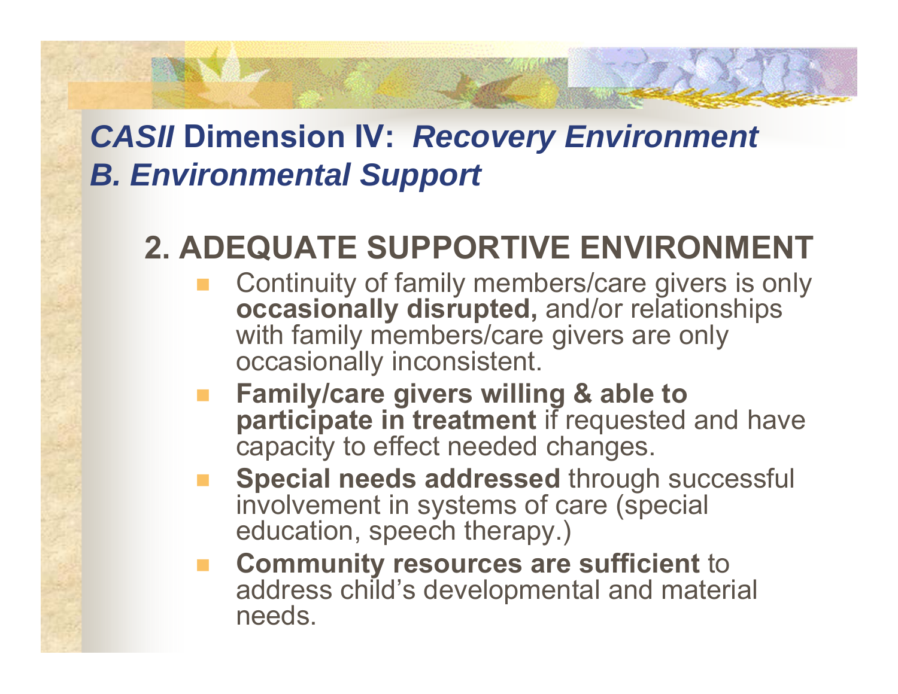# *CASII* Dimension IV: *Recovery Environment*
# *B. Environmental Support*

## 2. ADEQUATE SUPPORTIVE ENVIRONMENT

- Continuity of family members/care givers is only **occasionally disrupted,** and/or relationships with family members/care givers are only occasionally inconsistent.
- **Family/care givers willing & able to participate in treatment** if requested and have capacity to effect needed changes.
- **Special needs addressed** through successful involvement in systems of care (special education, speech therapy.)
- **Community resources are sufficient** to address child's developmental and material needs.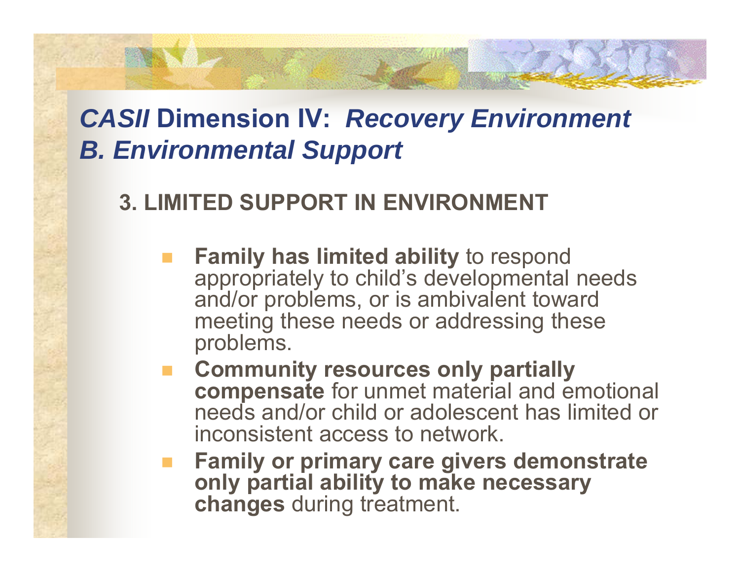# *CASII* Dimension IV: *Recovery Environment*
## *B. Environmental Support*

### 3. LIMITED SUPPORT IN ENVIRONMENT

- **Family has limited ability** to respond appropriately to child's developmental needs and/or problems, or is ambivalent toward meeting these needs or addressing these problems.
- **Community resources only partially compensate** for unmet material and emotional needs and/or child or adolescent has limited or inconsistent access to network.
- **Family or primary care givers demonstrate only partial ability to make necessary changes** during treatment.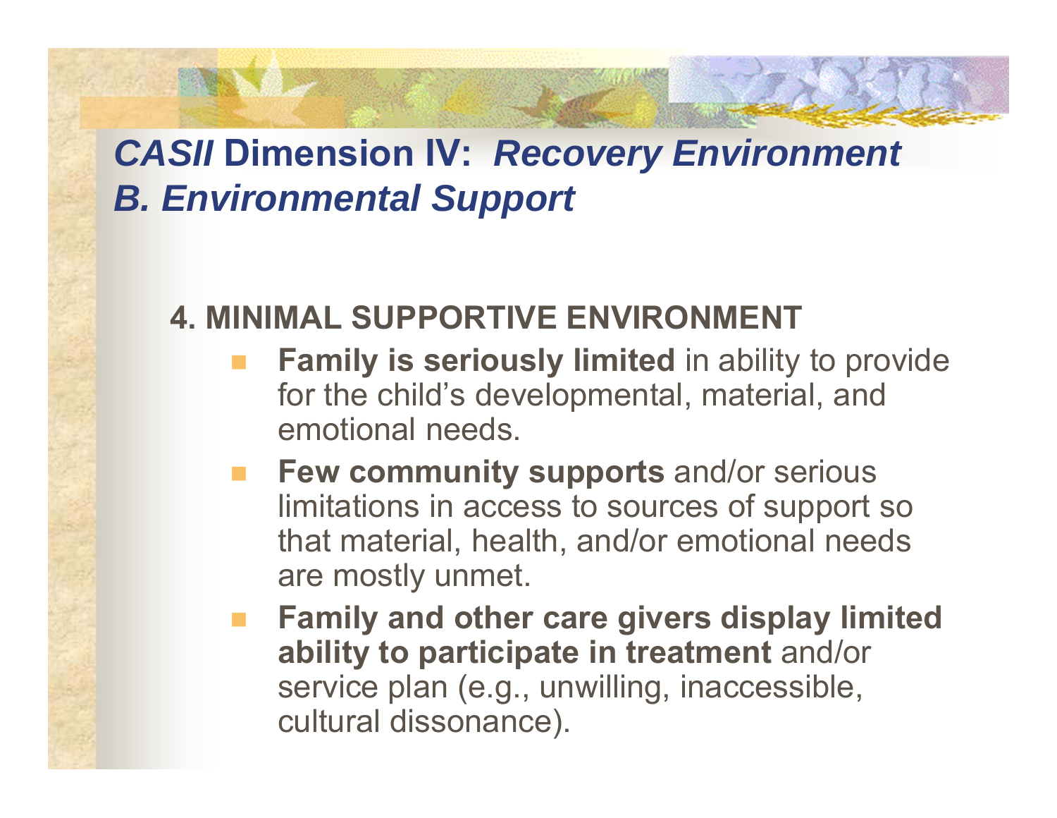# *CASII* Dimension IV: *Recovery Environment*
## *B. Environmental Support*

### 4. MINIMAL SUPPORTIVE ENVIRONMENT

- **Family is seriously limited** in ability to provide for the child's developmental, material, and emotional needs.
- **Few community supports** and/or serious limitations in access to sources of support so that material, health, and/or emotional needs are mostly unmet.
- **Family and other care givers display limited ability to participate in treatment** and/or service plan (e.g., unwilling, inaccessible, cultural dissonance).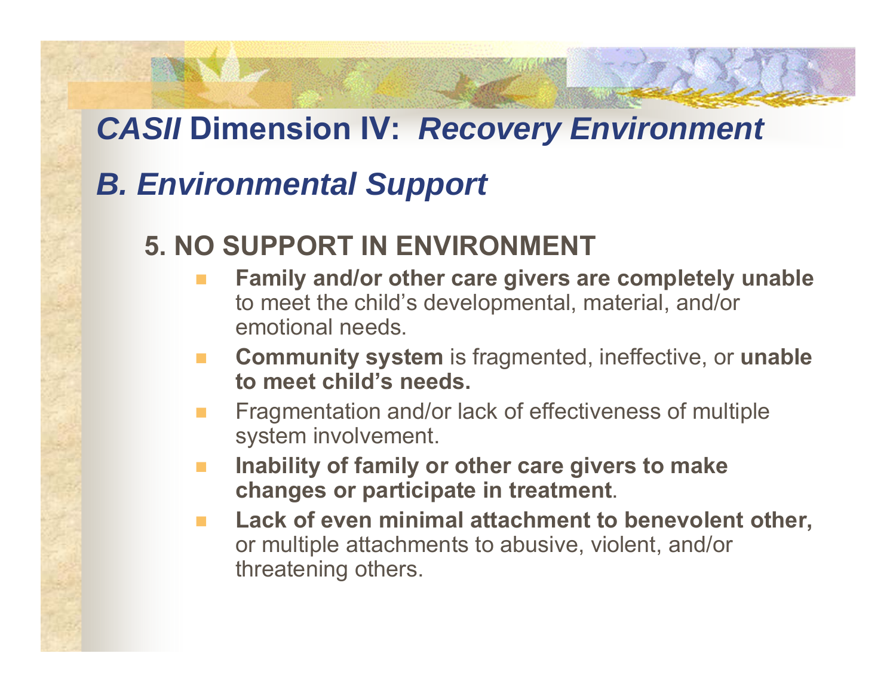# *CASII* Dimension IV: *Recovery Environment*

## *B. Environmental Support*

### 5. NO SUPPORT IN ENVIRONMENT

- **Family and/or other care givers are completely unable** to meet the child's developmental, material, and/or emotional needs.
- **Community system** is fragmented, ineffective, or **unable to meet child's needs.**
- Fragmentation and/or lack of effectiveness of multiple system involvement.
- **Inability of family or other care givers to make changes or participate in treatment**.
- **Lack of even minimal attachment to benevolent other,** or multiple attachments to abusive, violent, and/or threatening others.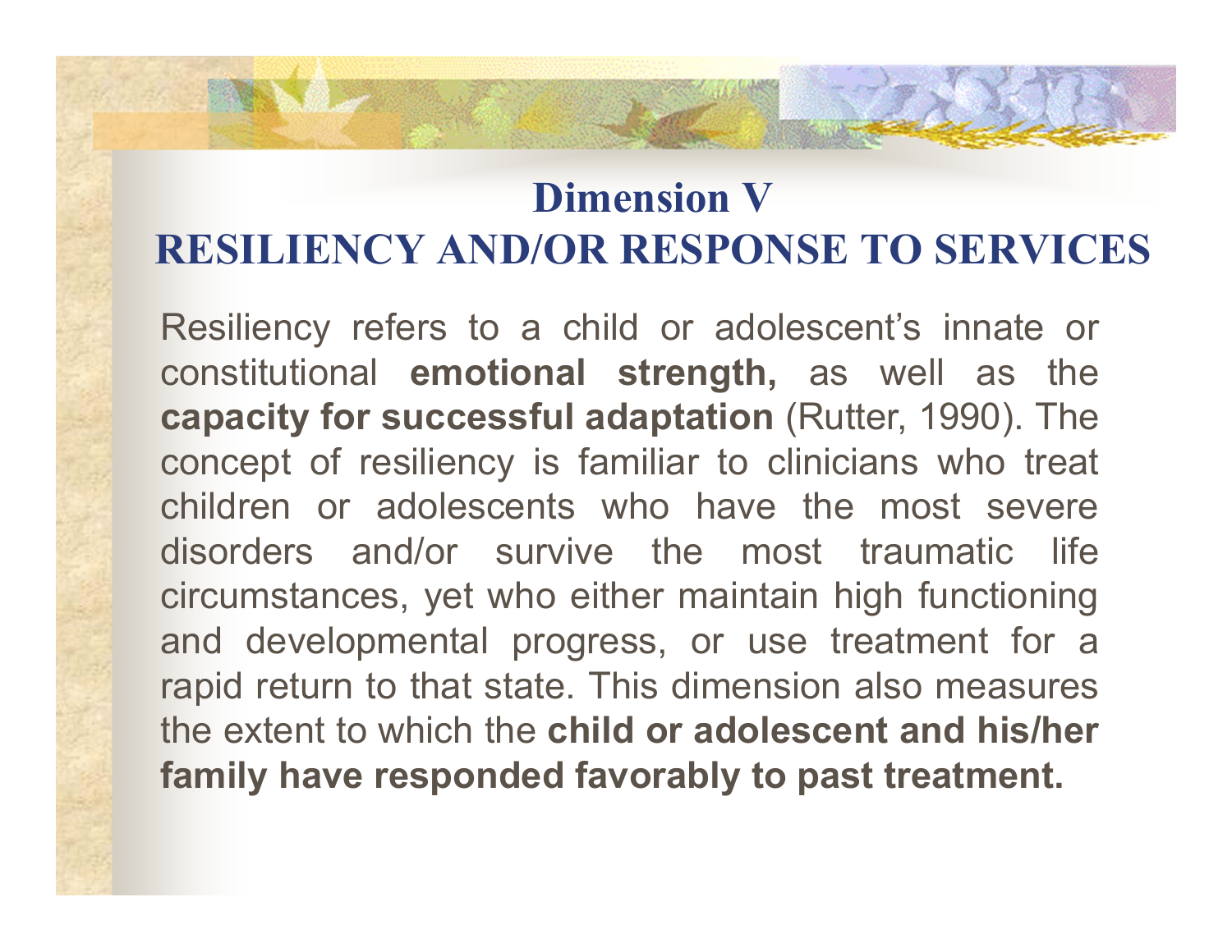# Dimension V
# RESILIENCY AND/OR RESPONSE TO SERVICES

Resiliency refers to a child or adolescent's innate or constitutional **emotional strength,** as well as the **capacity for successful adaptation** (Rutter, 1990). The concept of resiliency is familiar to clinicians who treat children or adolescents who have the most severe disorders and/or survive the most traumatic life circumstances, yet who either maintain high functioning and developmental progress, or use treatment for a rapid return to that state. This dimension also measures the extent to which the **child or adolescent and his/her family have responded favorably to past treatment.**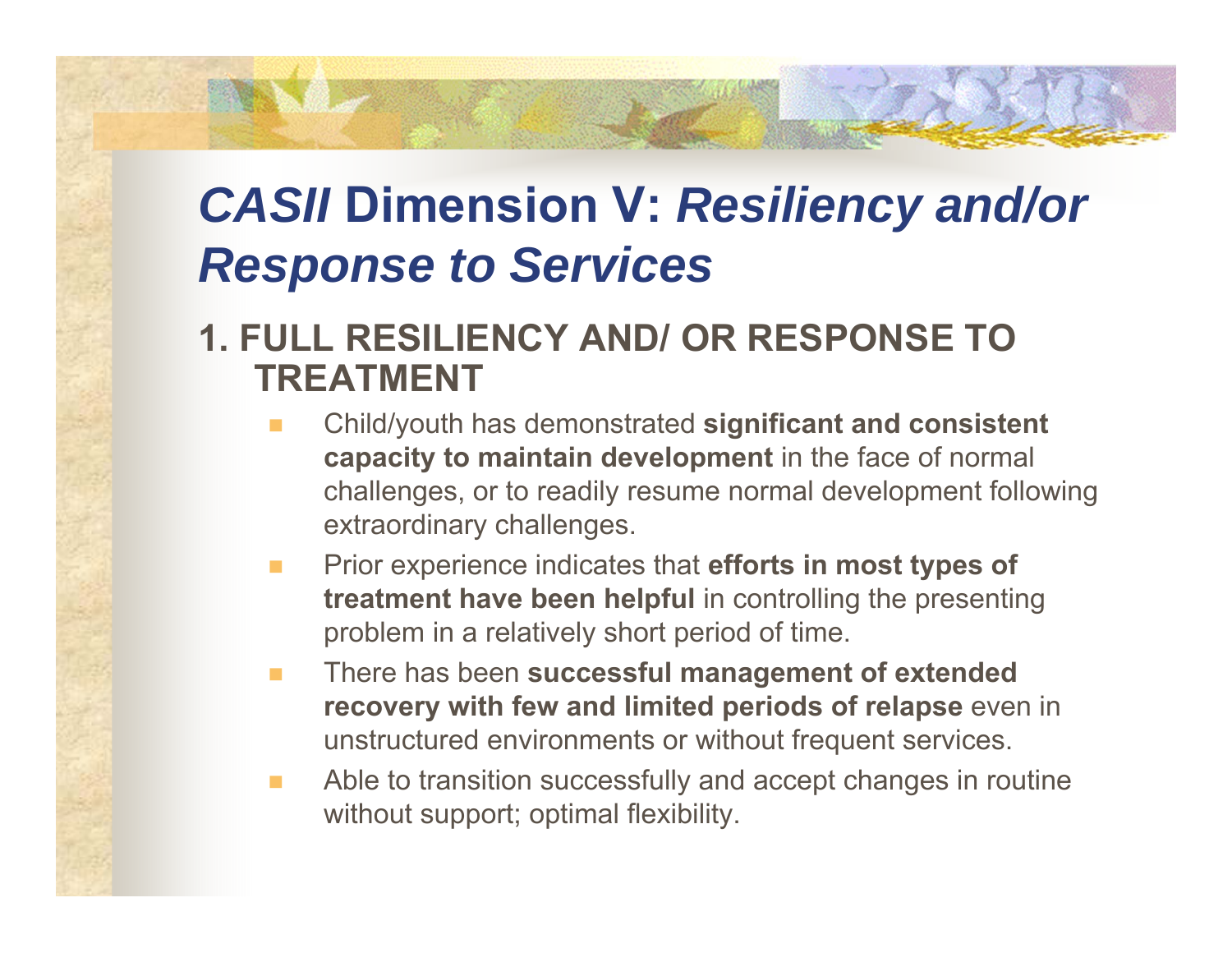# *CASII* Dimension V: *Resiliency and/or Response to Services*

## 1. FULL RESILIENCY AND/ OR RESPONSE TO TREATMENT

- Child/youth has demonstrated **significant and consistent capacity to maintain development** in the face of normal challenges, or to readily resume normal development following extraordinary challenges.
- Prior experience indicates that **efforts in most types of treatment have been helpful** in controlling the presenting problem in a relatively short period of time.
- There has been **successful management of extended recovery with few and limited periods of relapse** even in unstructured environments or without frequent services.
- Able to transition successfully and accept changes in routine without support; optimal flexibility.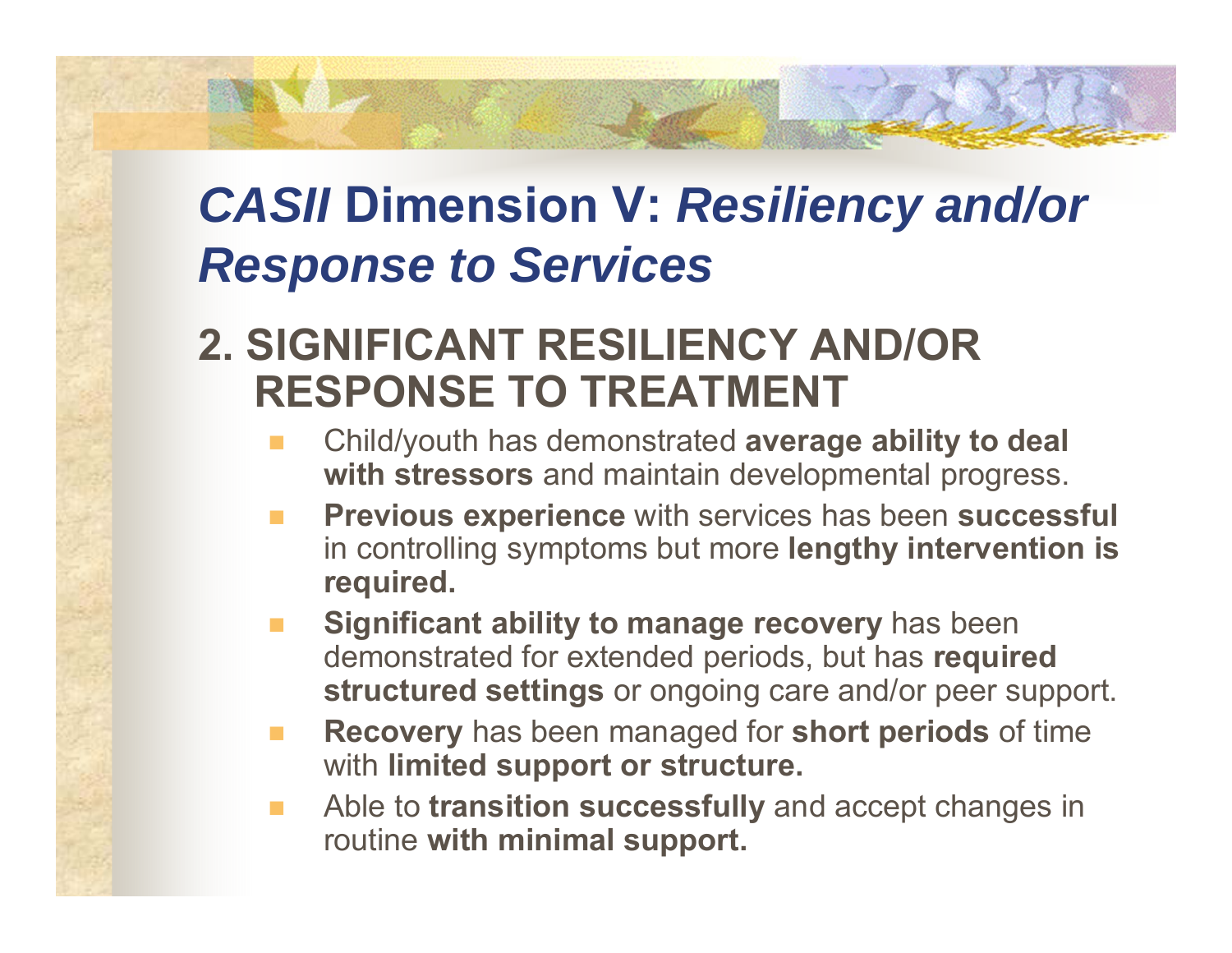# *CASII* Dimension V: *Resiliency and/or Response to Services*

## 2. SIGNIFICANT RESILIENCY AND/OR RESPONSE TO TREATMENT

- Child/youth has demonstrated **average ability to deal with stressors** and maintain developmental progress.
- **Previous experience** with services has been **successful** in controlling symptoms but more **lengthy intervention is required.**
- **Significant ability to manage recovery** has been demonstrated for extended periods, but has **required structured settings** or ongoing care and/or peer support.
- **Recovery** has been managed for **short periods** of time with **limited support or structure.**
- Able to **transition successfully** and accept changes in routine **with minimal support.**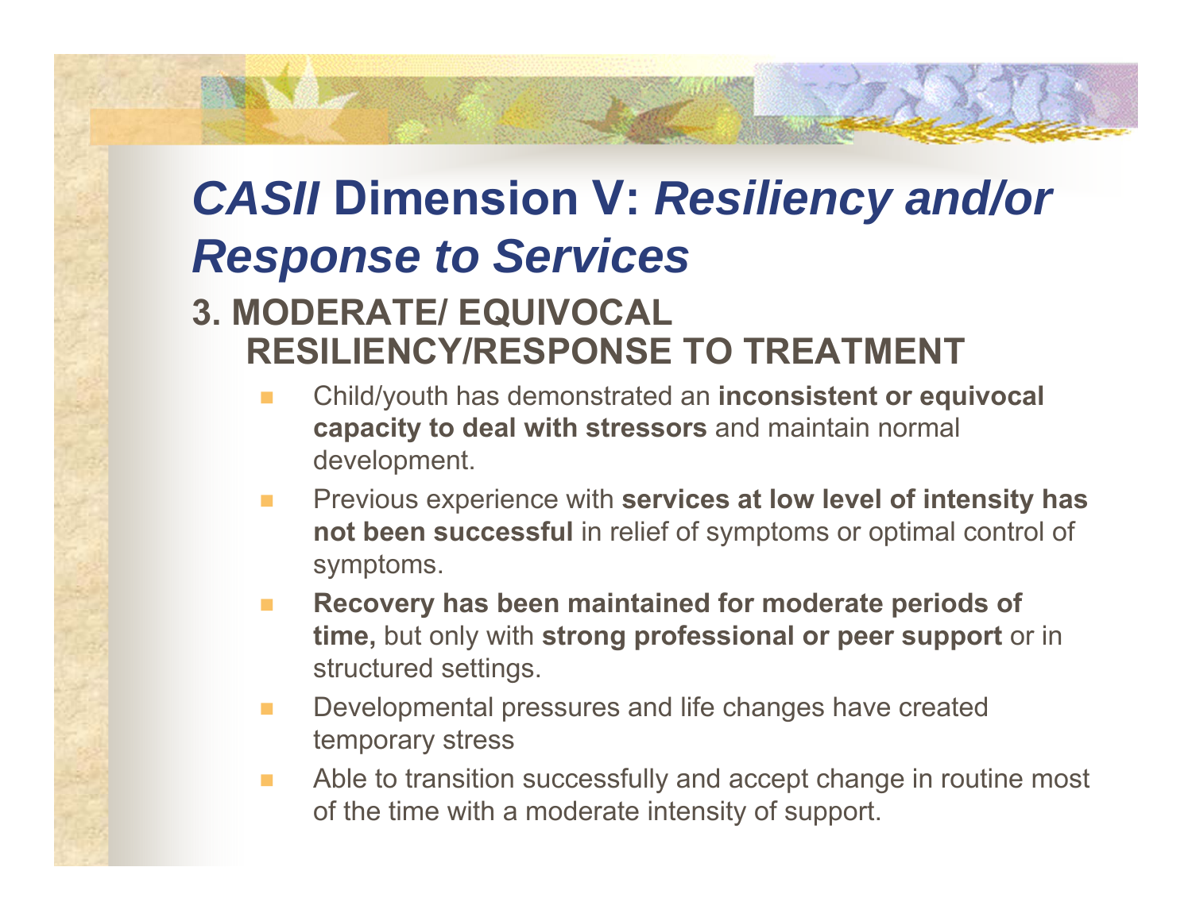# *CASII* Dimension V: *Resiliency and/or Response to Services*

## 3. MODERATE/ EQUIVOCAL RESILIENCY/RESPONSE TO TREATMENT

- Child/youth has demonstrated an **inconsistent or equivocal capacity to deal with stressors** and maintain normal development.
- Previous experience with **services at low level of intensity has not been successful** in relief of symptoms or optimal control of symptoms.
- **Recovery has been maintained for moderate periods of time,** but only with **strong professional or peer support** or in structured settings.
- Developmental pressures and life changes have created temporary stress
- Able to transition successfully and accept change in routine most of the time with a moderate intensity of support.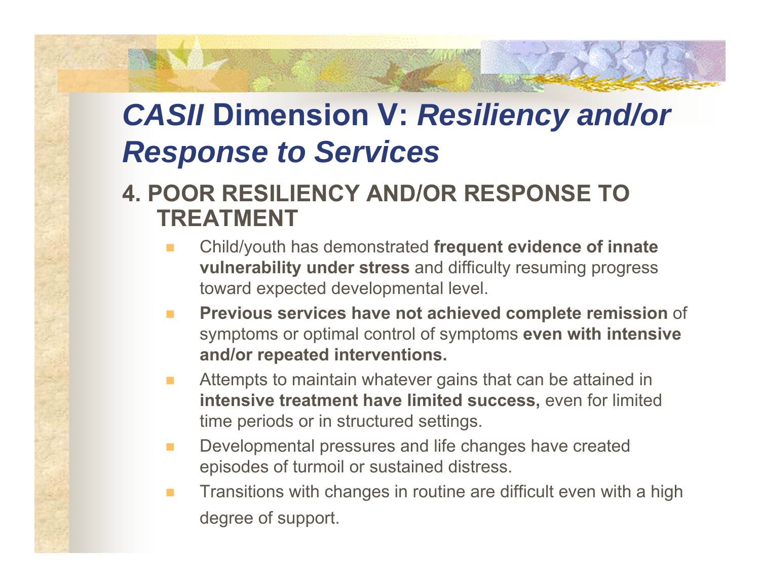# *CASII* Dimension V: *Resiliency and/or Response to Services*

## 4. POOR RESILIENCY AND/OR RESPONSE TO TREATMENT

- Child/youth has demonstrated **frequent evidence of innate vulnerability under stress** and difficulty resuming progress toward expected developmental level.
- **Previous services have not achieved complete remission** of symptoms or optimal control of symptoms **even with intensive and/or repeated interventions.**
- Attempts to maintain whatever gains that can be attained in **intensive treatment have limited success,** even for limited time periods or in structured settings.
- Developmental pressures and life changes have created episodes of turmoil or sustained distress.
- Transitions with changes in routine are difficult even with a high degree of support.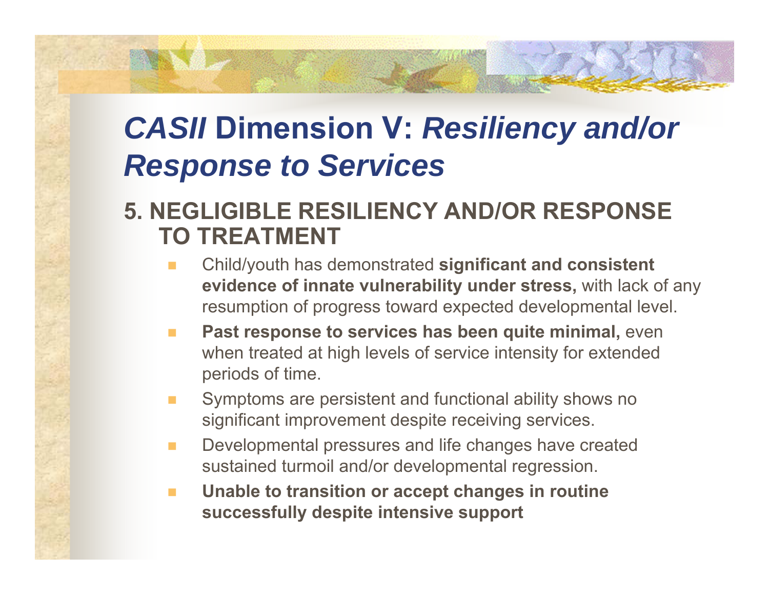# *CASII* Dimension V: *Resiliency and/or Response to Services*

## 5. NEGLIGIBLE RESILIENCY AND/OR RESPONSE TO TREATMENT

- Child/youth has demonstrated **significant and consistent evidence of innate vulnerability under stress,** with lack of any resumption of progress toward expected developmental level.
- **Past response to services has been quite minimal,** even when treated at high levels of service intensity for extended periods of time.
- Symptoms are persistent and functional ability shows no significant improvement despite receiving services.
- Developmental pressures and life changes have created sustained turmoil and/or developmental regression.
- **Unable to transition or accept changes in routine successfully despite intensive support**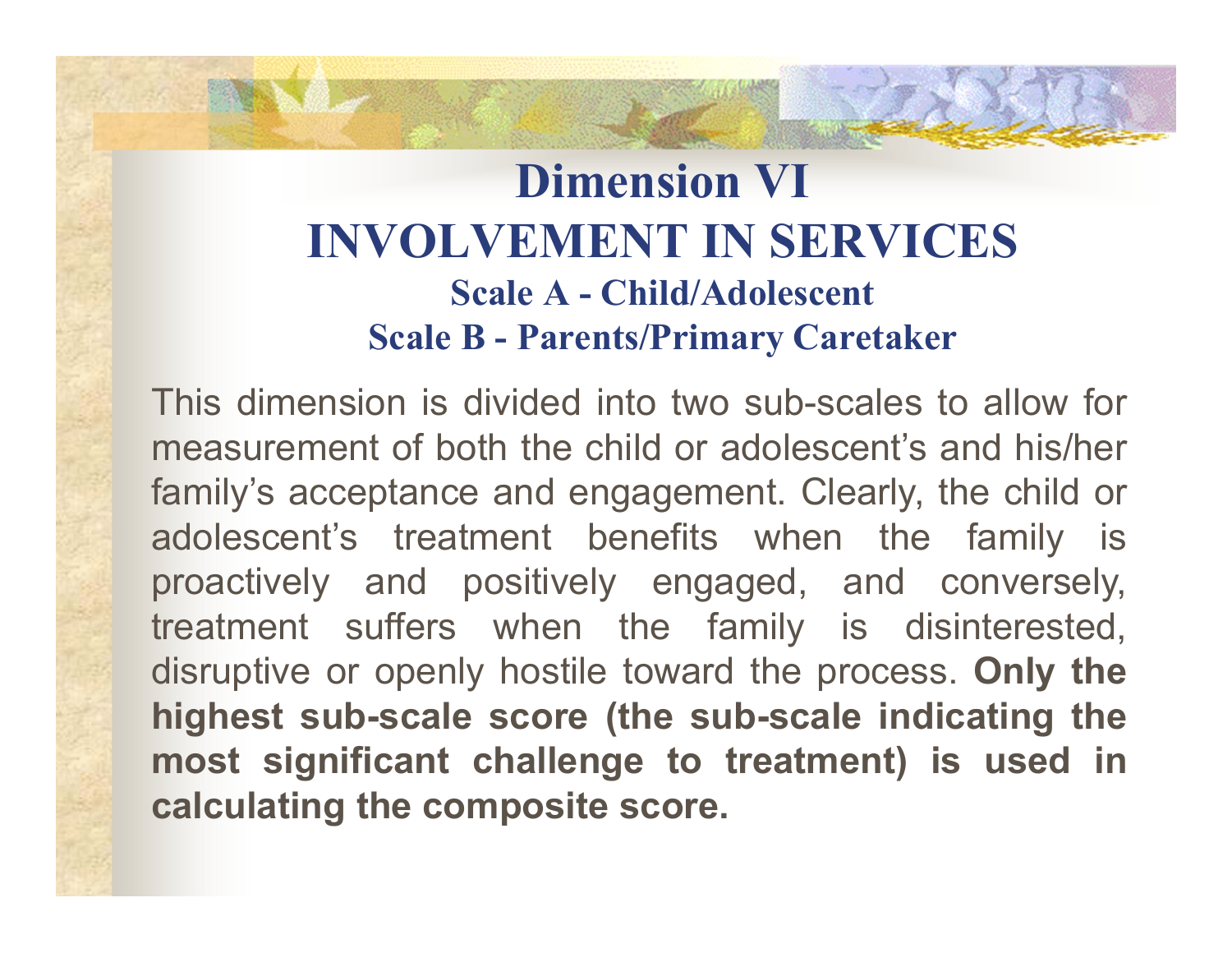# Dimension VI
# INVOLVEMENT IN SERVICES
### Scale A - Child/Adolescent
### Scale B - Parents/Primary Caretaker

This dimension is divided into two sub-scales to allow for measurement of both the child or adolescent's and his/her family's acceptance and engagement. Clearly, the child or adolescent's treatment benefits when the family is proactively and positively engaged, and conversely, treatment suffers when the family is disinterested, disruptive or openly hostile toward the process. **Only the highest sub-scale score (the sub-scale indicating the most significant challenge to treatment) is used in calculating the composite score.**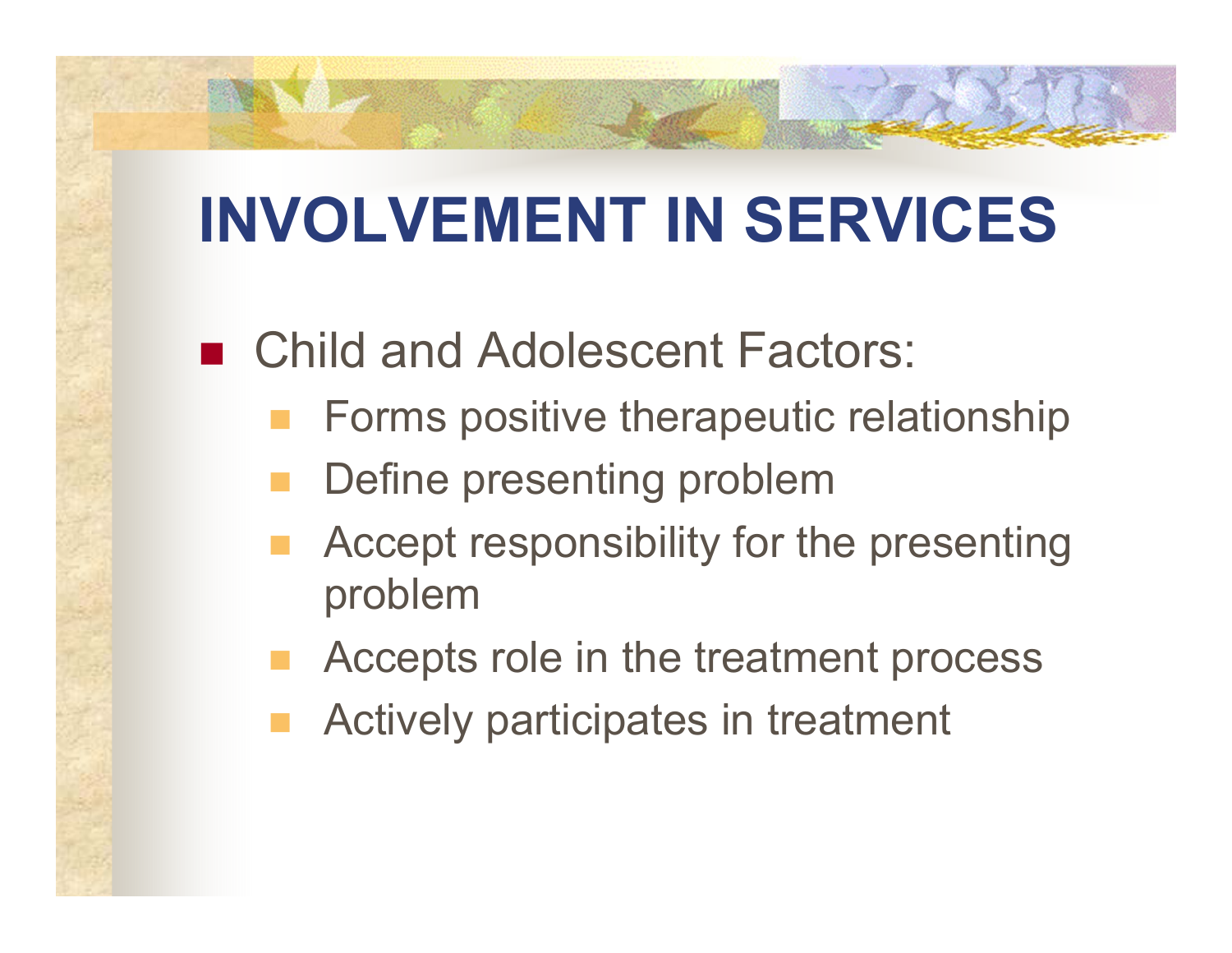# INVOLVEMENT IN SERVICES

- Child and Adolescent Factors:
  - Forms positive therapeutic relationship
  - Define presenting problem
  - Accept responsibility for the presenting problem
  - Accepts role in the treatment process
  - Actively participates in treatment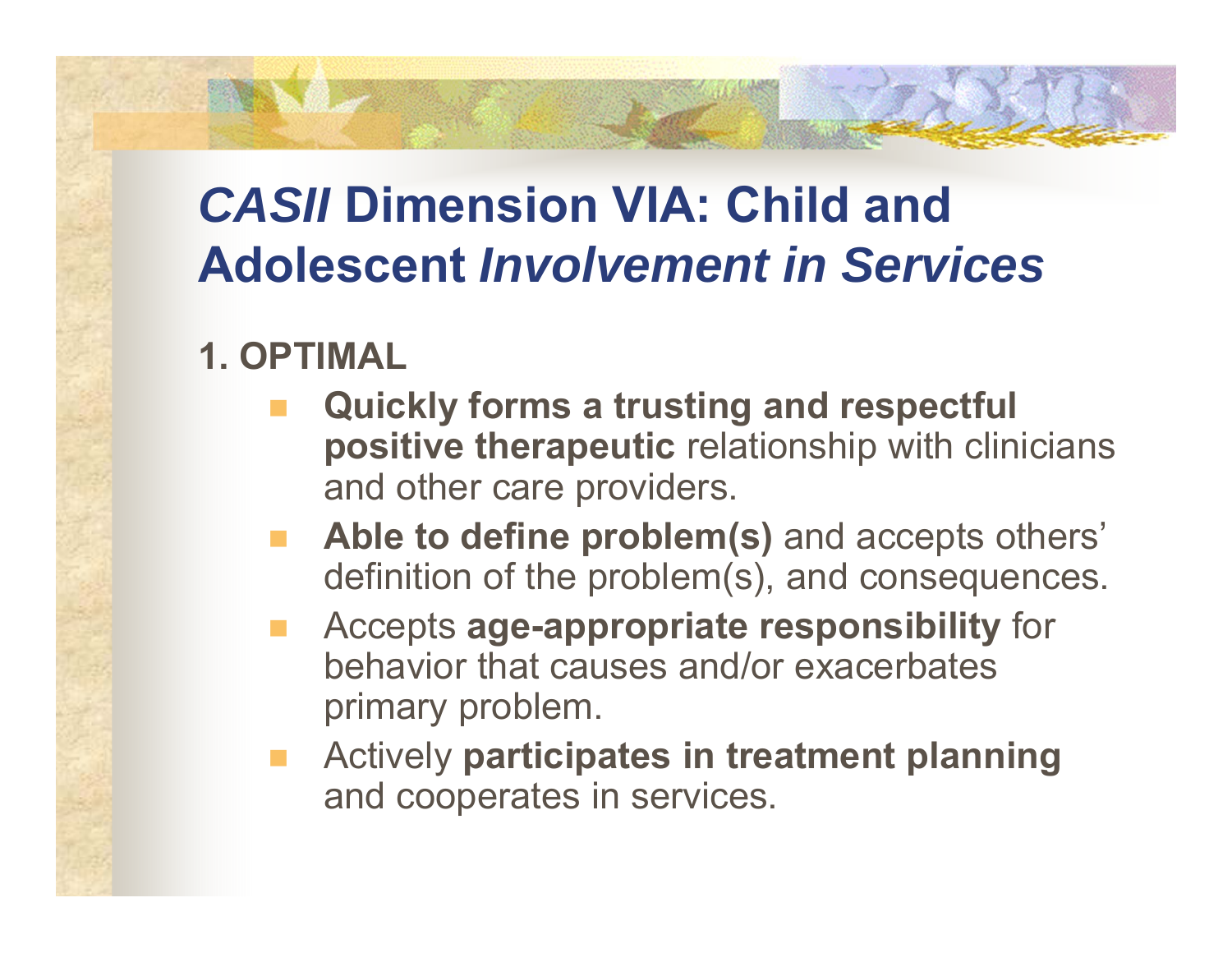# *CASII* Dimension VIA: Child and Adolescent *Involvement in Services*

## 1. OPTIMAL

- **Quickly forms a trusting and respectful positive therapeutic** relationship with clinicians and other care providers.
- **Able to define problem(s)** and accepts others' definition of the problem(s), and consequences.
- Accepts **age-appropriate responsibility** for behavior that causes and/or exacerbates primary problem.
- Actively **participates in treatment planning** and cooperates in services.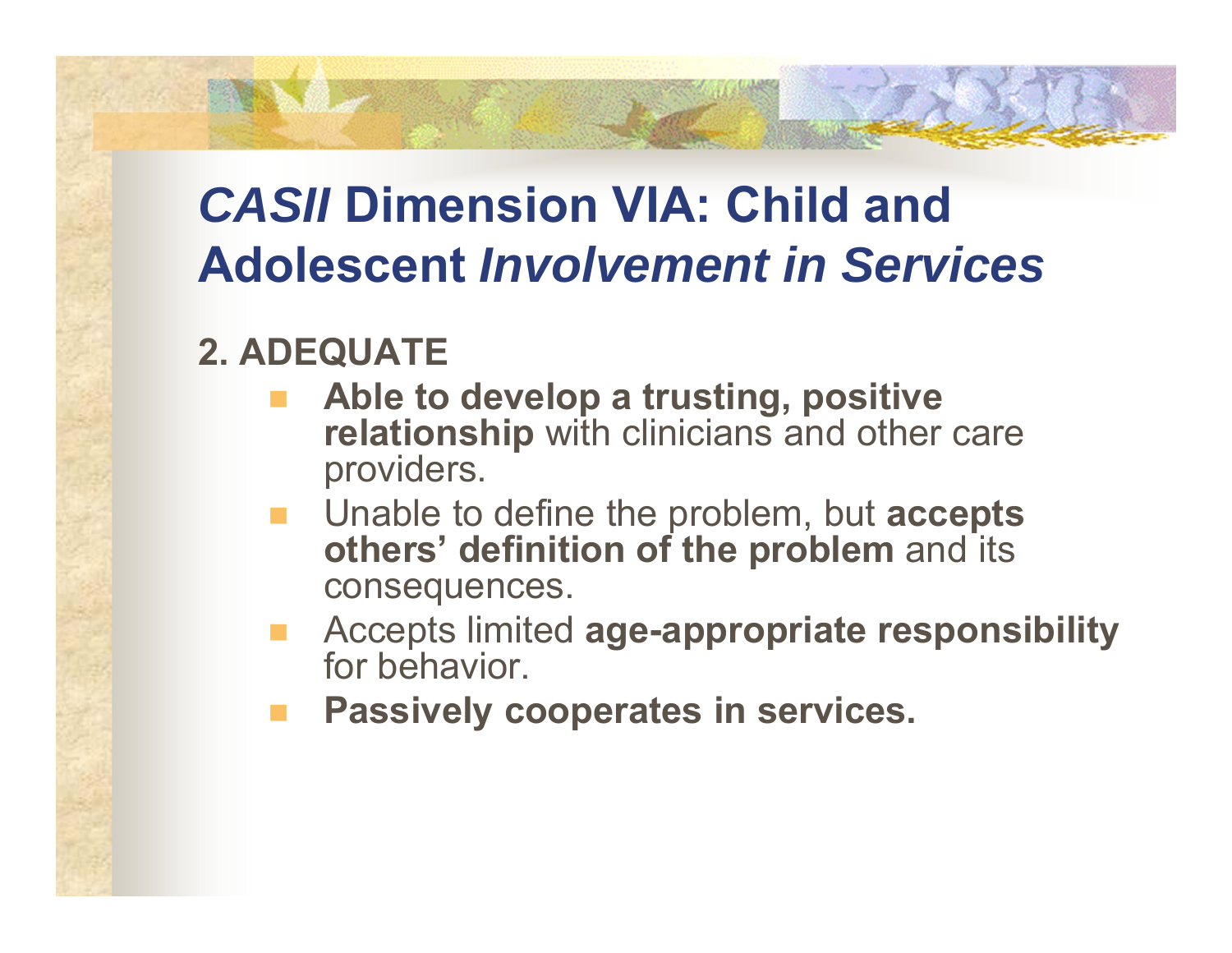# *CASII* Dimension VIA: Child and Adolescent *Involvement in Services*

**2. ADEQUATE**

- **Able to develop a trusting, positive relationship** with clinicians and other care providers.
- Unable to define the problem, but **accepts others' definition of the problem** and its consequences.
- Accepts limited **age-appropriate responsibility** for behavior.
- **Passively cooperates in services.**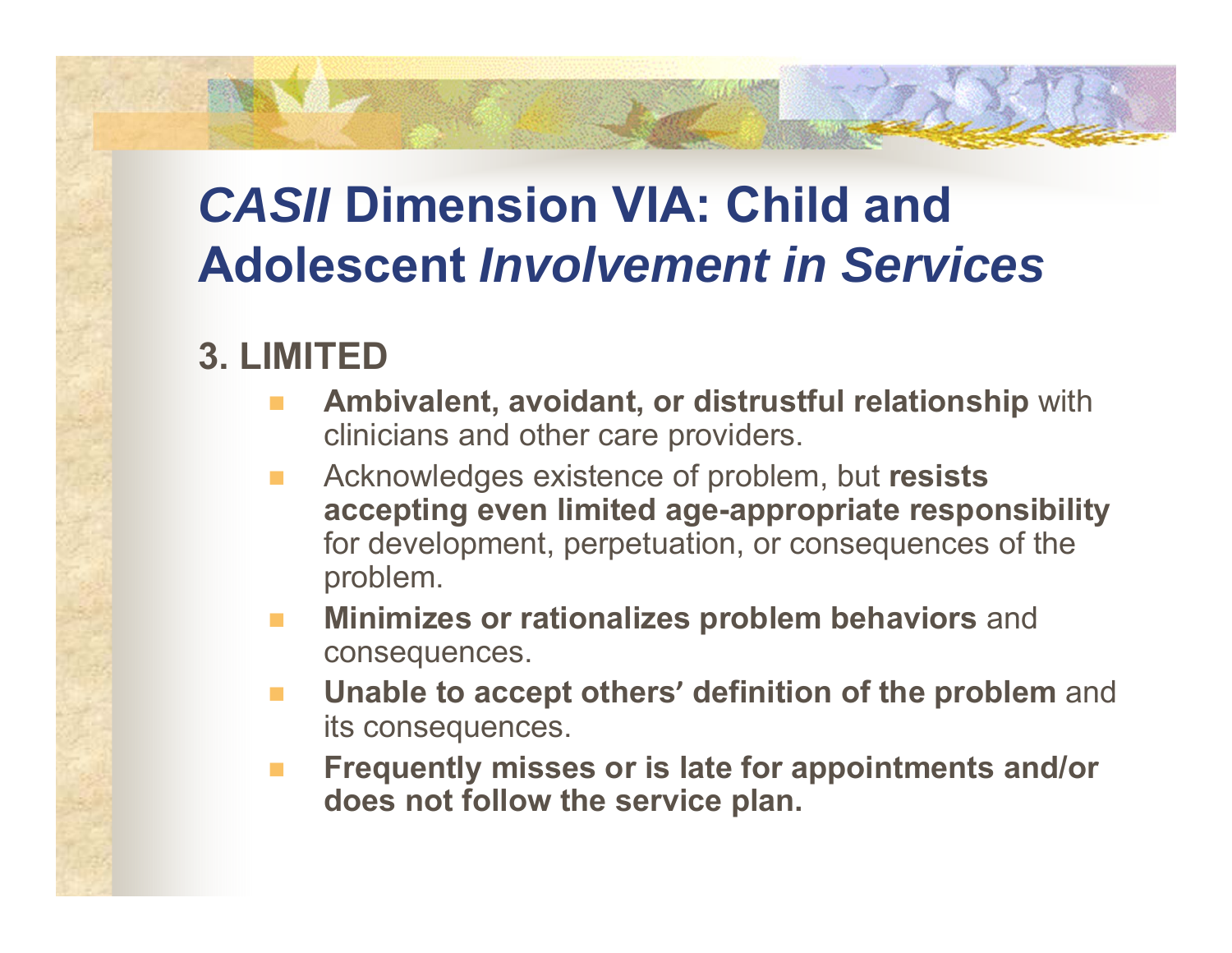# *CASII* Dimension VIA: Child and Adolescent *Involvement in Services*

## 3. LIMITED

- **Ambivalent, avoidant, or distrustful relationship** with clinicians and other care providers.
- Acknowledges existence of problem, but **resists accepting even limited age-appropriate responsibility** for development, perpetuation, or consequences of the problem.
- **Minimizes or rationalizes problem behaviors** and consequences.
- **Unable to accept others' definition of the problem** and its consequences.
- **Frequently misses or is late for appointments and/or does not follow the service plan.**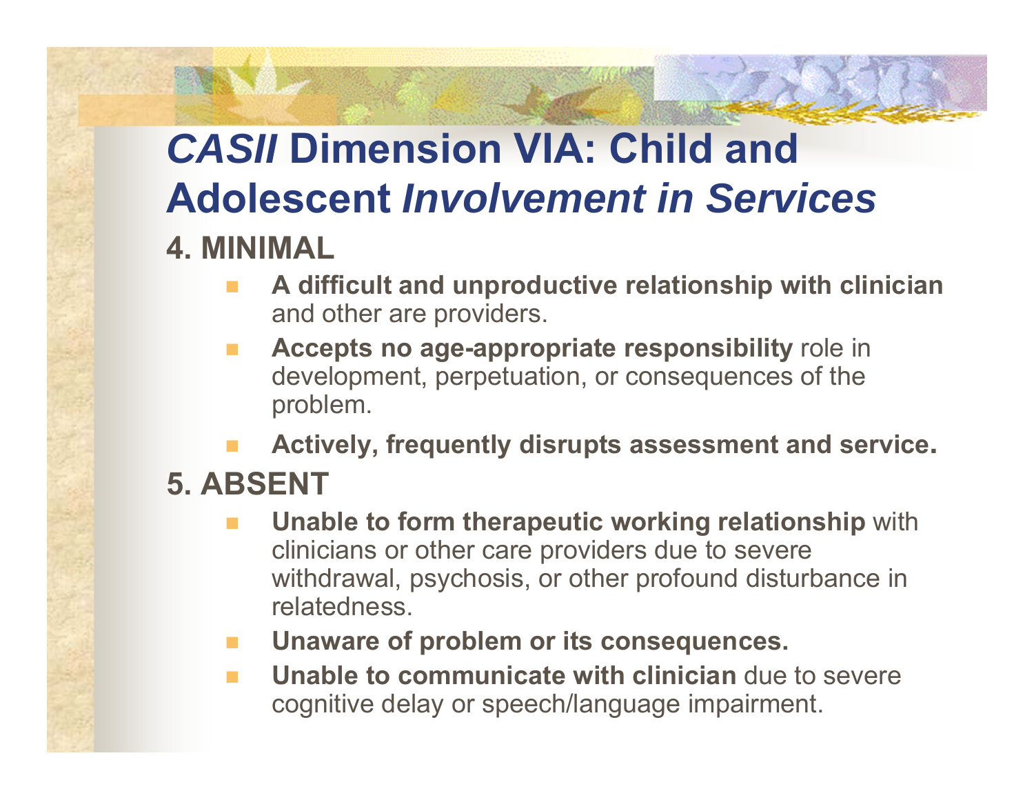# *CASII* Dimension VIA: Child and Adolescent *Involvement in Services*

## 4. MINIMAL

- **A difficult and unproductive relationship with clinician** and other are providers.
- **Accepts no age-appropriate responsibility** role in development, perpetuation, or consequences of the problem.
- **Actively, frequently disrupts assessment and service.**

## 5. ABSENT

- **Unable to form therapeutic working relationship** with clinicians or other care providers due to severe withdrawal, psychosis, or other profound disturbance in relatedness.
- **Unaware of problem or its consequences.**
- **Unable to communicate with clinician** due to severe cognitive delay or speech/language impairment.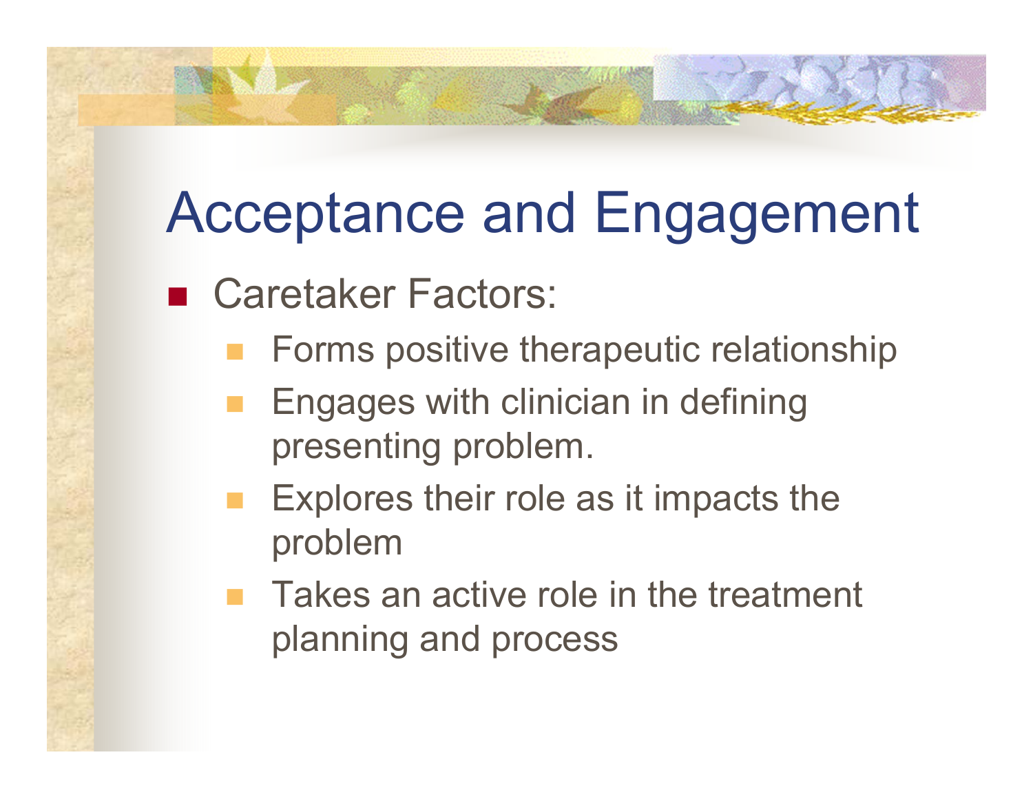# Acceptance and Engagement

- Caretaker Factors:
  - Forms positive therapeutic relationship
  - Engages with clinician in defining presenting problem.
  - Explores their role as it impacts the problem
  - Takes an active role in the treatment planning and process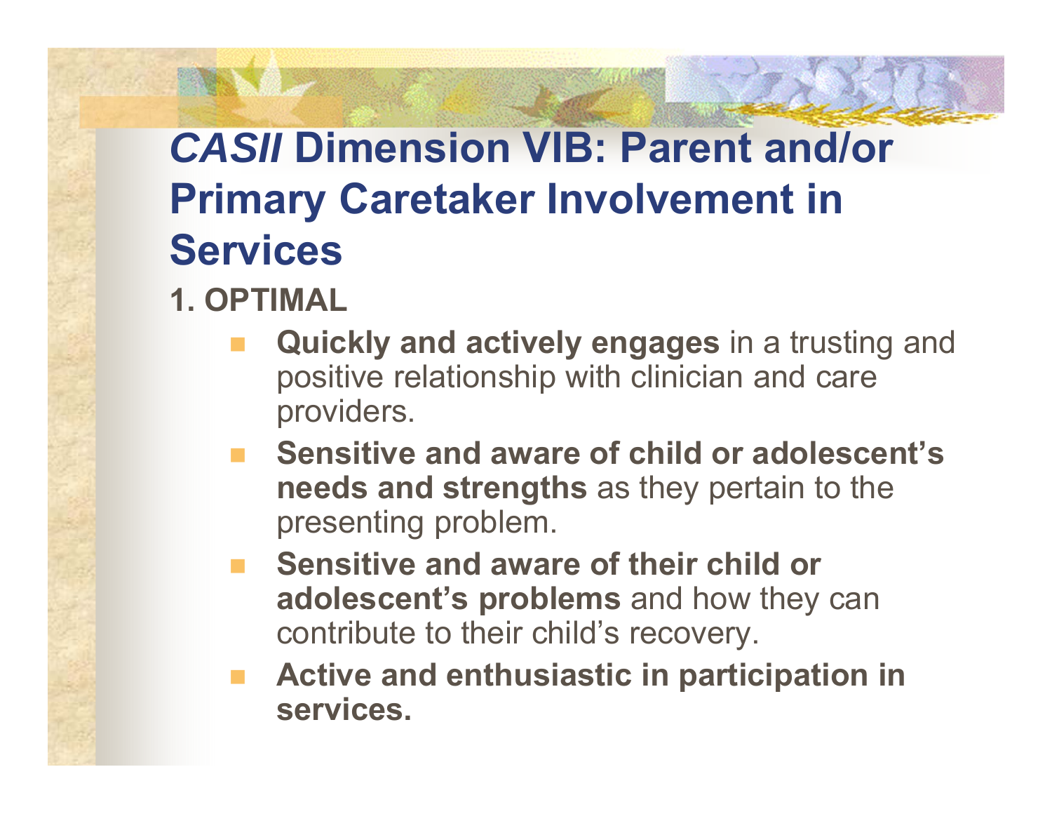# *CASII* Dimension VIB: Parent and/or Primary Caretaker Involvement in Services

**1. OPTIMAL**

- **Quickly and actively engages** in a trusting and positive relationship with clinician and care providers.
- **Sensitive and aware of child or adolescent's needs and strengths** as they pertain to the presenting problem.
- **Sensitive and aware of their child or adolescent's problems** and how they can contribute to their child's recovery.
- **Active and enthusiastic in participation in services.**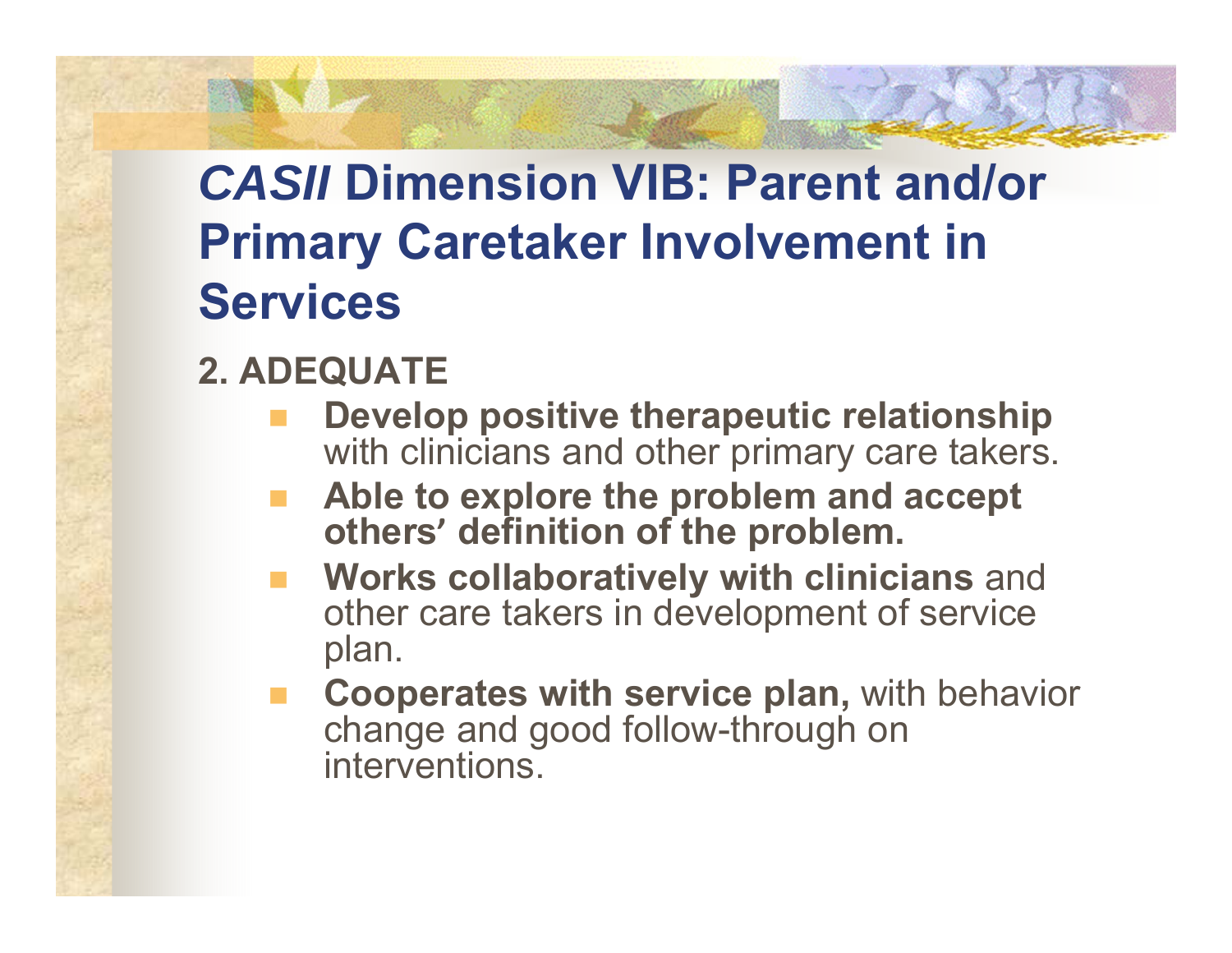# *CASII* Dimension VIB: Parent and/or Primary Caretaker Involvement in Services

**2. ADEQUATE**

- **Develop positive therapeutic relationship** with clinicians and other primary care takers.
- **Able to explore the problem and accept others' definition of the problem.**
- **Works collaboratively with clinicians** and other care takers in development of service plan.
- **Cooperates with service plan,** with behavior change and good follow-through on interventions.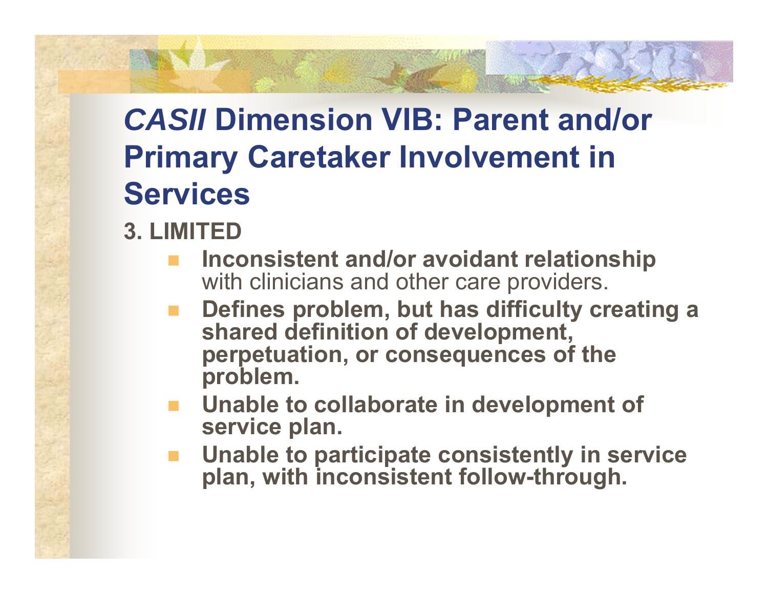# *CASII* Dimension VIB: Parent and/or Primary Caretaker Involvement in Services

**3. LIMITED**

- **Inconsistent and/or avoidant relationship** with clinicians and other care providers.
- **Defines problem, but has difficulty creating a shared definition of development, perpetuation, or consequences of the problem.**
- **Unable to collaborate in development of service plan.**
- **Unable to participate consistently in service plan, with inconsistent follow-through.**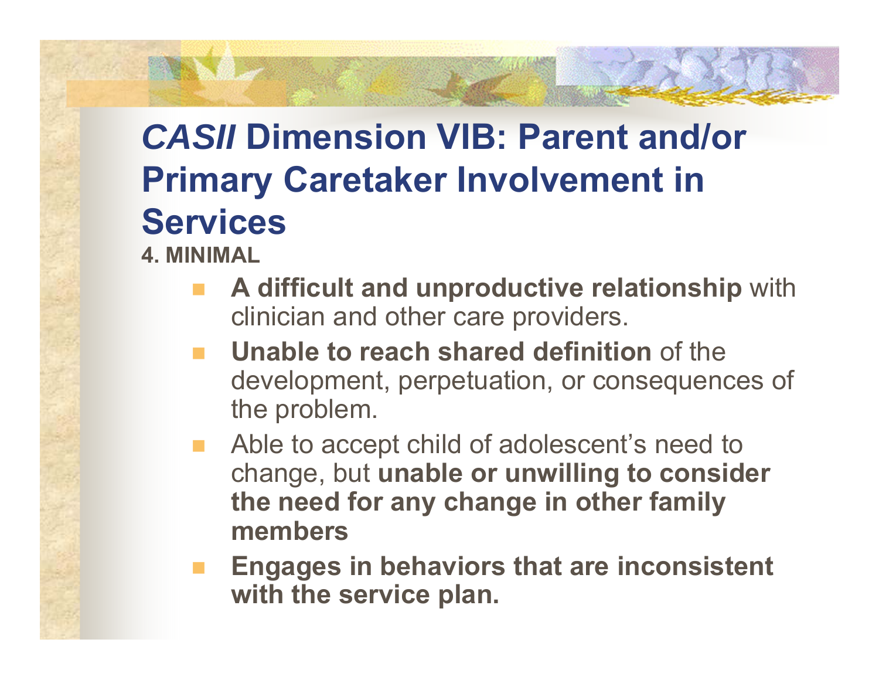# *CASII* Dimension VIB: Parent and/or Primary Caretaker Involvement in Services

**4. MINIMAL**

- **A difficult and unproductive relationship** with clinician and other care providers.
- **Unable to reach shared definition** of the development, perpetuation, or consequences of the problem.
- Able to accept child of adolescent's need to change, but **unable or unwilling to consider the need for any change in other family members**
- **Engages in behaviors that are inconsistent with the service plan.**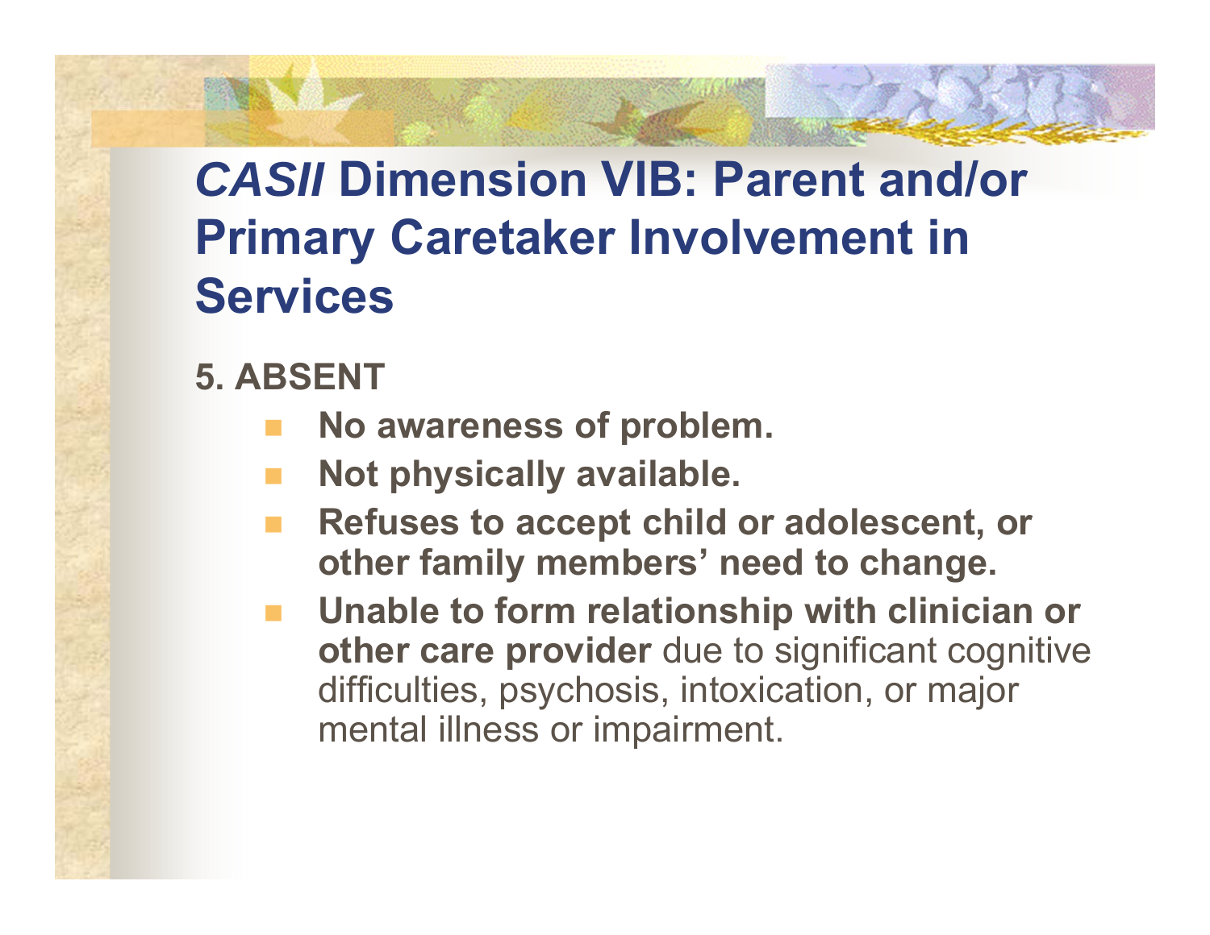# *CASII* Dimension VIB: Parent and/or Primary Caretaker Involvement in Services

**5. ABSENT**

- **No awareness of problem.**
- **Not physically available.**
- **Refuses to accept child or adolescent, or other family members' need to change.**
- **Unable to form relationship with clinician or other care provider** due to significant cognitive difficulties, psychosis, intoxication, or major mental illness or impairment.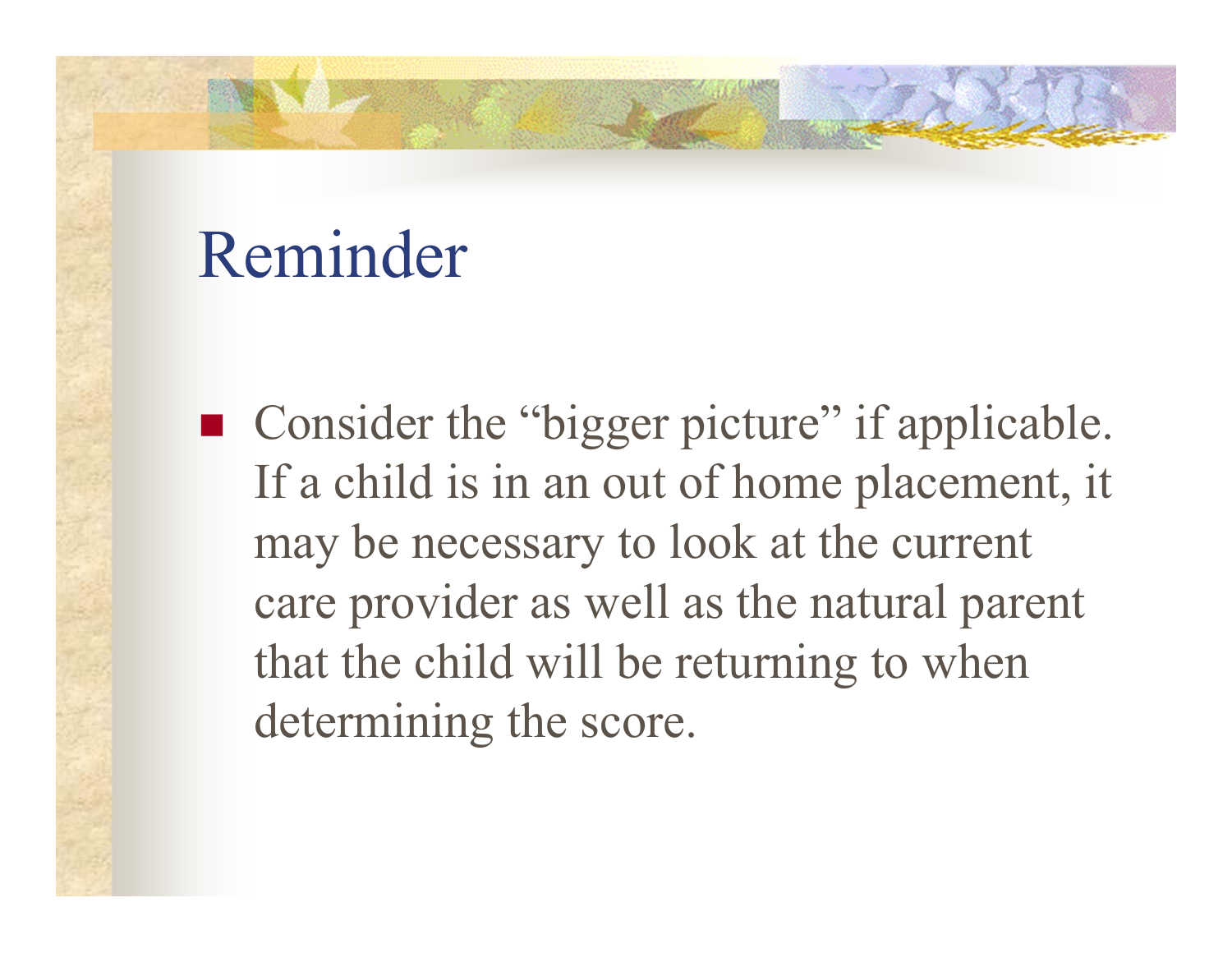# Reminder

- Consider the "bigger picture" if applicable. If a child is in an out of home placement, it may be necessary to look at the current care provider as well as the natural parent that the child will be returning to when determining the score.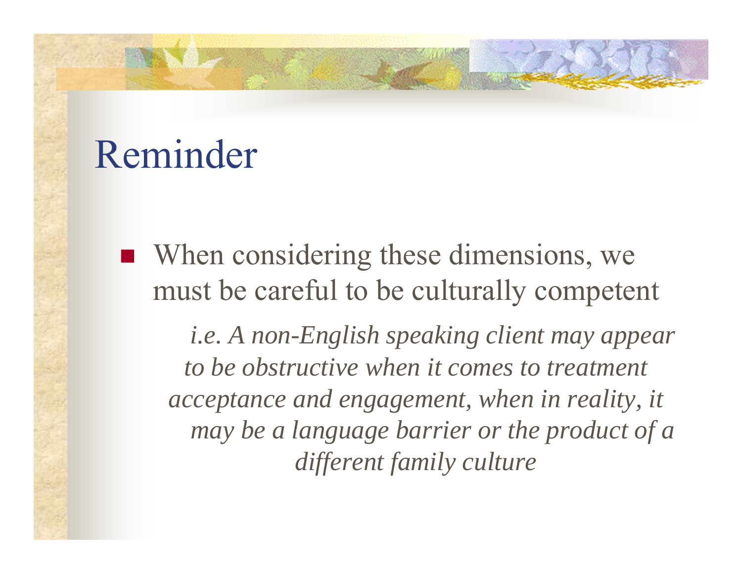# Reminder

- When considering these dimensions, we must be careful to be culturally competent

  *i.e. A non-English speaking client may appear to be obstructive when it comes to treatment acceptance and engagement, when in reality, it may be a language barrier or the product of a different family culture*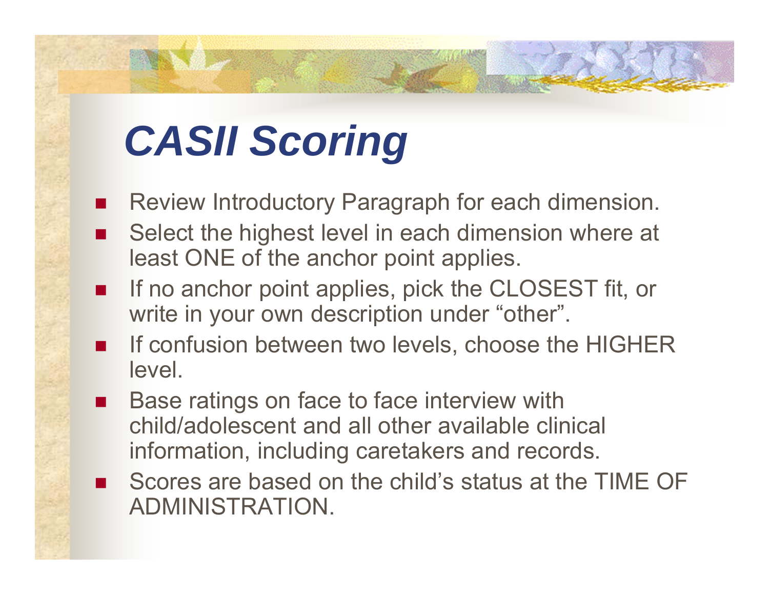# *CASII Scoring*

- Review Introductory Paragraph for each dimension.
- Select the highest level in each dimension where at least ONE of the anchor point applies.
- If no anchor point applies, pick the CLOSEST fit, or write in your own description under “other”.
- If confusion between two levels, choose the HIGHER level.
- Base ratings on face to face interview with child/adolescent and all other available clinical information, including caretakers and records.
- Scores are based on the child’s status at the TIME OF ADMINISTRATION.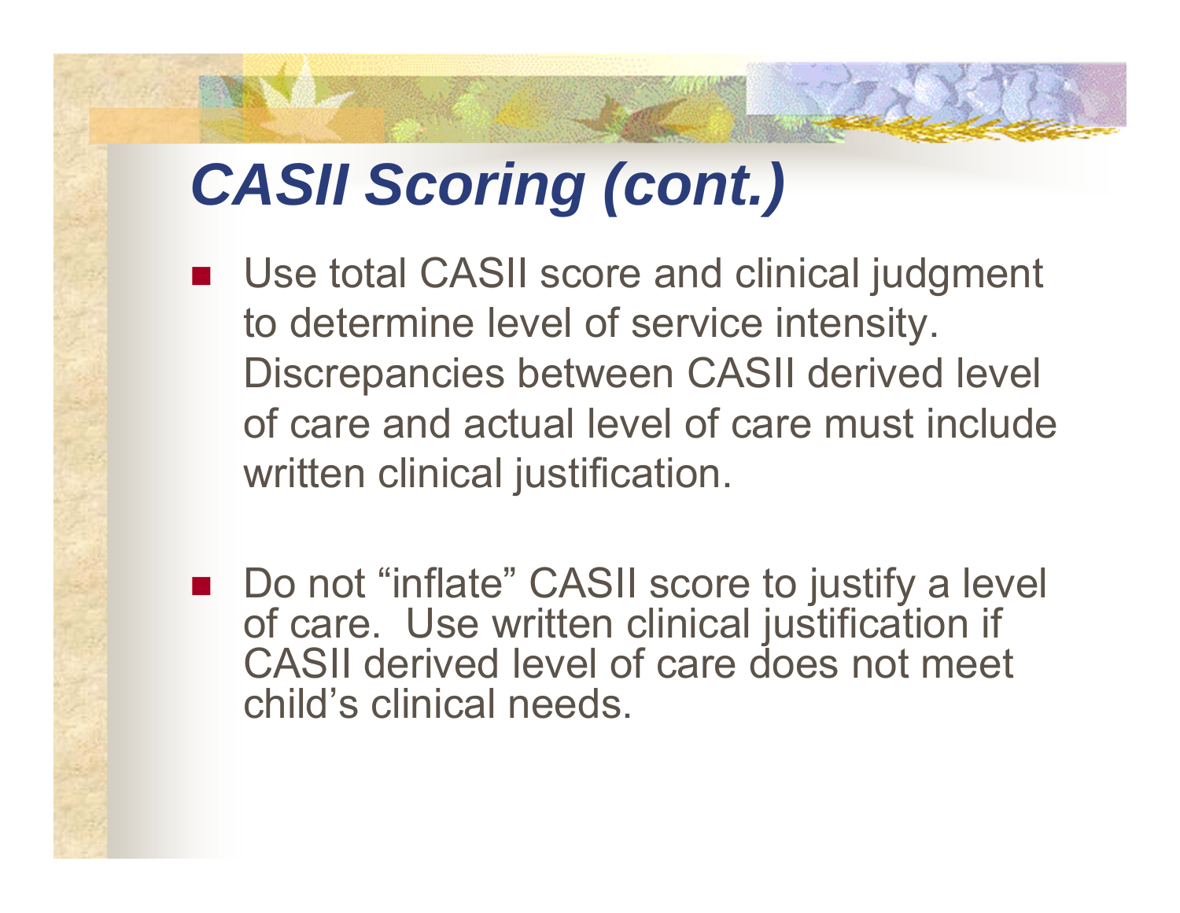# *CASII Scoring (cont.)*

- Use total CASII score and clinical judgment to determine level of service intensity. Discrepancies between CASII derived level of care and actual level of care must include written clinical justification.

- Do not “inflate” CASII score to justify a level of care. Use written clinical justification if CASII derived level of care does not meet child’s clinical needs.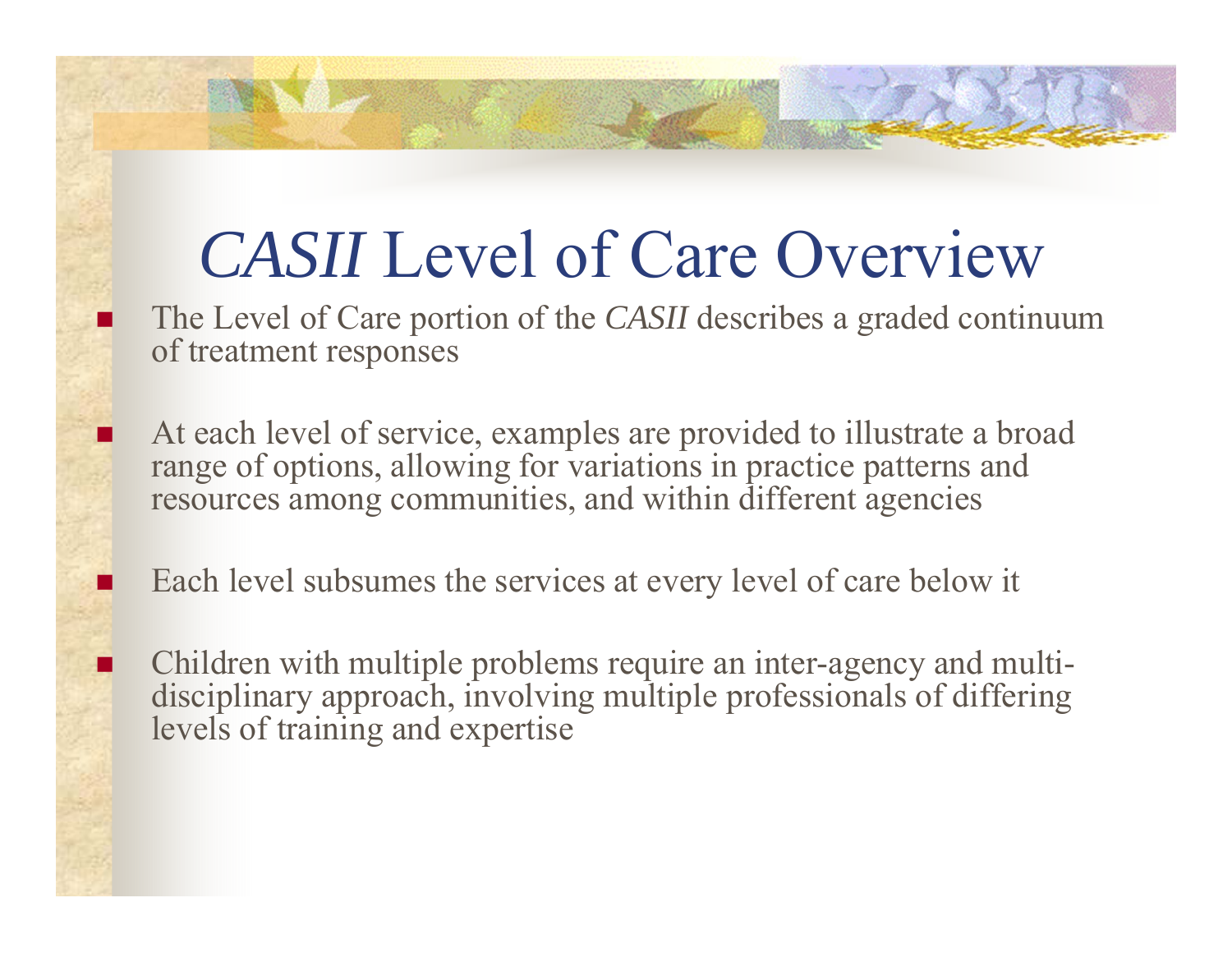# *CASII* Level of Care Overview

- The Level of Care portion of the *CASII* describes a graded continuum of treatment responses
- At each level of service, examples are provided to illustrate a broad range of options, allowing for variations in practice patterns and resources among communities, and within different agencies
- Each level subsumes the services at every level of care below it
- Children with multiple problems require an inter-agency and multi-disciplinary approach, involving multiple professionals of differing levels of training and expertise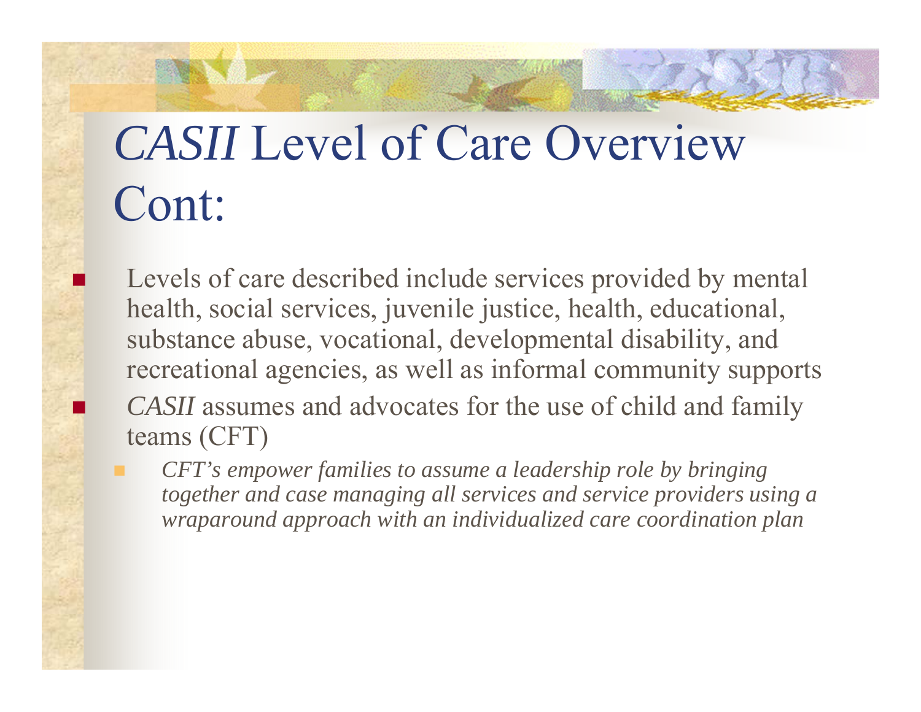# *CASII* Level of Care Overview Cont:

- Levels of care described include services provided by mental health, social services, juvenile justice, health, educational, substance abuse, vocational, developmental disability, and recreational agencies, as well as informal community supports
- *CASII* assumes and advocates for the use of child and family teams (CFT)
  - *CFT's empower families to assume a leadership role by bringing together and case managing all services and service providers using a wraparound approach with an individualized care coordination plan*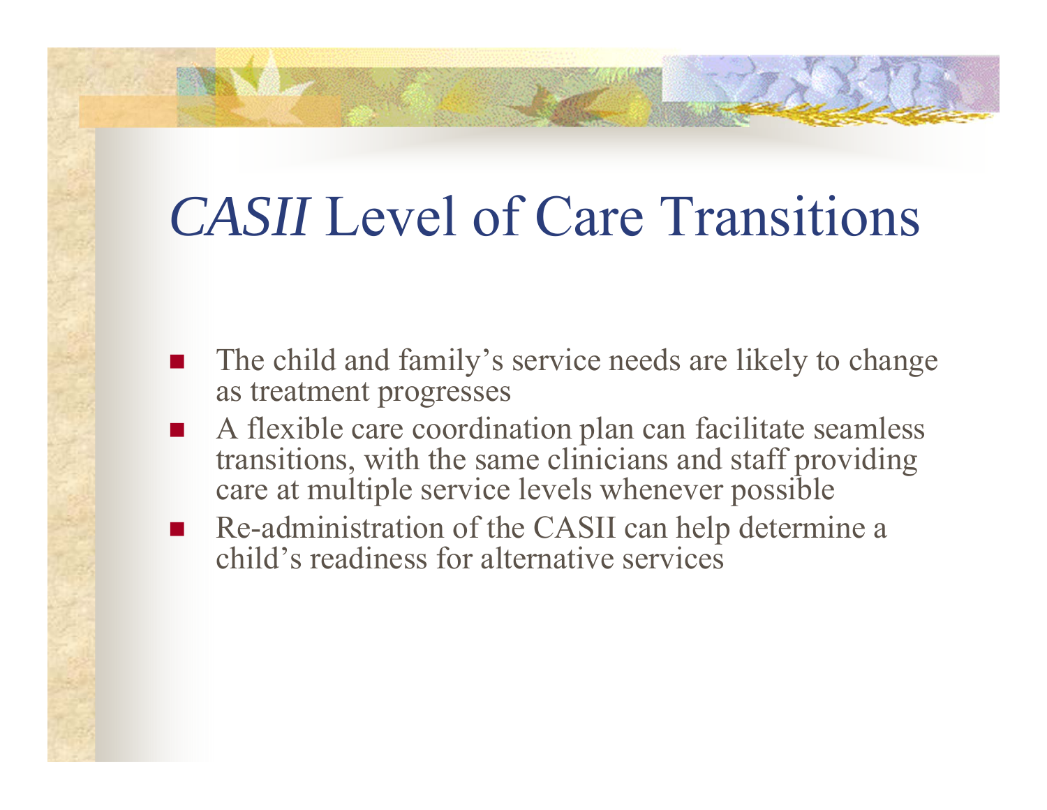# *CASII* Level of Care Transitions

- The child and family's service needs are likely to change as treatment progresses
- A flexible care coordination plan can facilitate seamless transitions, with the same clinicians and staff providing care at multiple service levels whenever possible
- Re-administration of the CASII can help determine a child's readiness for alternative services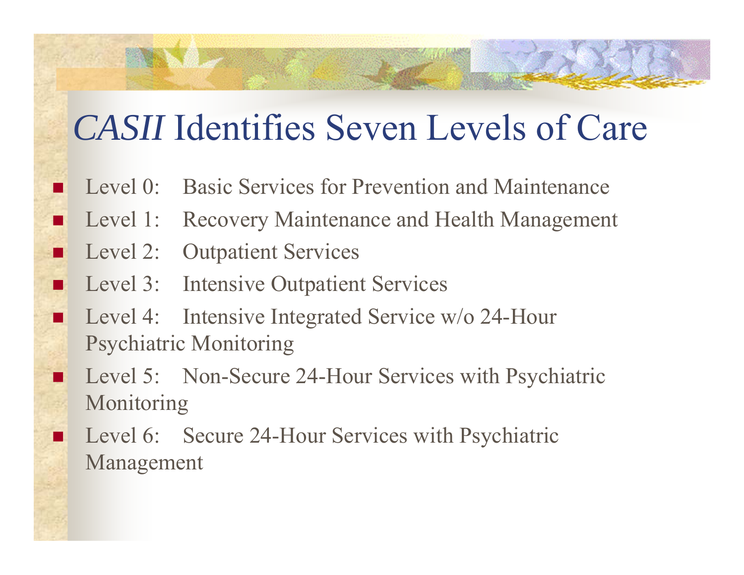# *CASII* Identifies Seven Levels of Care

- Level 0: Basic Services for Prevention and Maintenance
- Level 1: Recovery Maintenance and Health Management
- Level 2: Outpatient Services
- Level 3: Intensive Outpatient Services
- Level 4: Intensive Integrated Service w/o 24-Hour Psychiatric Monitoring
- Level 5: Non-Secure 24-Hour Services with Psychiatric Monitoring
- Level 6: Secure 24-Hour Services with Psychiatric Management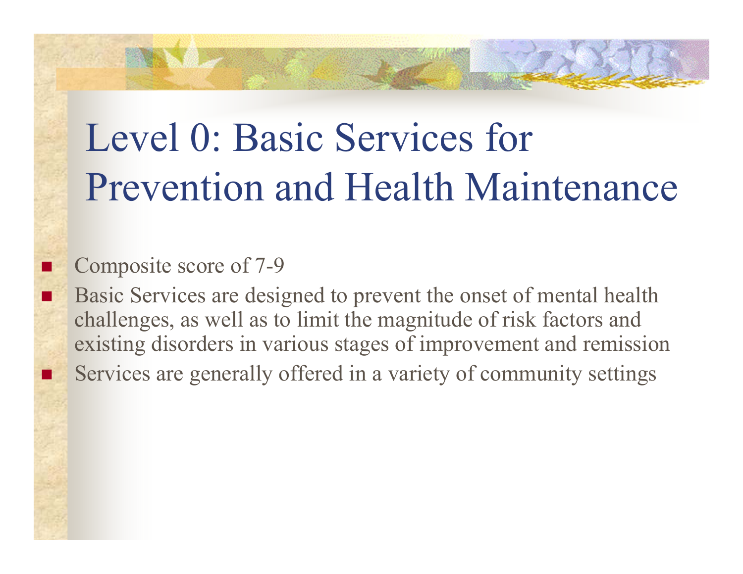# Level 0: Basic Services for Prevention and Health Maintenance

- Composite score of 7-9
- Basic Services are designed to prevent the onset of mental health challenges, as well as to limit the magnitude of risk factors and existing disorders in various stages of improvement and remission
- Services are generally offered in a variety of community settings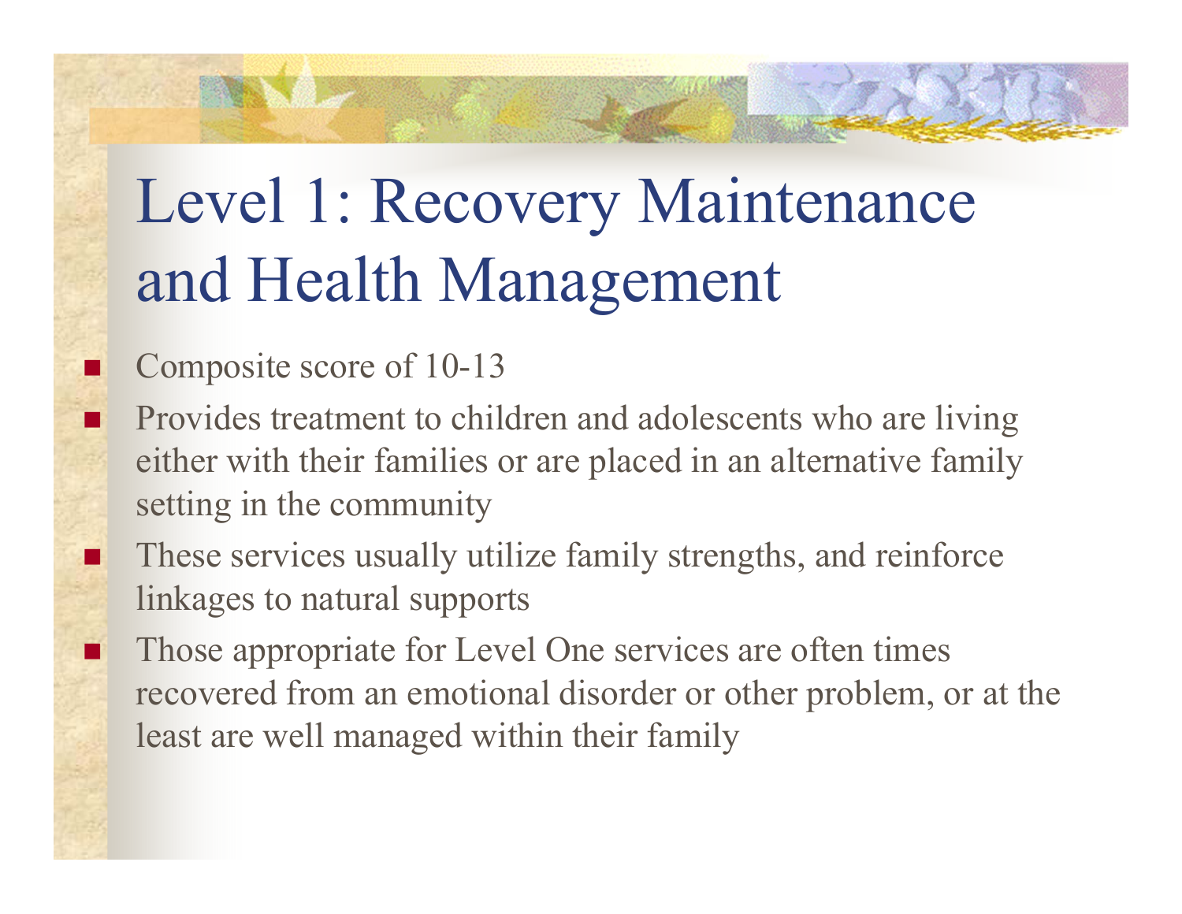# Level 1: Recovery Maintenance and Health Management

- Composite score of 10-13
- Provides treatment to children and adolescents who are living either with their families or are placed in an alternative family setting in the community
- These services usually utilize family strengths, and reinforce linkages to natural supports
- Those appropriate for Level One services are often times recovered from an emotional disorder or other problem, or at the least are well managed within their family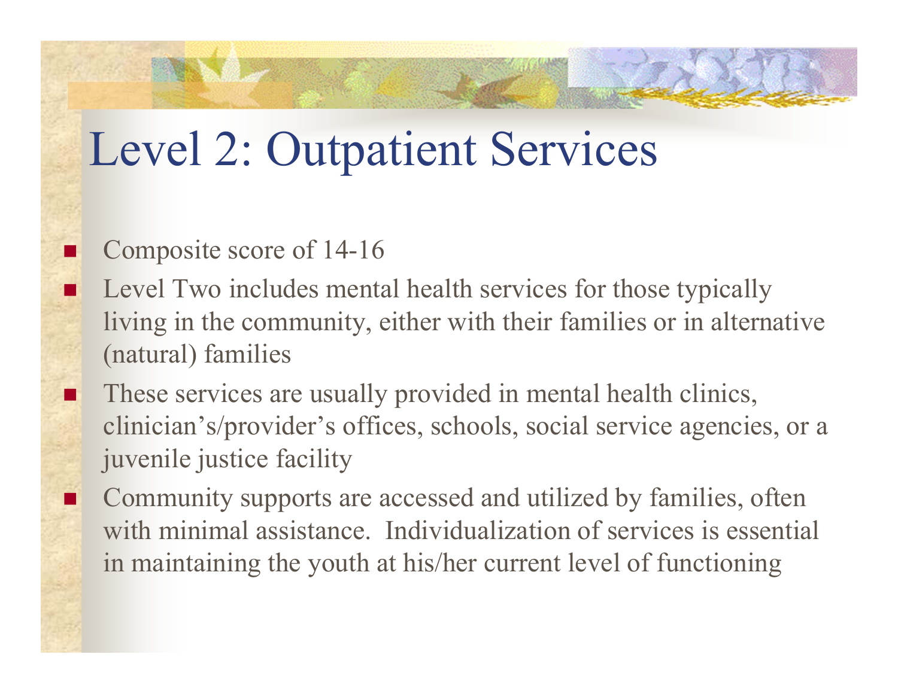# Level 2: Outpatient Services

- Composite score of 14-16
- Level Two includes mental health services for those typically living in the community, either with their families or in alternative (natural) families
- These services are usually provided in mental health clinics, clinician's/provider's offices, schools, social service agencies, or a juvenile justice facility
- Community supports are accessed and utilized by families, often with minimal assistance. Individualization of services is essential in maintaining the youth at his/her current level of functioning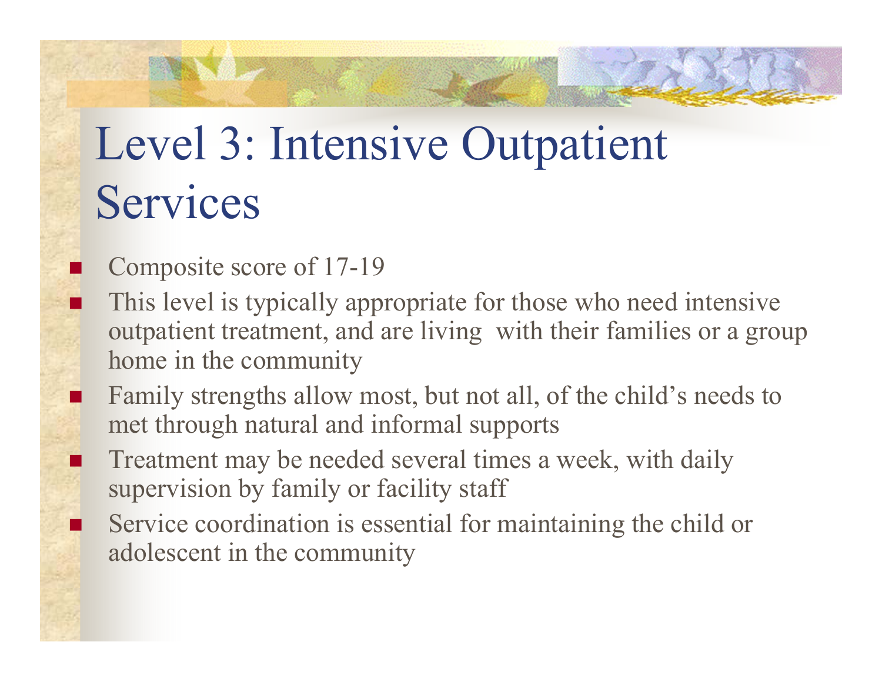# Level 3: Intensive Outpatient Services

- Composite score of 17-19
- This level is typically appropriate for those who need intensive outpatient treatment, and are living with their families or a group home in the community
- Family strengths allow most, but not all, of the child's needs to met through natural and informal supports
- Treatment may be needed several times a week, with daily supervision by family or facility staff
- Service coordination is essential for maintaining the child or adolescent in the community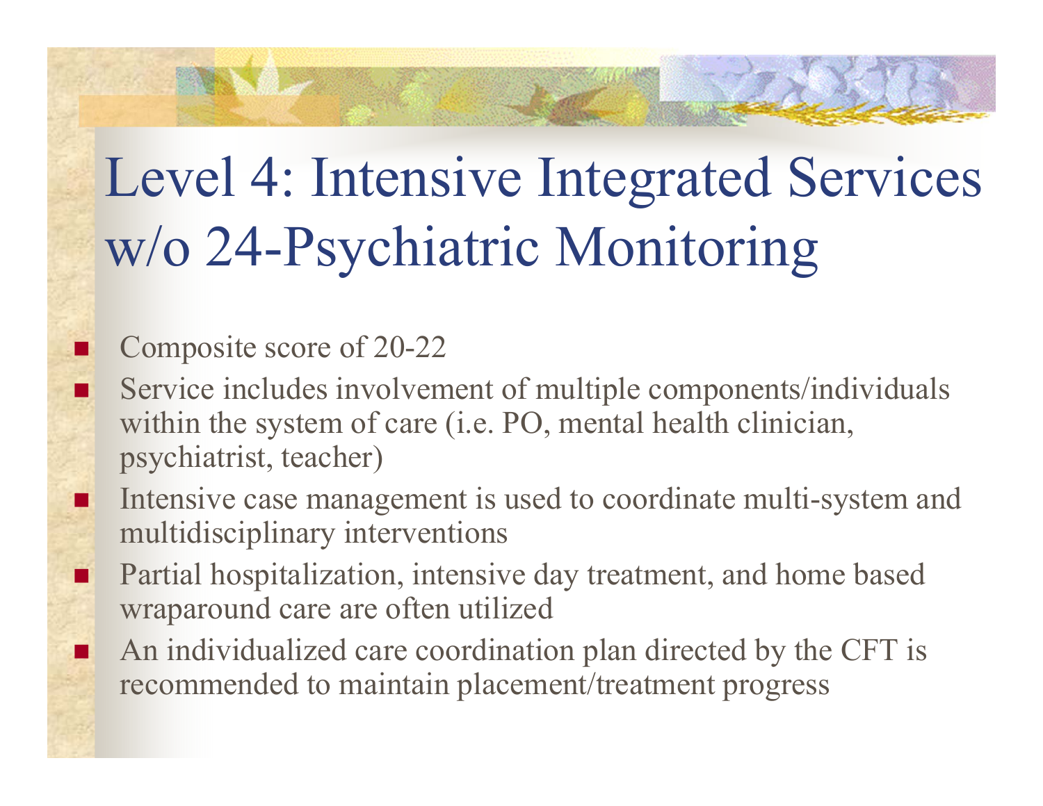# Level 4: Intensive Integrated Services w/o 24-Psychiatric Monitoring

- Composite score of 20-22
- Service includes involvement of multiple components/individuals within the system of care (i.e. PO, mental health clinician, psychiatrist, teacher)
- Intensive case management is used to coordinate multi-system and multidisciplinary interventions
- Partial hospitalization, intensive day treatment, and home based wraparound care are often utilized
- An individualized care coordination plan directed by the CFT is recommended to maintain placement/treatment progress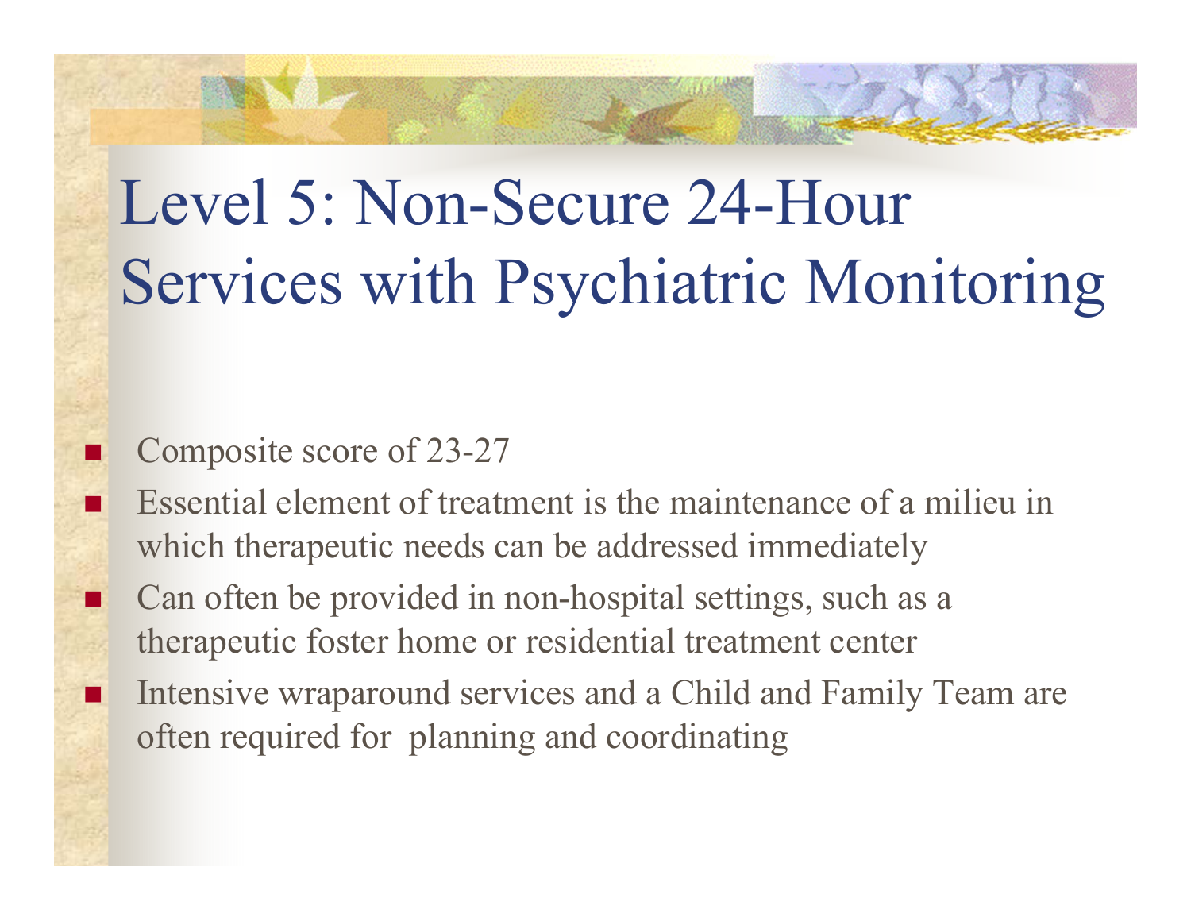# Level 5: Non-Secure 24-Hour Services with Psychiatric Monitoring

- Composite score of 23-27
- Essential element of treatment is the maintenance of a milieu in which therapeutic needs can be addressed immediately
- Can often be provided in non-hospital settings, such as a therapeutic foster home or residential treatment center
- Intensive wraparound services and a Child and Family Team are often required for planning and coordinating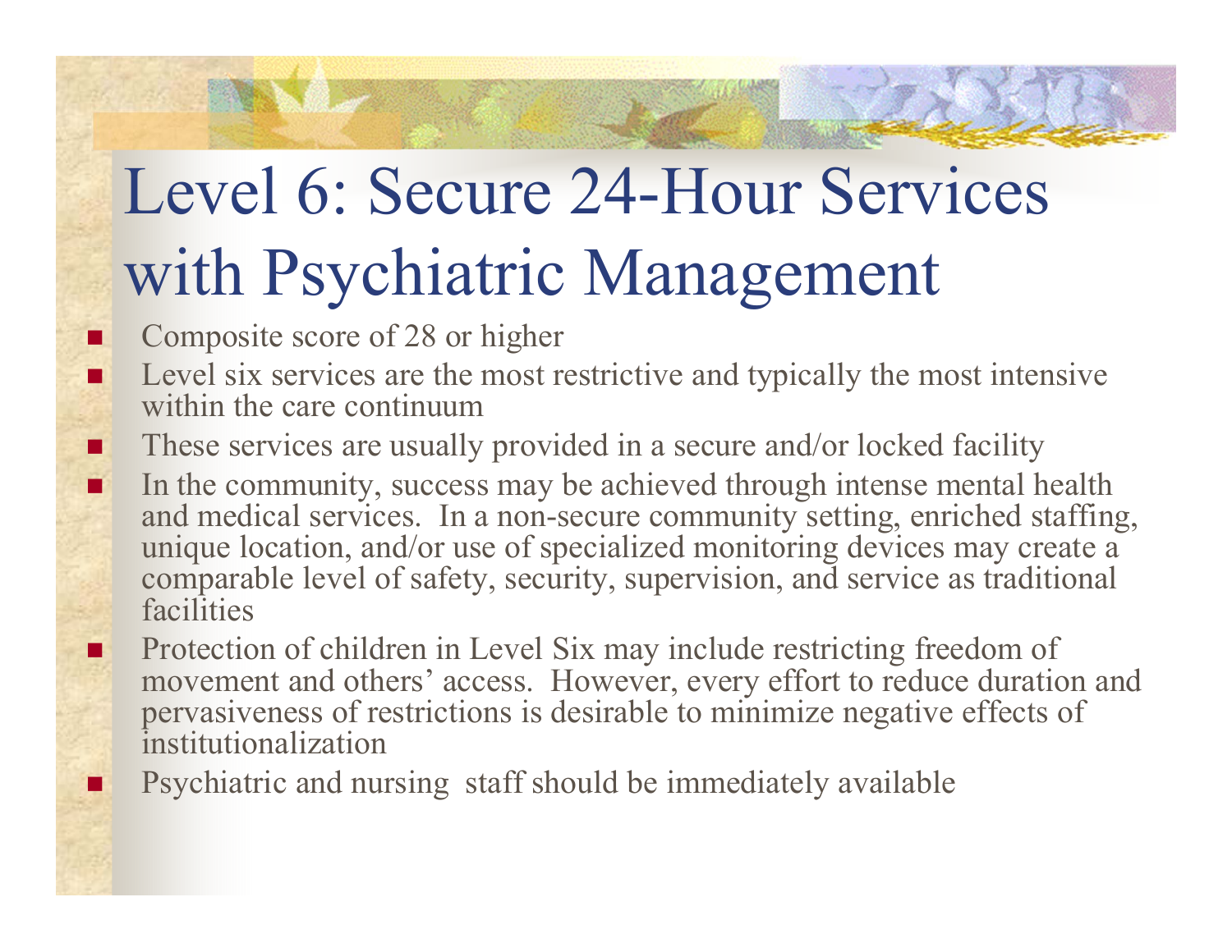# Level 6: Secure 24-Hour Services with Psychiatric Management

- Composite score of 28 or higher
- Level six services are the most restrictive and typically the most intensive within the care continuum
- These services are usually provided in a secure and/or locked facility
- In the community, success may be achieved through intense mental health and medical services. In a non-secure community setting, enriched staffing, unique location, and/or use of specialized monitoring devices may create a comparable level of safety, security, supervision, and service as traditional facilities
- Protection of children in Level Six may include restricting freedom of movement and others' access. However, every effort to reduce duration and pervasiveness of restrictions is desirable to minimize negative effects of institutionalization
- Psychiatric and nursing staff should be immediately available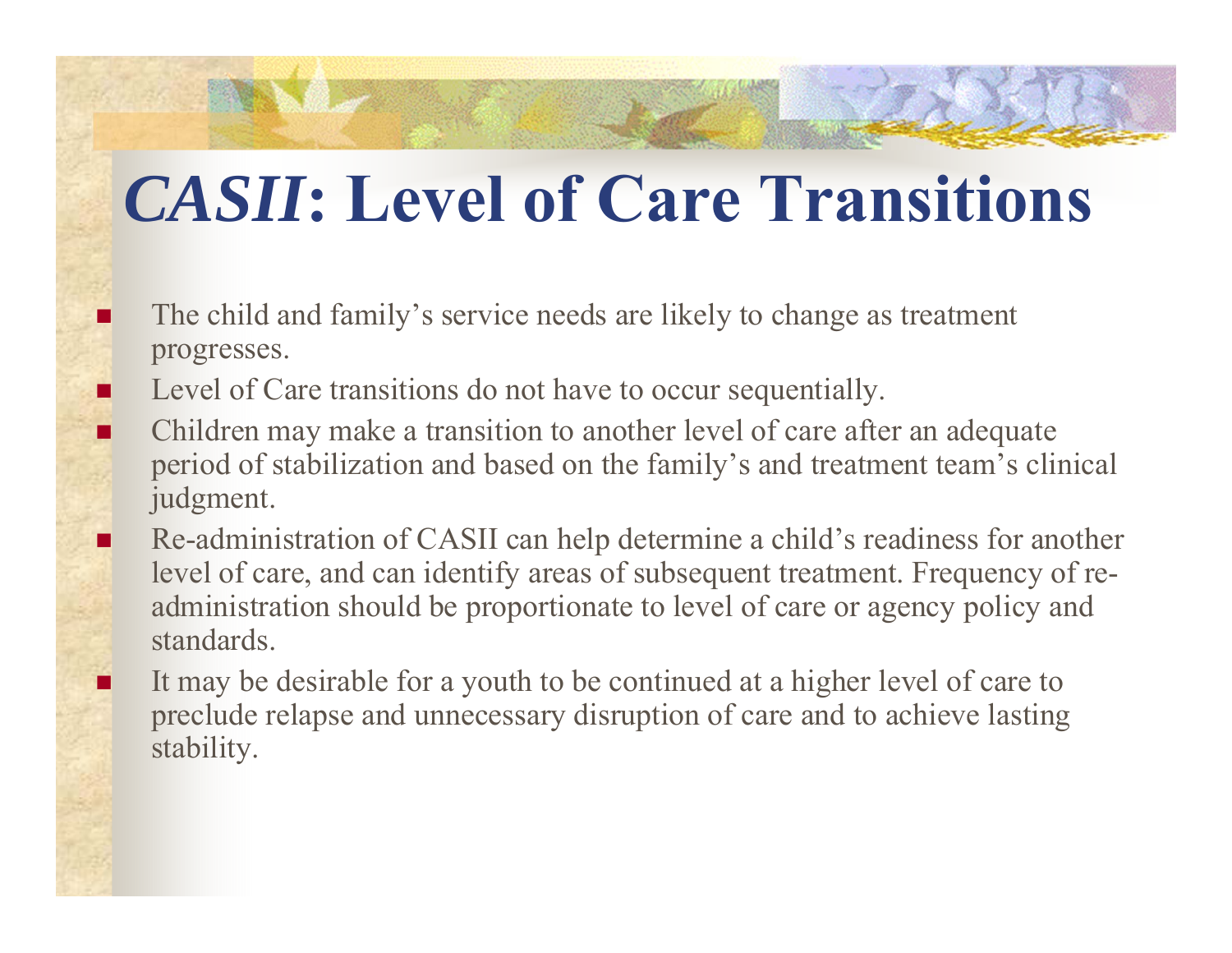# *CASII*: Level of Care Transitions

- The child and family's service needs are likely to change as treatment progresses.
- Level of Care transitions do not have to occur sequentially.
- Children may make a transition to another level of care after an adequate period of stabilization and based on the family's and treatment team's clinical judgment.
- Re-administration of CASII can help determine a child's readiness for another level of care, and can identify areas of subsequent treatment. Frequency of re-administration should be proportionate to level of care or agency policy and standards.
- It may be desirable for a youth to be continued at a higher level of care to preclude relapse and unnecessary disruption of care and to achieve lasting stability.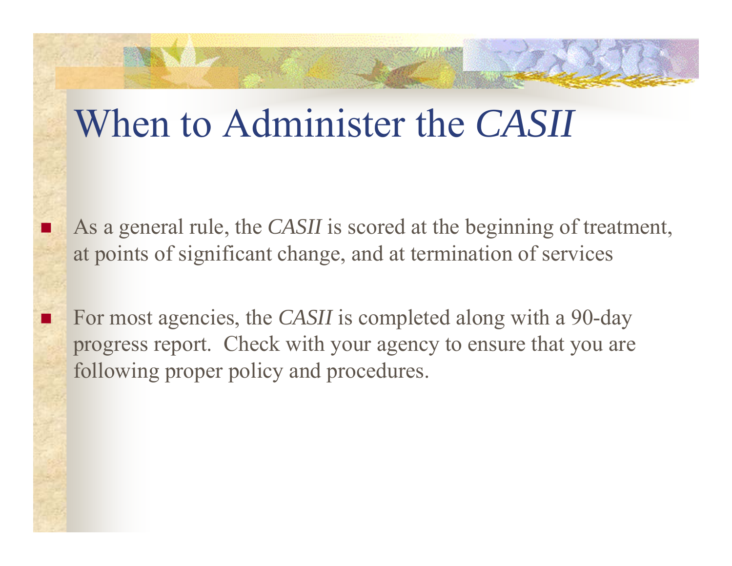# When to Administer the *CASII*

- As a general rule, the *CASII* is scored at the beginning of treatment, at points of significant change, and at termination of services
- For most agencies, the *CASII* is completed along with a 90-day progress report. Check with your agency to ensure that you are following proper policy and procedures.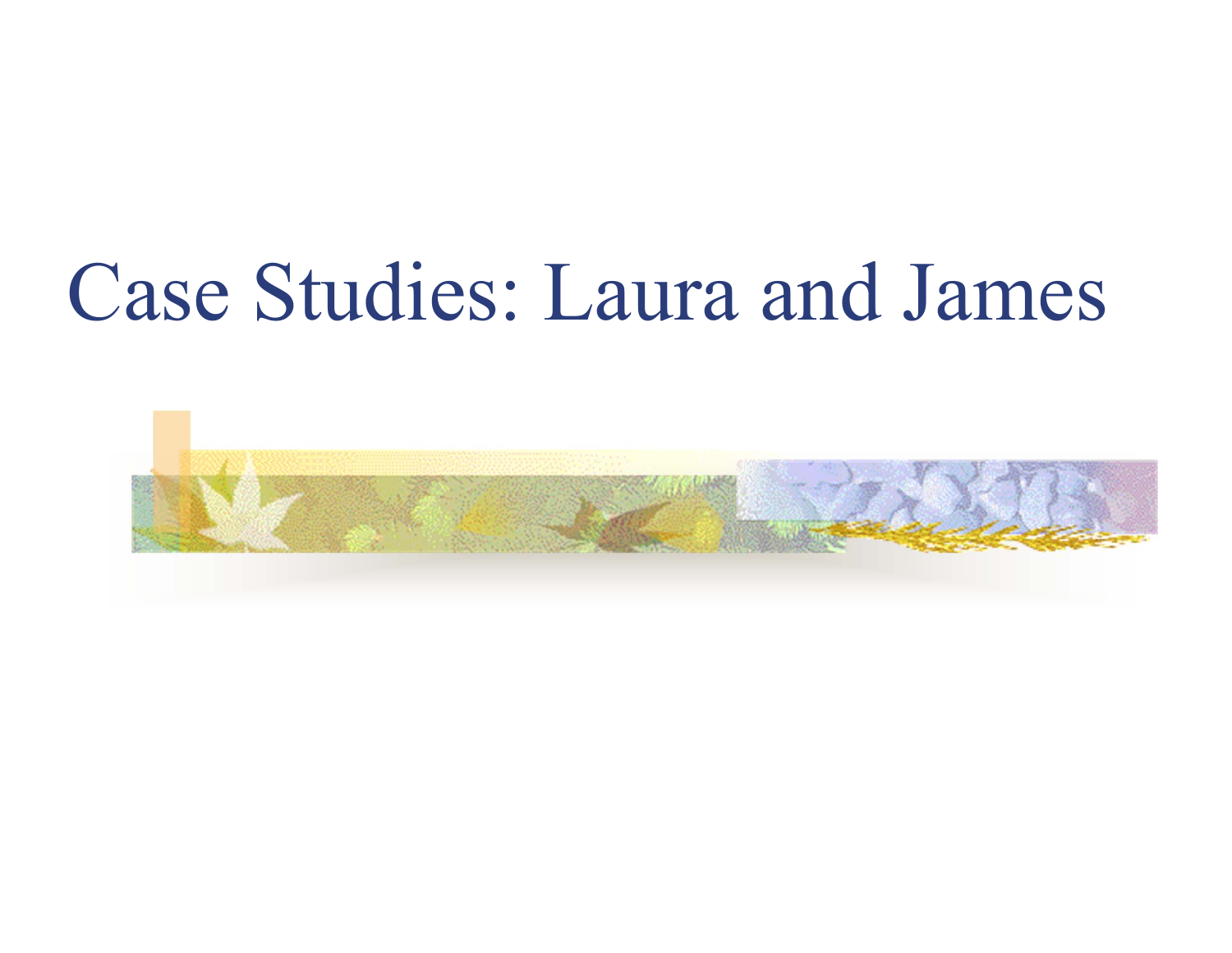# Case Studies: Laura and James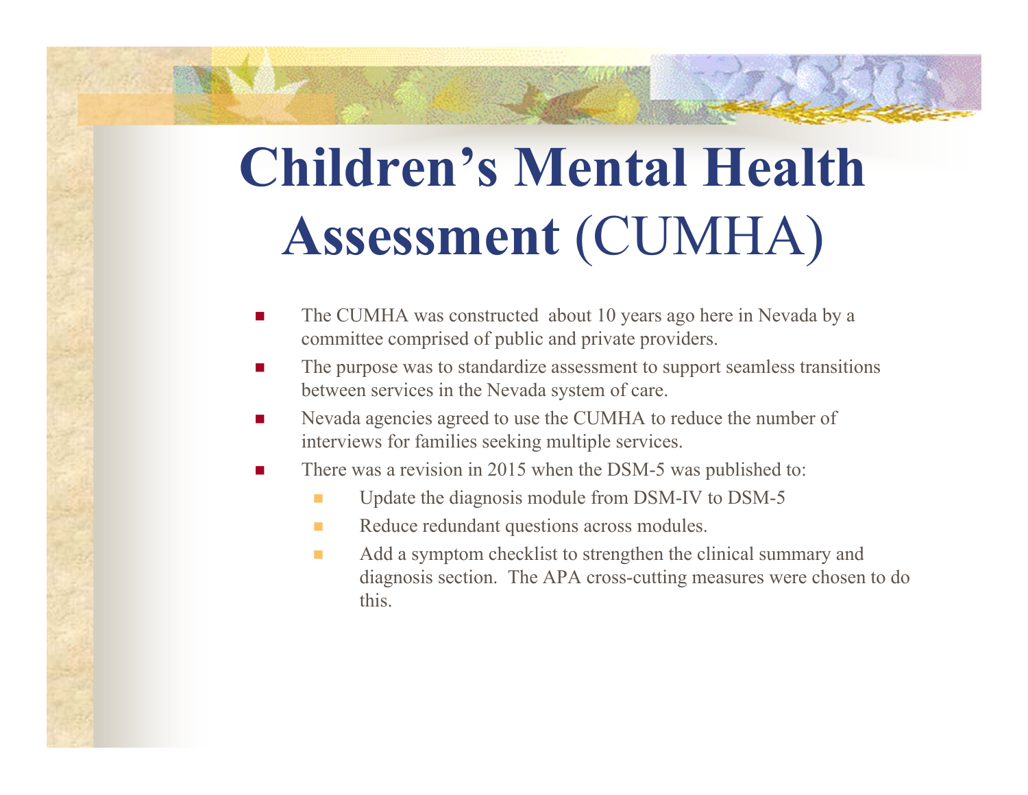# **Children's Mental Health Assessment** (CUMHA)

- The CUMHA was constructed about 10 years ago here in Nevada by a committee comprised of public and private providers.
- The purpose was to standardize assessment to support seamless transitions between services in the Nevada system of care.
- Nevada agencies agreed to use the CUMHA to reduce the number of interviews for families seeking multiple services.
- There was a revision in 2015 when the DSM-5 was published to:
  - Update the diagnosis module from DSM-IV to DSM-5
  - Reduce redundant questions across modules.
  - Add a symptom checklist to strengthen the clinical summary and diagnosis section. The APA cross-cutting measures were chosen to do this.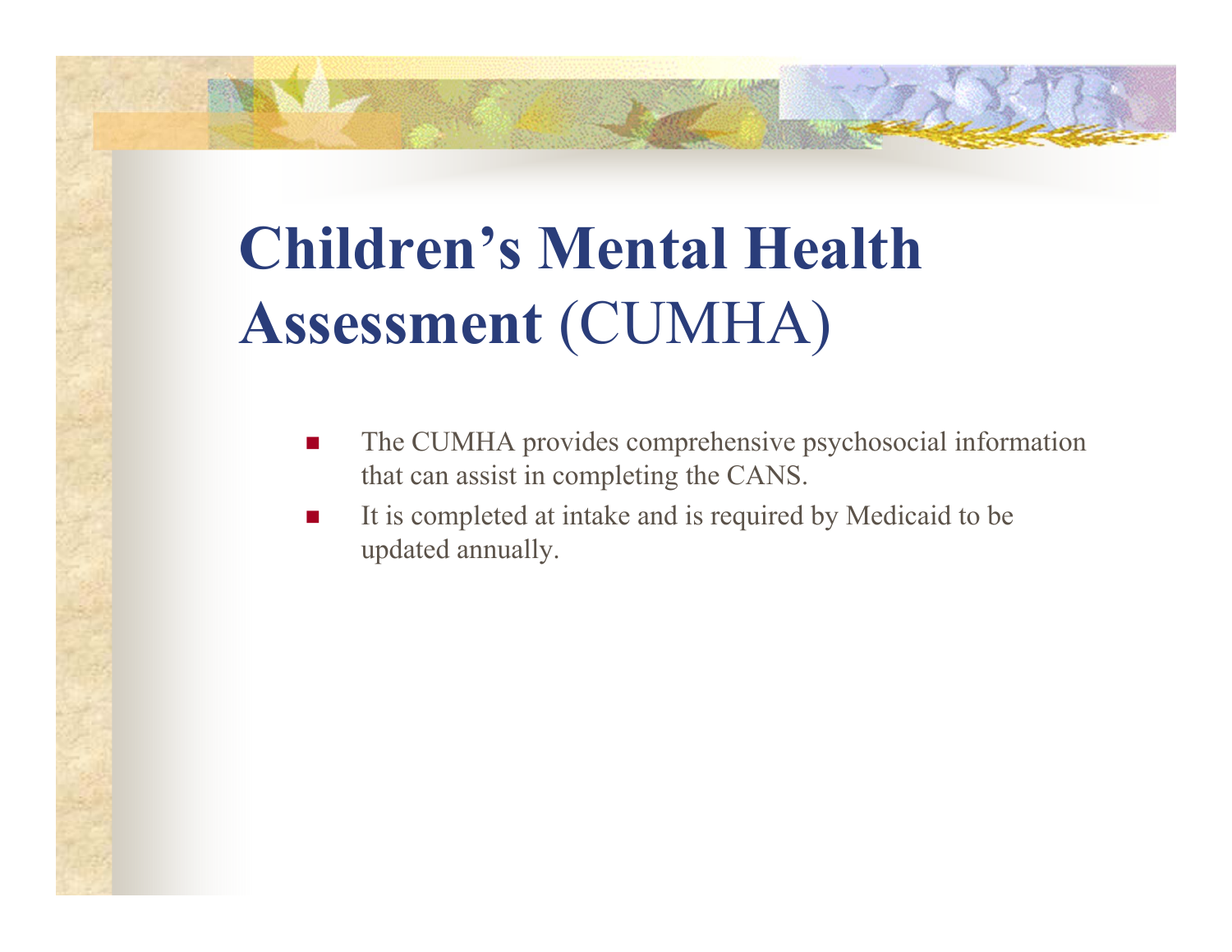# **Children's Mental Health Assessment** (CUMHA)

- The CUMHA provides comprehensive psychosocial information that can assist in completing the CANS.
- It is completed at intake and is required by Medicaid to be updated annually.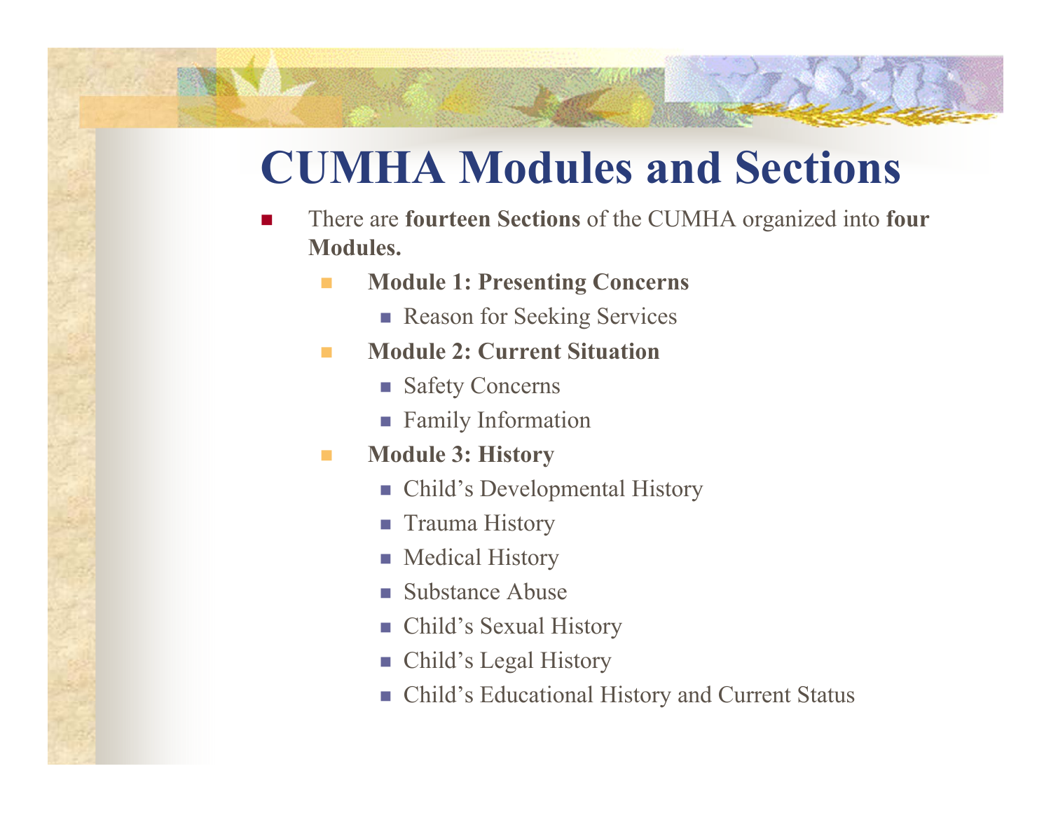# CUMHA Modules and Sections

- There are **fourteen Sections** of the CUMHA organized into **four Modules.**
  - **Module 1: Presenting Concerns**
    - Reason for Seeking Services
  - **Module 2: Current Situation**
    - Safety Concerns
    - Family Information
  - **Module 3: History**
    - Child's Developmental History
    - Trauma History
    - Medical History
    - Substance Abuse
    - Child's Sexual History
    - Child's Legal History
    - Child's Educational History and Current Status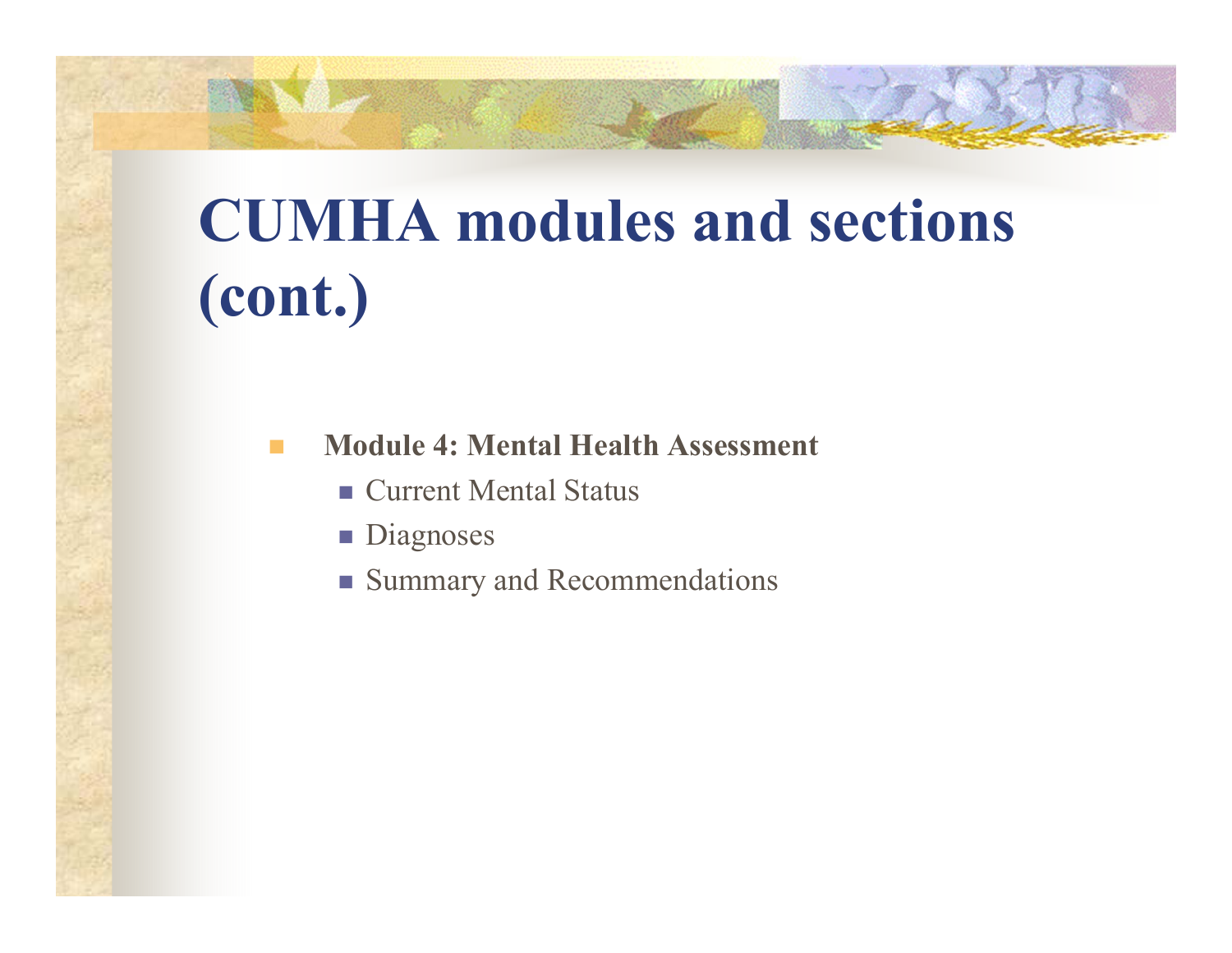# CUMHA modules and sections (cont.)

- **Module 4: Mental Health Assessment**
  - Current Mental Status
  - Diagnoses
  - Summary and Recommendations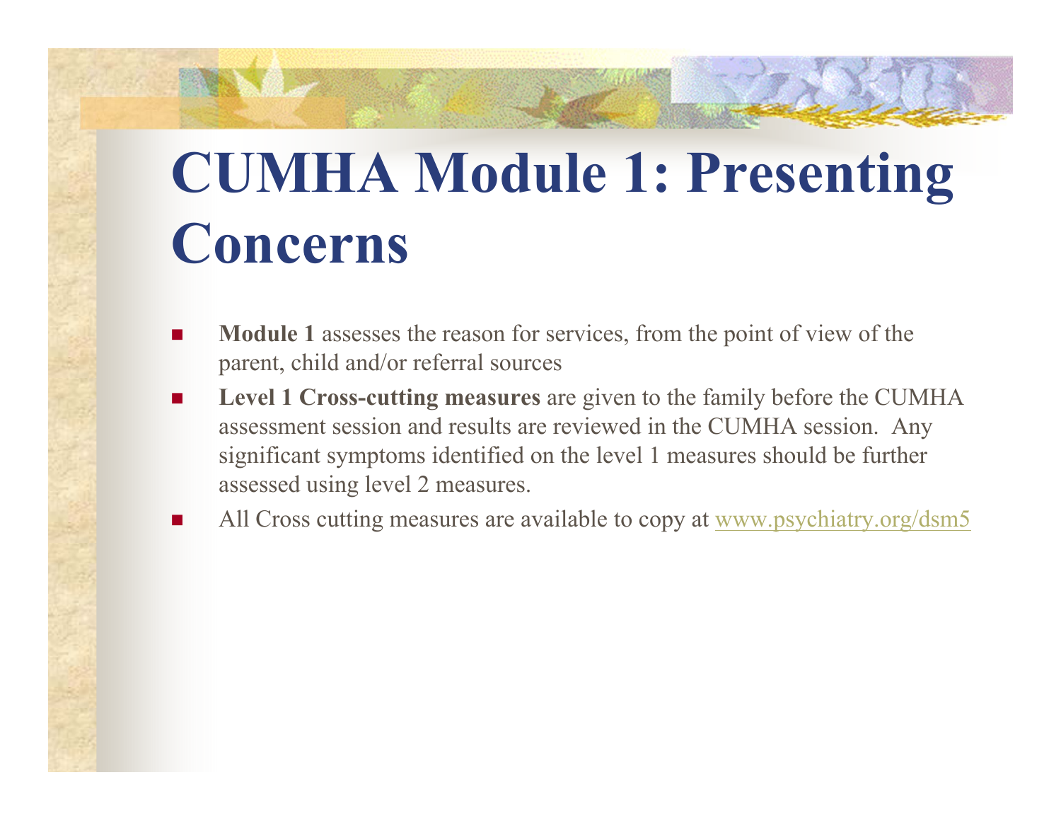# CUMHA Module 1: Presenting Concerns

- **Module 1** assesses the reason for services, from the point of view of the parent, child and/or referral sources
- **Level 1 Cross-cutting measures** are given to the family before the CUMHA assessment session and results are reviewed in the CUMHA session. Any significant symptoms identified on the level 1 measures should be further assessed using level 2 measures.
- All Cross cutting measures are available to copy at [www.psychiatry.org/dsm5](www.psychiatry.org/dsm5)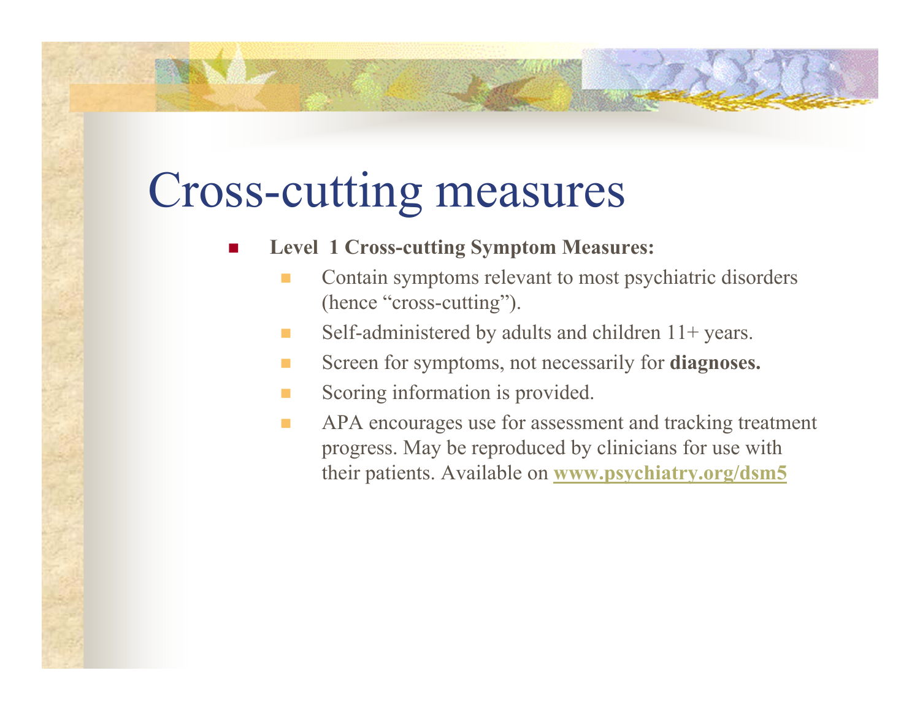# Cross-cutting measures

- **Level 1 Cross-cutting Symptom Measures:**
  - Contain symptoms relevant to most psychiatric disorders (hence "cross-cutting").
  - Self-administered by adults and children 11+ years.
  - Screen for symptoms, not necessarily for **diagnoses.**
  - Scoring information is provided.
  - APA encourages use for assessment and tracking treatment progress. May be reproduced by clinicians for use with their patients. Available on **www.psychiatry.org/dsm5**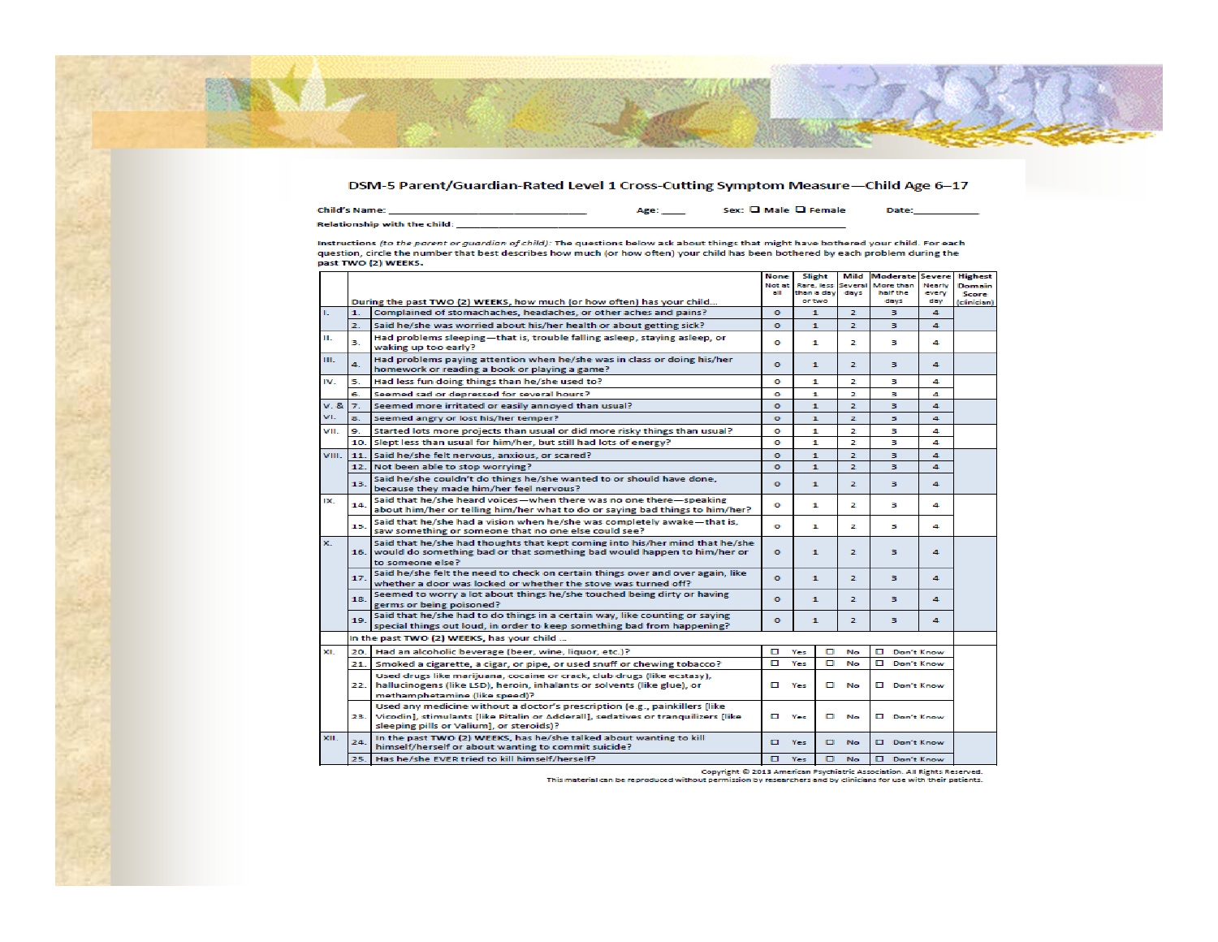# DSM-5 Parent/Guardian-Rated Level 1 Cross-Cutting Symptom Measure—Child Age 6–17

Child's Name: _______________________________ Age: ____ Sex: ☐ Male ☐ Female Date:___________

Relationship with the child: ___________________________________________________

**Instructions** *(to the parent or guardian of child)*: The questions below ask about things that might have bothered your child. For each question, circle the number that best describes how much (or how often) your child has been bothered by each problem during the **past TWO (2) WEEKS.**

| | | During the past TWO (2) WEEKS, how much (or how often) has your child... | None Not at all | Slight Rare, less than a day or two | Mild Several days | Moderate More than half the days | Severe Nearly every day | Highest Domain Score (clinician) |
|---|---|---|---|---|---|---|---|---|
| I. | 1. | Complained of stomachaches, headaches, or other aches and pains? | 0 | 1 | 2 | 3 | 4 | |
| | 2. | Said he/she was worried about his/her health or about getting sick? | 0 | 1 | 2 | 3 | 4 | |
| II. | 3. | Had problems sleeping—that is, trouble falling asleep, staying asleep, or waking up too early? | 0 | 1 | 2 | 3 | 4 | |
| III. | 4. | Had problems paying attention when he/she was in class or doing his/her homework or reading a book or playing a game? | 0 | 1 | 2 | 3 | 4 | |
| IV. | 5. | Had less fun doing things than he/she used to? | 0 | 1 | 2 | 3 | 4 | |
| | 6. | Seemed sad or depressed for several hours? | 0 | 1 | 2 | 3 | 4 | |
| V. & VI. | 7. | Seemed more irritated or easily annoyed than usual? | 0 | 1 | 2 | 3 | 4 | |
| | 8. | Seemed angry or lost his/her temper? | 0 | 1 | 2 | 3 | 4 | |
| VII. | 9. | Started lots more projects than usual or did more risky things than usual? | 0 | 1 | 2 | 3 | 4 | |
| | 10. | Slept less than usual for him/her, but still had lots of energy? | 0 | 1 | 2 | 3 | 4 | |
| VIII. | 11. | Said he/she felt nervous, anxious, or scared? | 0 | 1 | 2 | 3 | 4 | |
| | 12. | Not been able to stop worrying? | 0 | 1 | 2 | 3 | 4 | |
| | 13. | Said he/she couldn't do things he/she wanted to or should have done, because they made him/her feel nervous? | 0 | 1 | 2 | 3 | 4 | |
| IX. | 14. | Said that he/she heard voices—when there was no one there—speaking about him/her or telling him/her what to do or saying bad things to him/her? | 0 | 1 | 2 | 3 | 4 | |
| | 15. | Said that he/she had a vision when he/she was completely awake—that is, saw something or someone that no one else could see? | 0 | 1 | 2 | 3 | 4 | |
| X. | 16. | Said that he/she had thoughts that kept coming into his/her mind that he/she would do something bad or that something bad would happen to him/her or to someone else? | 0 | 1 | 2 | 3 | 4 | |
| | 17. | Said he/she felt the need to check on certain things over and over again, like whether a door was locked or whether the stove was turned off? | 0 | 1 | 2 | 3 | 4 | |
| | 18. | Seemed to worry a lot about things he/she touched being dirty or having germs or being poisoned? | 0 | 1 | 2 | 3 | 4 | |
| | 19. | Said that he/she had to do things in a certain way, like counting or saying special things out loud, in order to keep something bad from happening? | 0 | 1 | 2 | 3 | 4 | |
| | | In the past TWO (2) WEEKS, has your child ... | | | | | | |
| XI. | 20. | Had an alcoholic beverage (beer, wine, liquor, etc.)? | ☐ Yes | ☐ No | ☐ Don't Know | | | |
| | 21. | Smoked a cigarette, a cigar, or pipe, or used snuff or chewing tobacco? | ☐ Yes | ☐ No | ☐ Don't Know | | | |
| | 22. | Used drugs like marijuana, cocaine or crack, club drugs (like ecstasy), hallucinogens (like LSD), heroin, inhalants or solvents (like glue), or methamphetamine (like speed)? | ☐ Yes | ☐ No | ☐ Don't Know | | | |
| | 23. | Used any medicine without a doctor's prescription (e.g., painkillers [like Vicodin], stimulants [like Ritalin or Adderall], sedatives or tranquilizers [like sleeping pills or Valium], or steroids)? | ☐ Yes | ☐ No | ☐ Don't Know | | | |
| XII. | 24. | In the past TWO (2) WEEKS, has he/she talked about wanting to kill himself/herself or about wanting to commit suicide? | ☐ Yes | ☐ No | ☐ Don't Know | | | |
| | 25. | Has he/she EVER tried to kill himself/herself? | ☐ Yes | ☐ No | ☐ Don't Know | | | |

Copyright © 2013 American Psychiatric Association. All Rights Reserved.
This material can be reproduced without permission by researchers and by clinicians for use with their patients.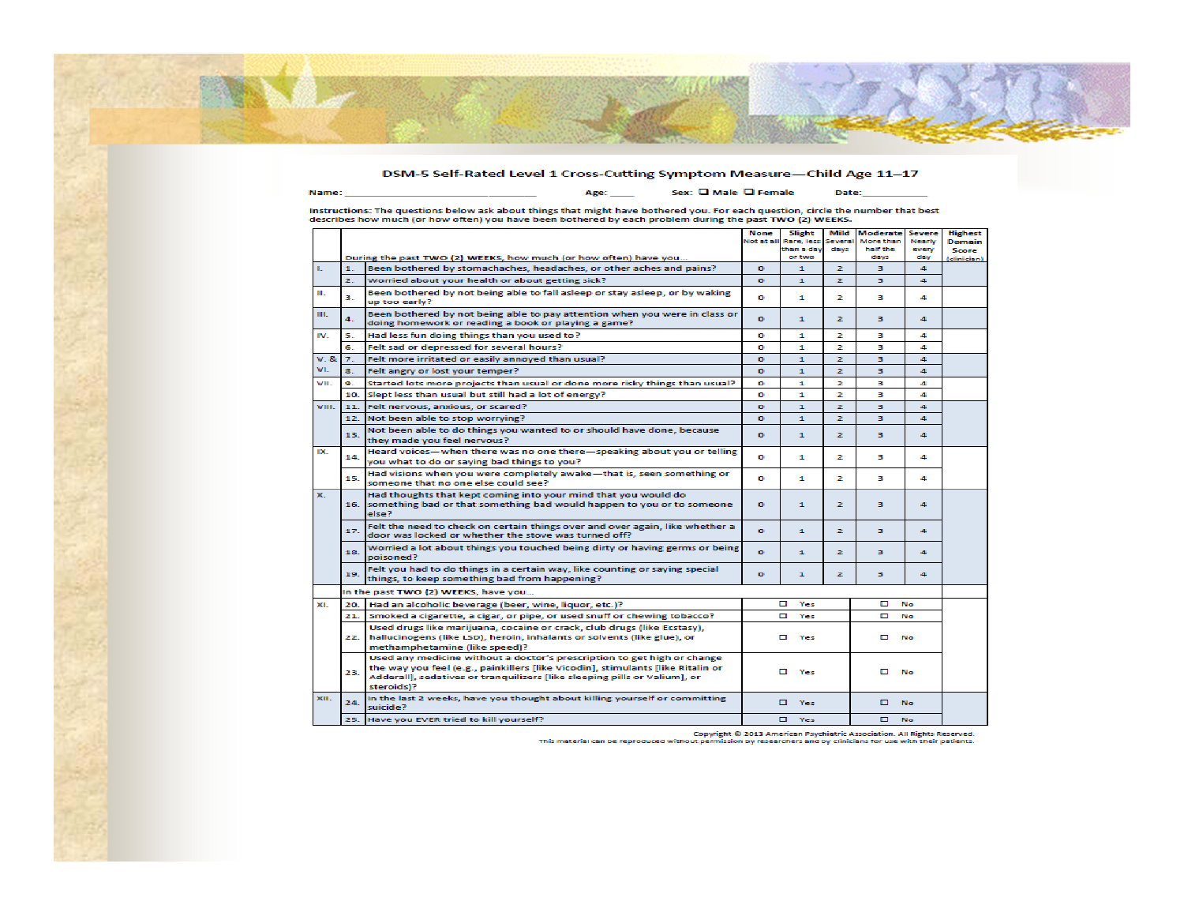# DSM-5 Self-Rated Level 1 Cross-Cutting Symptom Measure—Child Age 11–17

Name: ________________________________ Age: ____ Sex: ☐ Male ☐ Female Date:____________

**Instructions:** The questions below ask about things that might have bothered you. For each question, circle the number that best describes how much (or how often) you have been bothered by each problem during the past TWO (2) WEEKS.

| | | During the past TWO (2) WEEKS, how much (or how often) have you… | None Not at all | Slight Rare, less than a day or two | Mild Several days | Moderate More than half the days | Severe Nearly every day | Highest Domain Score (clinician) |
|---|---|---|---|---|---|---|---|---|
| I. | 1. | Been bothered by stomachaches, headaches, or other aches and pains? | 0 | 1 | 2 | 3 | 4 | |
| | 2. | Worried about your health or about getting sick? | 0 | 1 | 2 | 3 | 4 | |
| II. | 3. | Been bothered by not being able to fall asleep or stay asleep, or by waking up too early? | 0 | 1 | 2 | 3 | 4 | |
| III. | 4. | Been bothered by not being able to pay attention when you were in class or doing homework or reading a book or playing a game? | 0 | 1 | 2 | 3 | 4 | |
| IV. | 5. | Had less fun doing things than you used to? | 0 | 1 | 2 | 3 | 4 | |
| | 6. | Felt sad or depressed for several hours? | 0 | 1 | 2 | 3 | 4 | |
| V. & VI. | 7. | Felt more irritated or easily annoyed than usual? | 0 | 1 | 2 | 3 | 4 | |
| | 8. | Felt angry or lost your temper? | 0 | 1 | 2 | 3 | 4 | |
| VII. | 9. | Started lots more projects than usual or done more risky things than usual? | 0 | 1 | 2 | 3 | 4 | |
| | 10. | Slept less than usual but still had a lot of energy? | 0 | 1 | 2 | 3 | 4 | |
| VIII. | 11. | Felt nervous, anxious, or scared? | 0 | 1 | 2 | 3 | 4 | |
| | 12. | Not been able to stop worrying? | 0 | 1 | 2 | 3 | 4 | |
| | 13. | Not been able to do things you wanted to or should have done, because they made you feel nervous? | 0 | 1 | 2 | 3 | 4 | |
| IX. | 14. | Heard voices—when there was no one there—speaking about you or telling you what to do or saying bad things to you? | 0 | 1 | 2 | 3 | 4 | |
| | 15. | Had visions when you were completely awake—that is, seen something or someone that no one else could see? | 0 | 1 | 2 | 3 | 4 | |
| X. | 16. | Had thoughts that kept coming into your mind that you would do something bad or that something bad would happen to you or to someone else? | 0 | 1 | 2 | 3 | 4 | |
| | 17. | Felt the need to check on certain things over and over again, like whether a door was locked or whether the stove was turned off? | 0 | 1 | 2 | 3 | 4 | |
| | 18. | Worried a lot about things you touched being dirty or having germs or being poisoned? | 0 | 1 | 2 | 3 | 4 | |
| | 19. | Felt you had to do things in a certain way, like counting or saying special things, to keep something bad from happening? | 0 | 1 | 2 | 3 | 4 | |
| | | In the past TWO (2) WEEKS, have you… | | | | | | |
| XI. | 20. | Had an alcoholic beverage (beer, wine, liquor, etc.)? | ☐ Yes | | | ☐ No | | |
| | 21. | Smoked a cigarette, a cigar, or pipe, or used snuff or chewing tobacco? | ☐ Yes | | | ☐ No | | |
| | 22. | Used drugs like marijuana, cocaine or crack, club drugs (like Ecstasy), hallucinogens (like LSD), heroin, inhalants or solvents (like glue), or methamphetamine (like speed)? | ☐ Yes | | | ☐ No | | |
| | 23. | Used any medicine without a doctor's prescription to get high or change the way you feel (e.g., painkillers [like Vicodin], stimulants [like Ritalin or Adderall], sedatives or tranquilizers [like sleeping pills or Valium], or steroids)? | ☐ Yes | | | ☐ No | | |
| XII. | 24. | In the last 2 weeks, have you thought about killing yourself or committing suicide? | ☐ Yes | | | ☐ No | | |
| | 25. | Have you EVER tried to kill yourself? | ☐ Yes | | | ☐ No | | |

Copyright © 2013 American Psychiatric Association. All Rights Reserved.
This material can be reproduced without permission by researchers and by clinicians for use with their patients.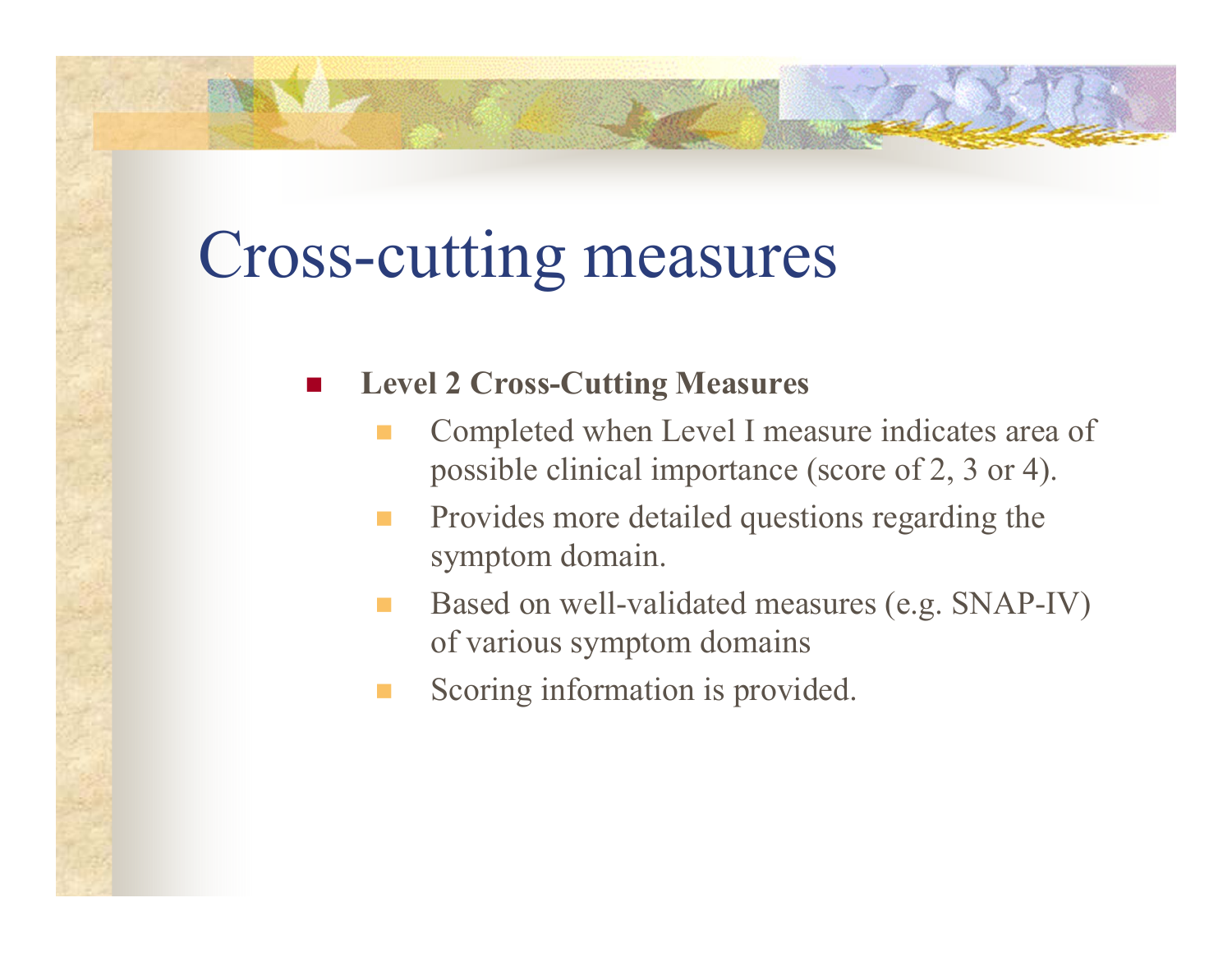# Cross-cutting measures

- **Level 2 Cross-Cutting Measures**
  - Completed when Level I measure indicates area of possible clinical importance (score of 2, 3 or 4).
  - Provides more detailed questions regarding the symptom domain.
  - Based on well-validated measures (e.g. SNAP-IV) of various symptom domains
  - Scoring information is provided.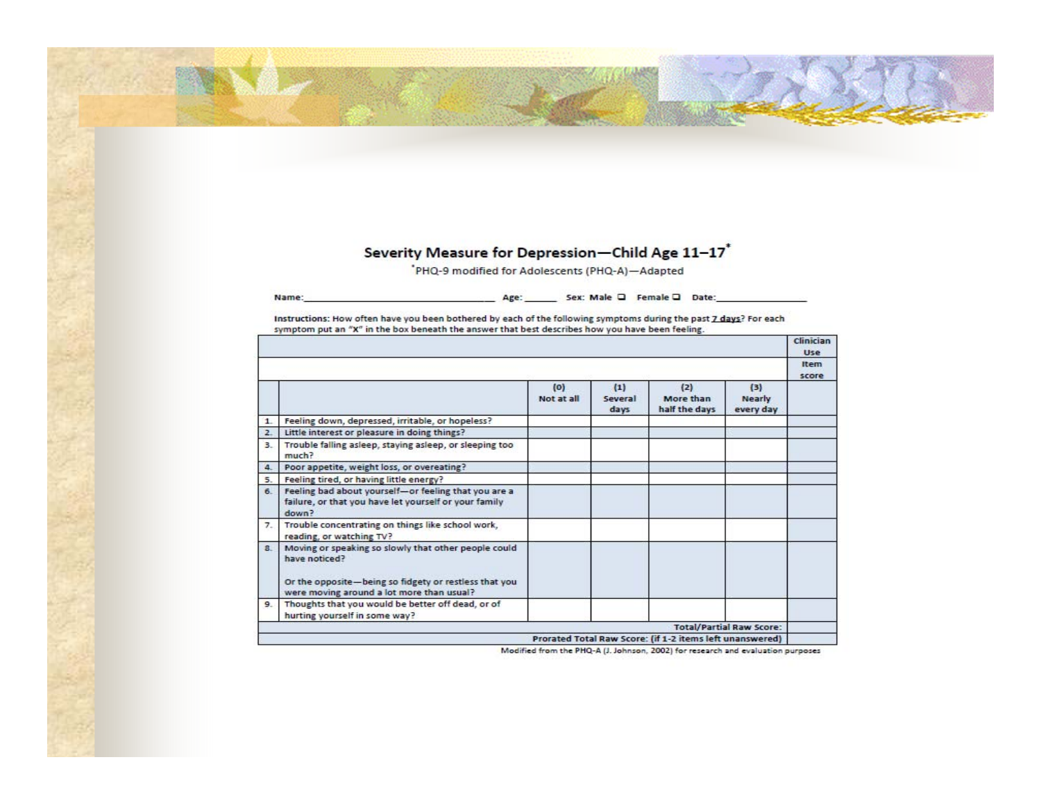## Severity Measure for Depression—Child Age 11–17*

*PHQ-9 modified for Adolescents (PHQ-A)—Adapted

Name:______________________________ Age:______ Sex: Male ☐ Female ☐ Date:______________

**Instructions:** How often have you been bothered by each of the following symptoms during the past 7 days? For each symptom put an "X" in the box beneath the answer that best describes how you have been feeling.

| | | (0) Not at all | (1) Several days | (2) More than half the days | (3) Nearly every day | Clinician Use Item score |
|---|---|---|---|---|---|---|
| 1. | Feeling down, depressed, irritable, or hopeless? | | | | | |
| 2. | Little interest or pleasure in doing things? | | | | | |
| 3. | Trouble falling asleep, staying asleep, or sleeping too much? | | | | | |
| 4. | Poor appetite, weight loss, or overeating? | | | | | |
| 5. | Feeling tired, or having little energy? | | | | | |
| 6. | Feeling bad about yourself—or feeling that you are a failure, or that you have let yourself or your family down? | | | | | |
| 7. | Trouble concentrating on things like school work, reading, or watching TV? | | | | | |
| 8. | Moving or speaking so slowly that other people could have noticed? Or the opposite—being so fidgety or restless that you were moving around a lot more than usual? | | | | | |
| 9. | Thoughts that you would be better off dead, or of hurting yourself in some way? | | | | | |
| | | | | | Total/Partial Raw Score: | |
| | | | | | Prorated Total Raw Score: (if 1-2 items left unanswered) | |

Modified from the PHQ-A (J. Johnson, 2002) for research and evaluation purposes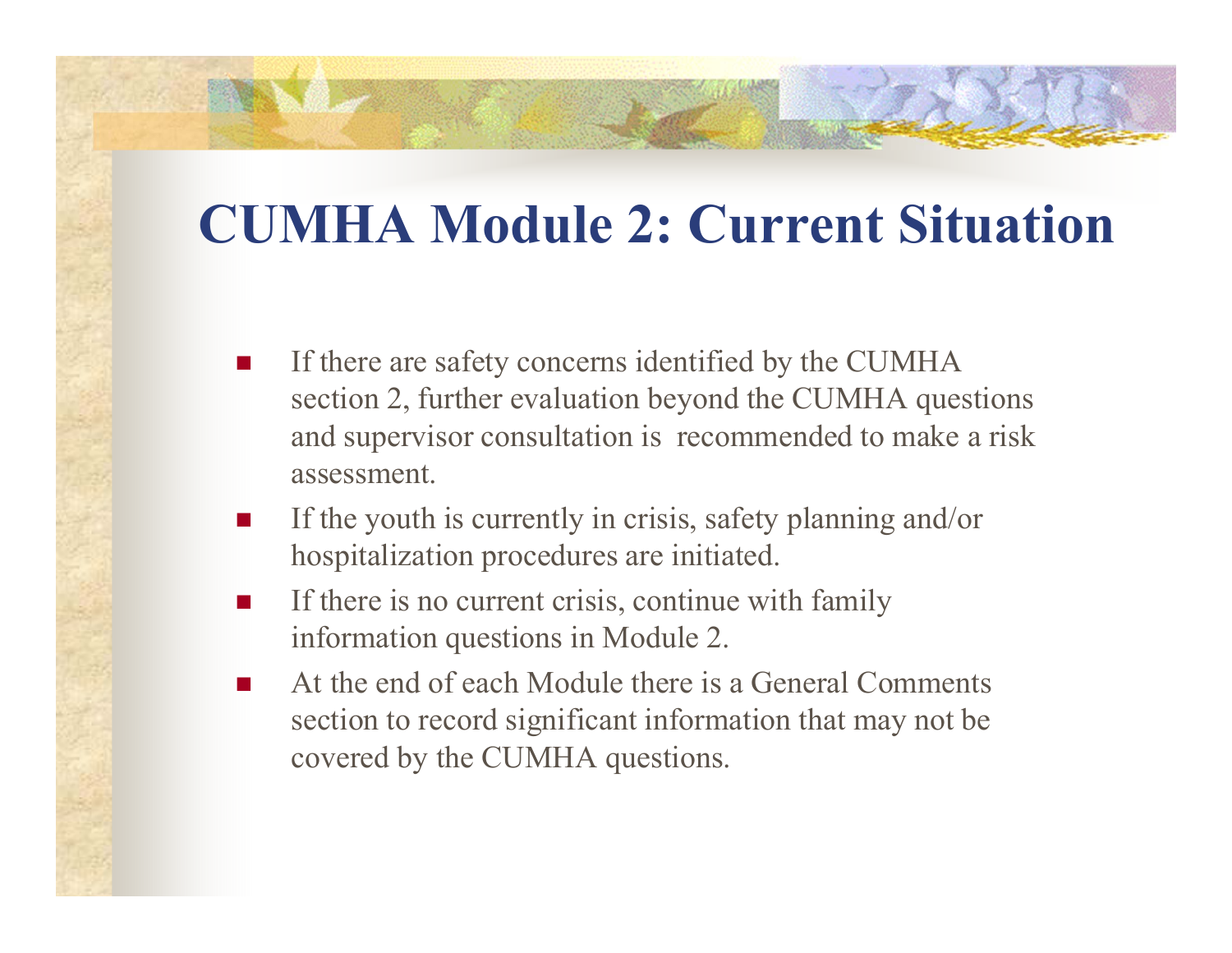# CUMHA Module 2: Current Situation

- If there are safety concerns identified by the CUMHA section 2, further evaluation beyond the CUMHA questions and supervisor consultation is recommended to make a risk assessment.
- If the youth is currently in crisis, safety planning and/or hospitalization procedures are initiated.
- If there is no current crisis, continue with family information questions in Module 2.
- At the end of each Module there is a General Comments section to record significant information that may not be covered by the CUMHA questions.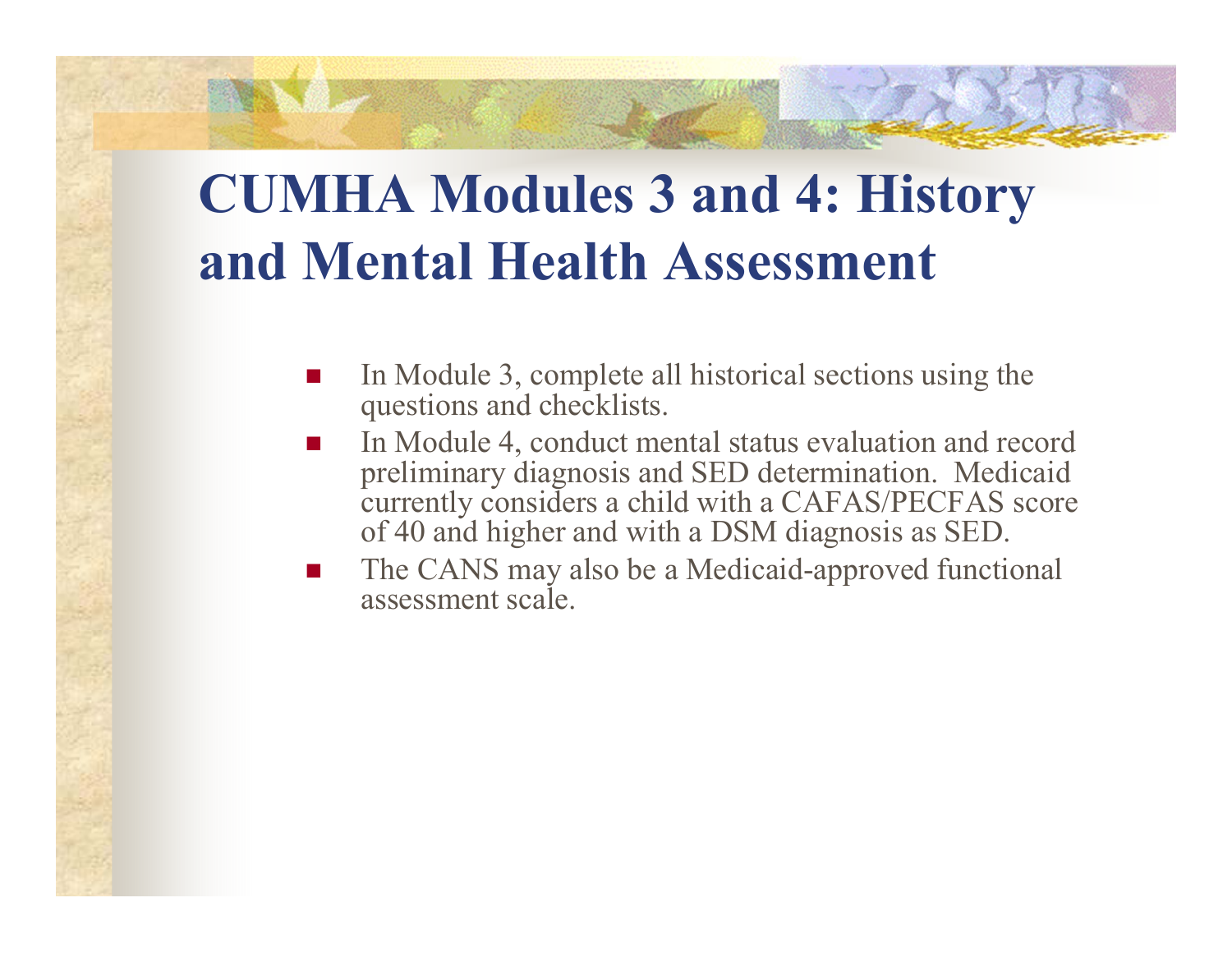# CUMHA Modules 3 and 4: History and Mental Health Assessment

- In Module 3, complete all historical sections using the questions and checklists.
- In Module 4, conduct mental status evaluation and record preliminary diagnosis and SED determination. Medicaid currently considers a child with a CAFAS/PECFAS score of 40 and higher and with a DSM diagnosis as SED.
- The CANS may also be a Medicaid-approved functional assessment scale.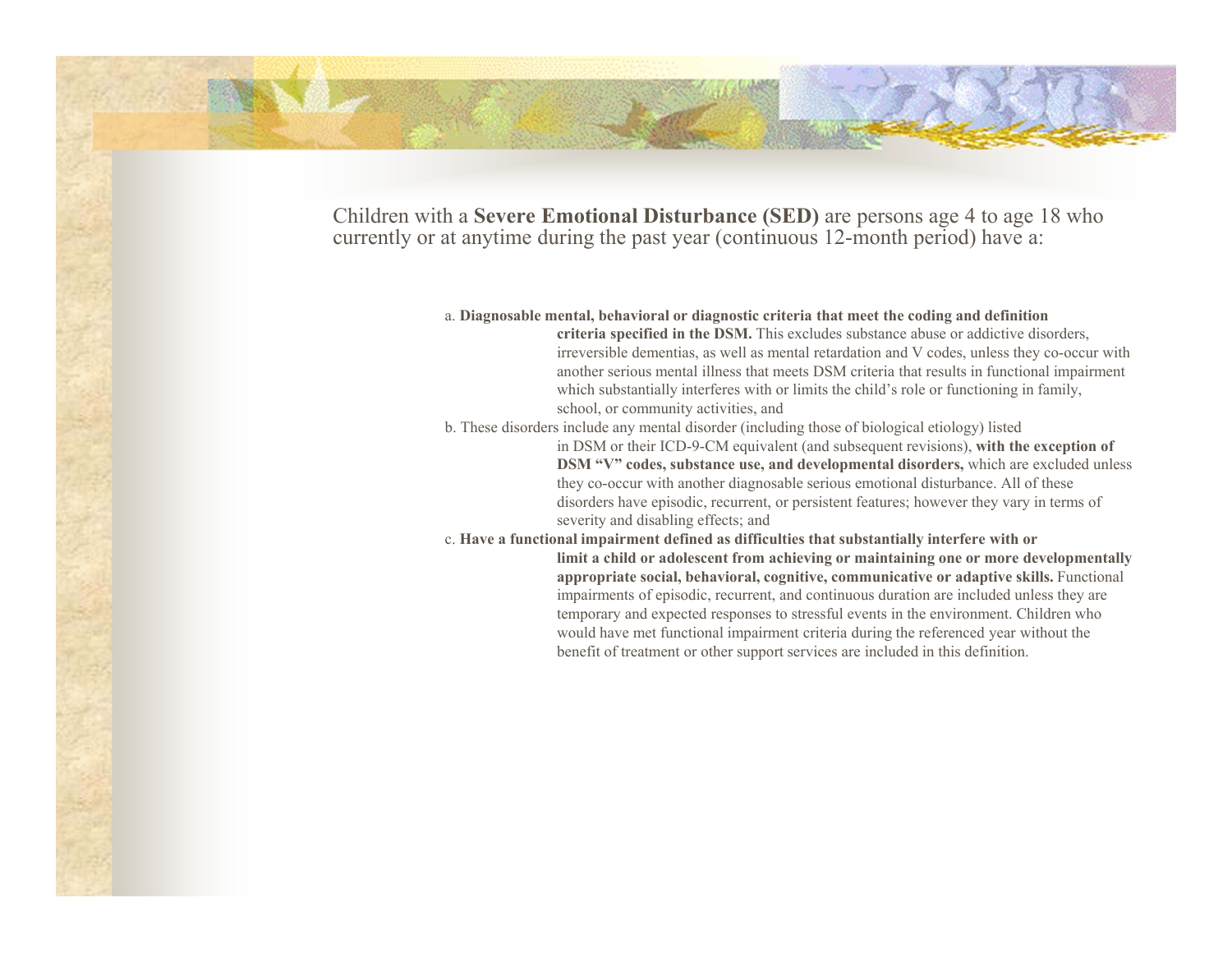Children with a **Severe Emotional Disturbance (SED)** are persons age 4 to age 18 who currently or at anytime during the past year (continuous 12-month period) have a:

a. **Diagnosable mental, behavioral or diagnostic criteria that meet the coding and definition criteria specified in the DSM.** This excludes substance abuse or addictive disorders, irreversible dementias, as well as mental retardation and V codes, unless they co-occur with another serious mental illness that meets DSM criteria that results in functional impairment which substantially interferes with or limits the child's role or functioning in family, school, or community activities, and

b. These disorders include any mental disorder (including those of biological etiology) listed in DSM or their ICD-9-CM equivalent (and subsequent revisions), **with the exception of DSM "V" codes, substance use, and developmental disorders,** which are excluded unless they co-occur with another diagnosable serious emotional disturbance. All of these disorders have episodic, recurrent, or persistent features; however they vary in terms of severity and disabling effects; and

c. **Have a functional impairment defined as difficulties that substantially interfere with or limit a child or adolescent from achieving or maintaining one or more developmentally appropriate social, behavioral, cognitive, communicative or adaptive skills.** Functional impairments of episodic, recurrent, and continuous duration are included unless they are temporary and expected responses to stressful events in the environment. Children who would have met functional impairment criteria during the referenced year without the benefit of treatment or other support services are included in this definition.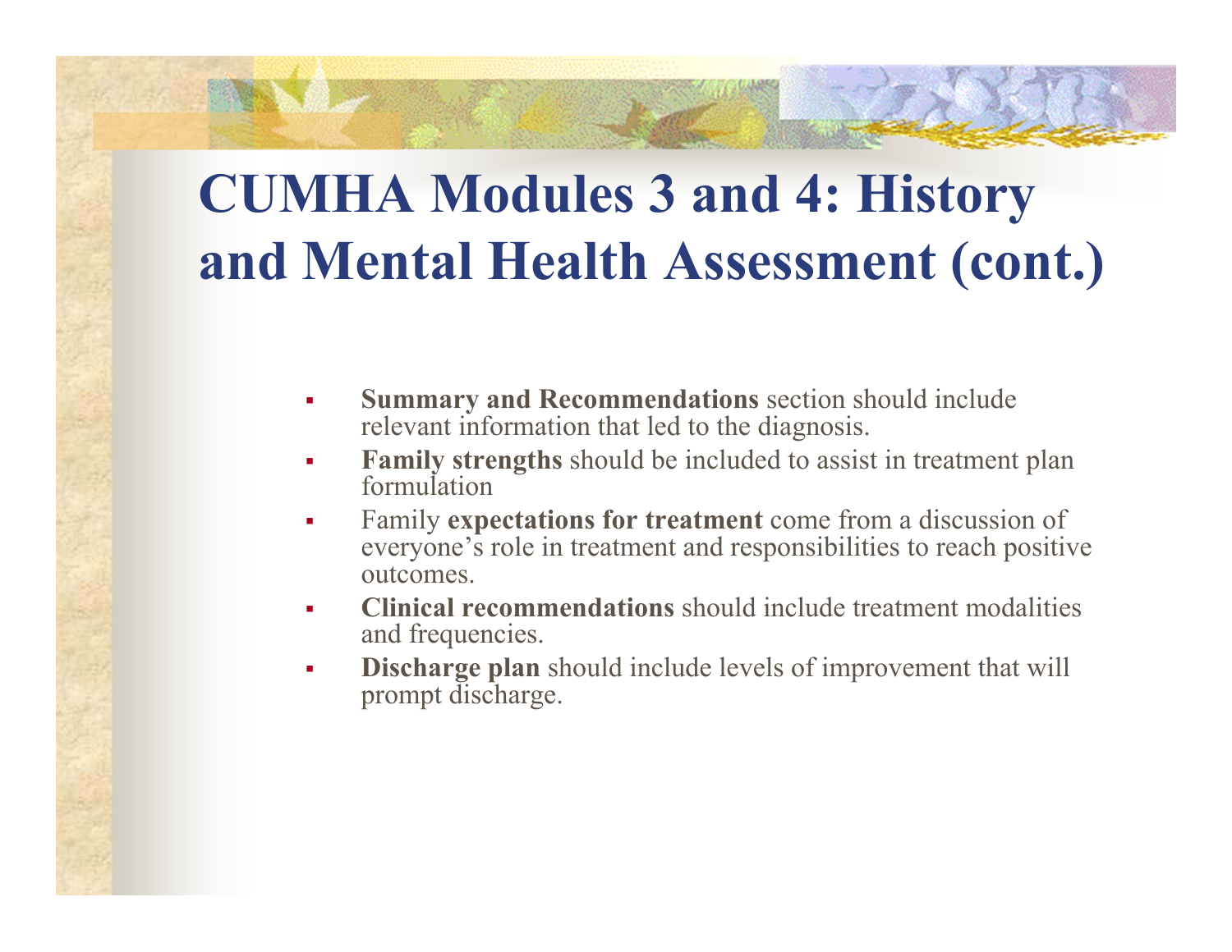# CUMHA Modules 3 and 4: History and Mental Health Assessment (cont.)

- **Summary and Recommendations** section should include relevant information that led to the diagnosis.
- **Family strengths** should be included to assist in treatment plan formulation
- Family **expectations for treatment** come from a discussion of everyone's role in treatment and responsibilities to reach positive outcomes.
- **Clinical recommendations** should include treatment modalities and frequencies.
- **Discharge plan** should include levels of improvement that will prompt discharge.